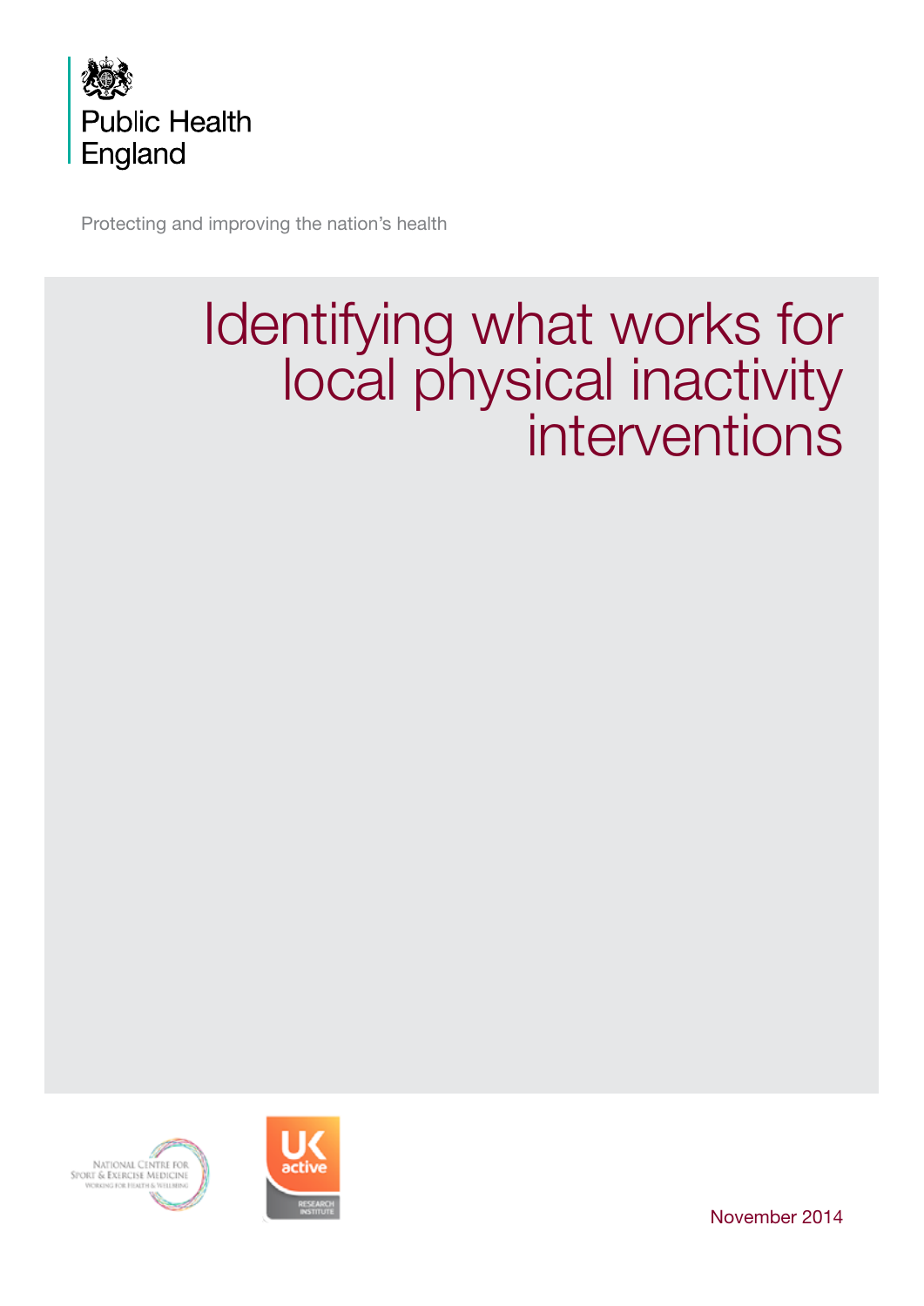Public Health England

Protecting and improving the nation's health

# Identifying what works for local physical inactivity interventions

National Centre for Sport & Exercise Medicine
Working for Health & Wellbeing

UK active Research Institute

November 2014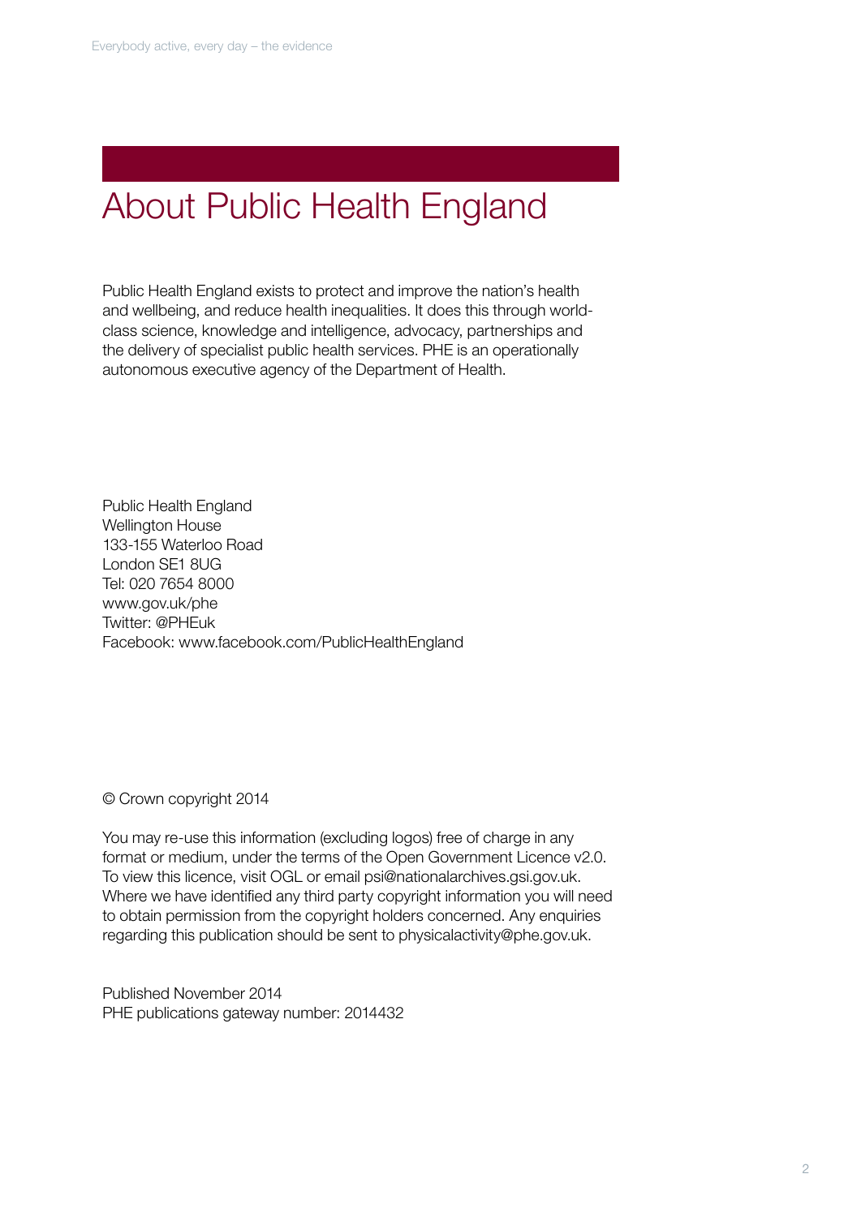# About Public Health England

Public Health England exists to protect and improve the nation's health and wellbeing, and reduce health inequalities. It does this through world-class science, knowledge and intelligence, advocacy, partnerships and the delivery of specialist public health services. PHE is an operationally autonomous executive agency of the Department of Health.

Public Health England
Wellington House
133-155 Waterloo Road
London SE1 8UG
Tel: 020 7654 8000
www.gov.uk/phe
Twitter: @PHEuk
Facebook: www.facebook.com/PublicHealthEngland

© Crown copyright 2014

You may re-use this information (excluding logos) free of charge in any format or medium, under the terms of the Open Government Licence v2.0. To view this licence, visit OGL or email psi@nationalarchives.gsi.gov.uk. Where we have identified any third party copyright information you will need to obtain permission from the copyright holders concerned. Any enquiries regarding this publication should be sent to physicalactivity@phe.gov.uk.

Published November 2014
PHE publications gateway number: 2014432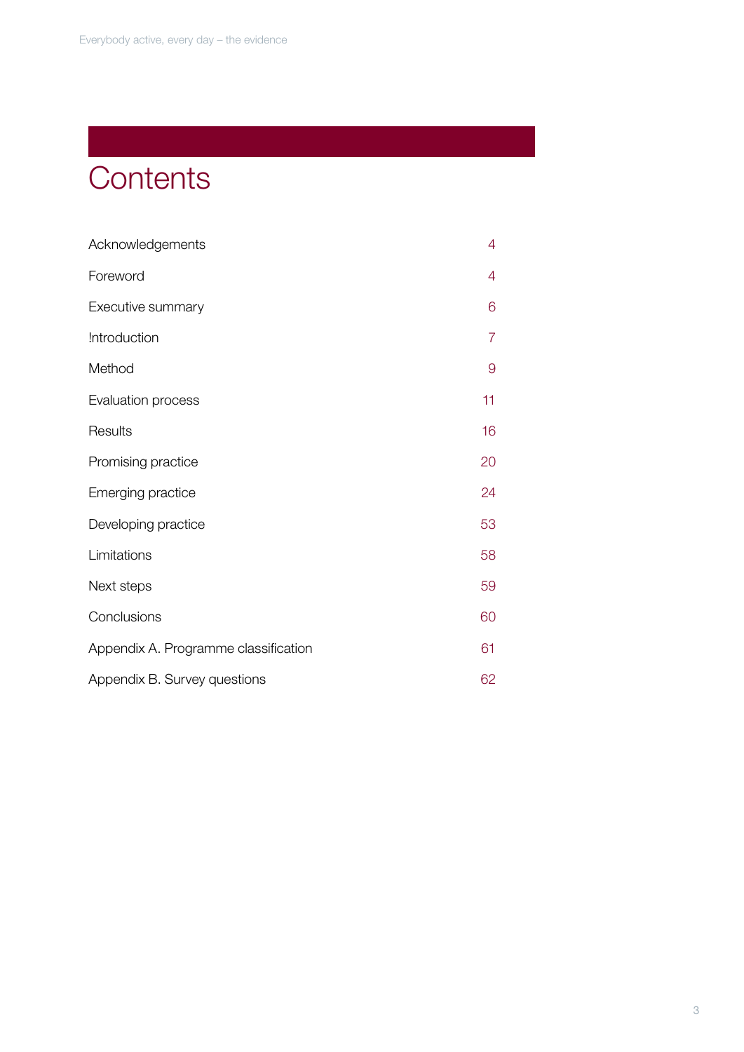# Contents

| | |
|---|---|
| Acknowledgements | 4 |
| Foreword | 4 |
| Executive summary | 6 |
| !ntroduction | 7 |
| Method | 9 |
| Evaluation process | 11 |
| Results | 16 |
| Promising practice | 20 |
| Emerging practice | 24 |
| Developing practice | 53 |
| Limitations | 58 |
| Next steps | 59 |
| Conclusions | 60 |
| Appendix A. Programme classification | 61 |
| Appendix B. Survey questions | 62 |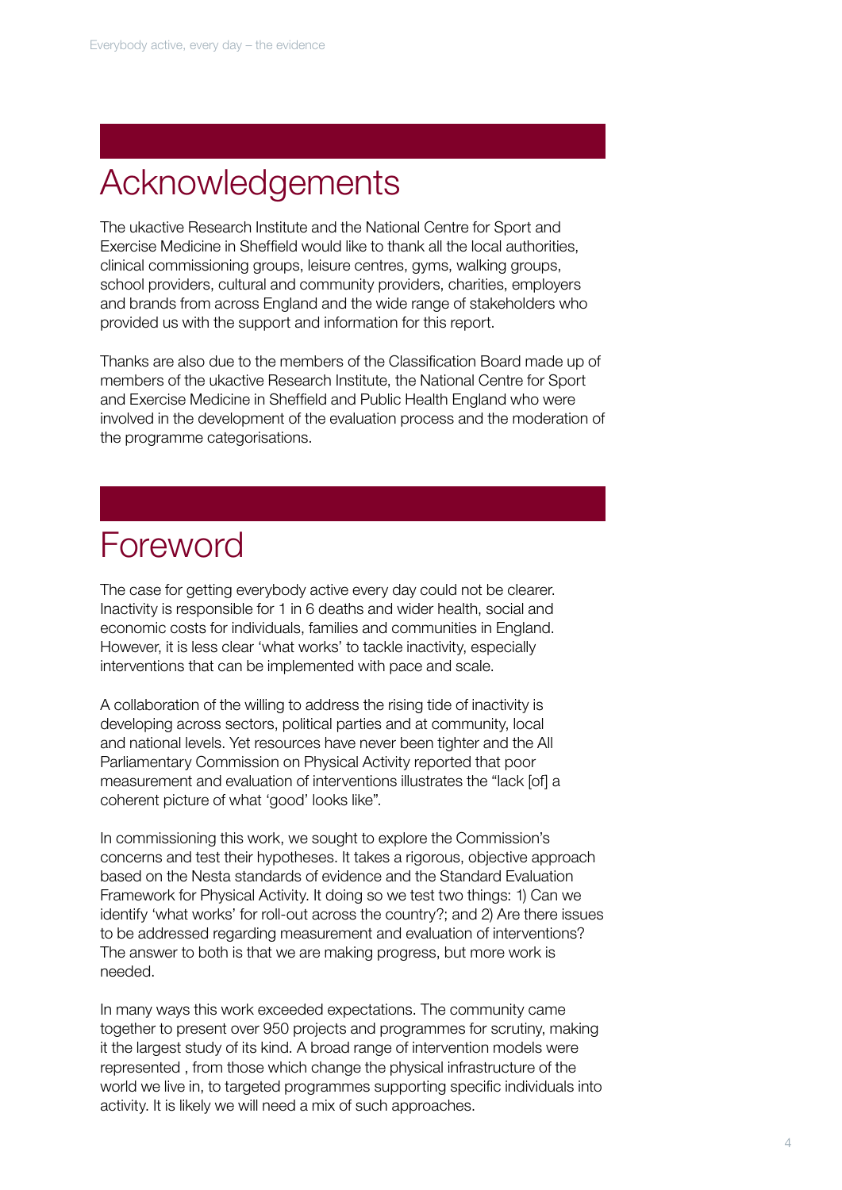# Acknowledgements

The ukactive Research Institute and the National Centre for Sport and Exercise Medicine in Sheffield would like to thank all the local authorities, clinical commissioning groups, leisure centres, gyms, walking groups, school providers, cultural and community providers, charities, employers and brands from across England and the wide range of stakeholders who provided us with the support and information for this report.

Thanks are also due to the members of the Classification Board made up of members of the ukactive Research Institute, the National Centre for Sport and Exercise Medicine in Sheffield and Public Health England who were involved in the development of the evaluation process and the moderation of the programme categorisations.

# Foreword

The case for getting everybody active every day could not be clearer. Inactivity is responsible for 1 in 6 deaths and wider health, social and economic costs for individuals, families and communities in England. However, it is less clear 'what works' to tackle inactivity, especially interventions that can be implemented with pace and scale.

A collaboration of the willing to address the rising tide of inactivity is developing across sectors, political parties and at community, local and national levels. Yet resources have never been tighter and the All Parliamentary Commission on Physical Activity reported that poor measurement and evaluation of interventions illustrates the "lack [of] a coherent picture of what 'good' looks like".

In commissioning this work, we sought to explore the Commission's concerns and test their hypotheses. It takes a rigorous, objective approach based on the Nesta standards of evidence and the Standard Evaluation Framework for Physical Activity. It doing so we test two things: 1) Can we identify 'what works' for roll-out across the country?; and 2) Are there issues to be addressed regarding measurement and evaluation of interventions? The answer to both is that we are making progress, but more work is needed.

In many ways this work exceeded expectations. The community came together to present over 950 projects and programmes for scrutiny, making it the largest study of its kind. A broad range of intervention models were represented , from those which change the physical infrastructure of the world we live in, to targeted programmes supporting specific individuals into activity. It is likely we will need a mix of such approaches.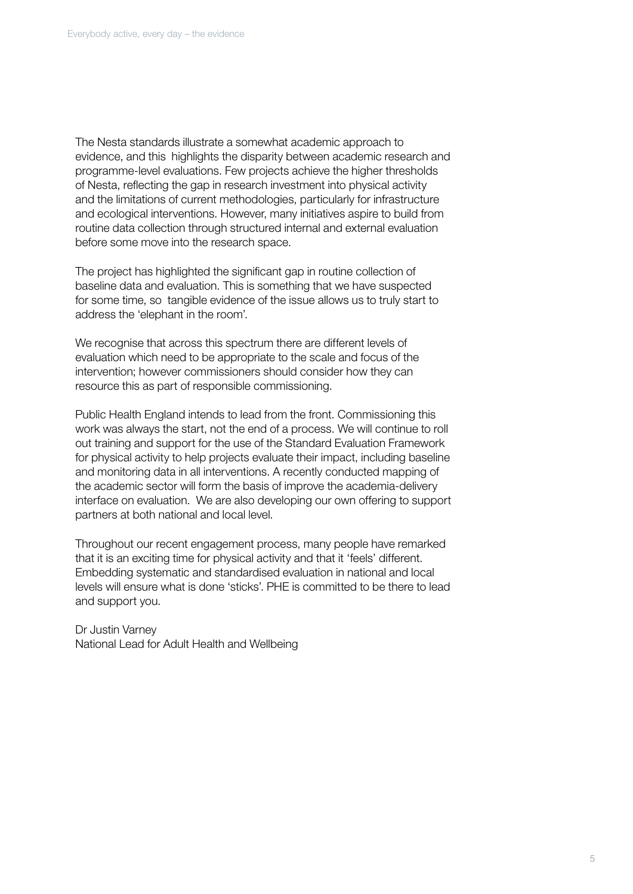The Nesta standards illustrate a somewhat academic approach to evidence, and this highlights the disparity between academic research and programme-level evaluations. Few projects achieve the higher thresholds of Nesta, reflecting the gap in research investment into physical activity and the limitations of current methodologies, particularly for infrastructure and ecological interventions. However, many initiatives aspire to build from routine data collection through structured internal and external evaluation before some move into the research space.

The project has highlighted the significant gap in routine collection of baseline data and evaluation. This is something that we have suspected for some time, so tangible evidence of the issue allows us to truly start to address the 'elephant in the room'.

We recognise that across this spectrum there are different levels of evaluation which need to be appropriate to the scale and focus of the intervention; however commissioners should consider how they can resource this as part of responsible commissioning.

Public Health England intends to lead from the front. Commissioning this work was always the start, not the end of a process. We will continue to roll out training and support for the use of the Standard Evaluation Framework for physical activity to help projects evaluate their impact, including baseline and monitoring data in all interventions. A recently conducted mapping of the academic sector will form the basis of improve the academia-delivery interface on evaluation. We are also developing our own offering to support partners at both national and local level.

Throughout our recent engagement process, many people have remarked that it is an exciting time for physical activity and that it 'feels' different. Embedding systematic and standardised evaluation in national and local levels will ensure what is done 'sticks'. PHE is committed to be there to lead and support you.

Dr Justin Varney
National Lead for Adult Health and Wellbeing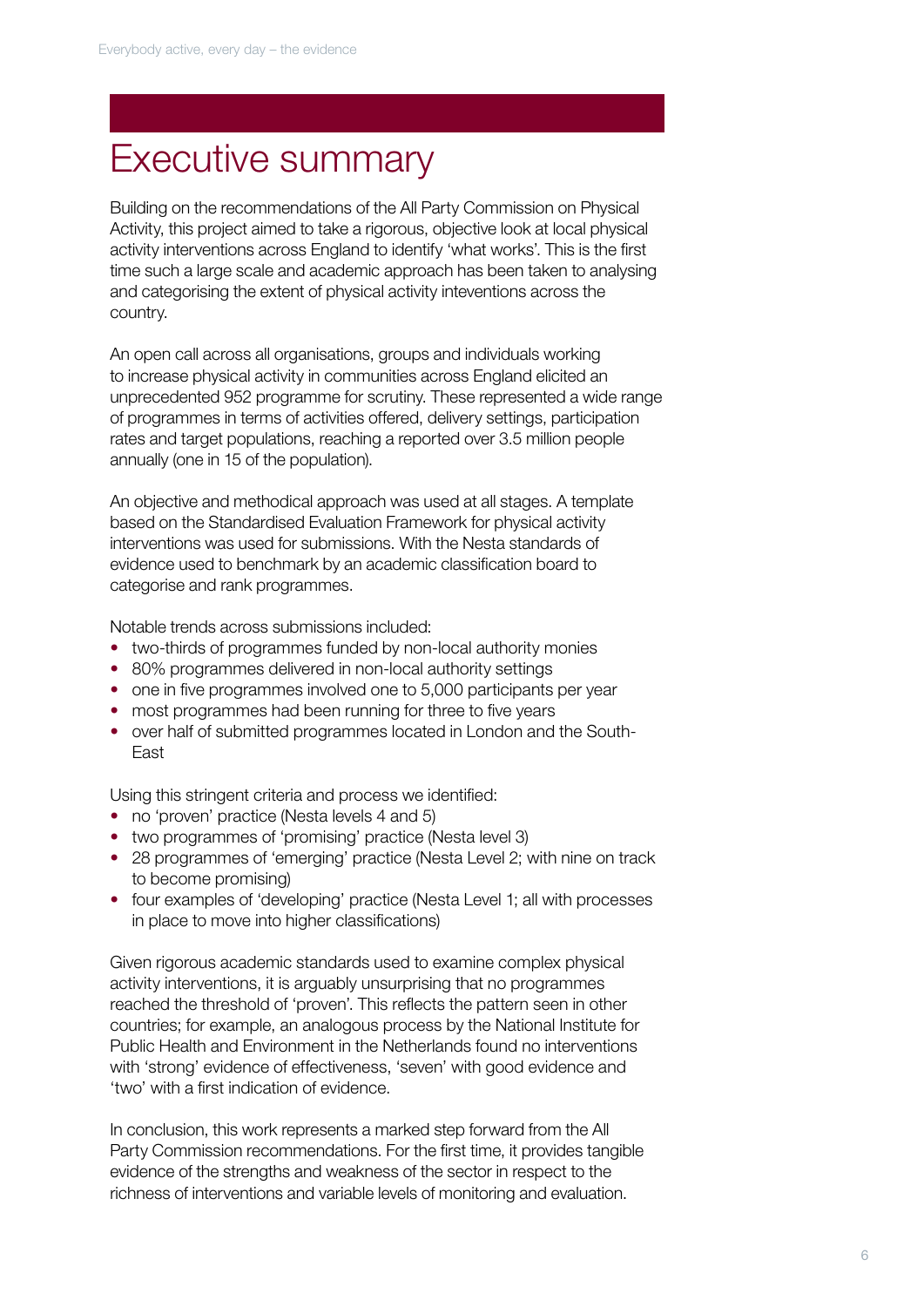# Executive summary

Building on the recommendations of the All Party Commission on Physical Activity, this project aimed to take a rigorous, objective look at local physical activity interventions across England to identify 'what works'. This is the first time such a large scale and academic approach has been taken to analysing and categorising the extent of physical activity inteventions across the country.

An open call across all organisations, groups and individuals working to increase physical activity in communities across England elicited an unprecedented 952 programme for scrutiny. These represented a wide range of programmes in terms of activities offered, delivery settings, participation rates and target populations, reaching a reported over 3.5 million people annually (one in 15 of the population).

An objective and methodical approach was used at all stages. A template based on the Standardised Evaluation Framework for physical activity interventions was used for submissions. With the Nesta standards of evidence used to benchmark by an academic classification board to categorise and rank programmes.

Notable trends across submissions included:

- two-thirds of programmes funded by non-local authority monies
- 80% programmes delivered in non-local authority settings
- one in five programmes involved one to 5,000 participants per year
- most programmes had been running for three to five years
- over half of submitted programmes located in London and the South-East

Using this stringent criteria and process we identified:

- no 'proven' practice (Nesta levels 4 and 5)
- two programmes of 'promising' practice (Nesta level 3)
- 28 programmes of 'emerging' practice (Nesta Level 2; with nine on track to become promising)
- four examples of 'developing' practice (Nesta Level 1; all with processes in place to move into higher classifications)

Given rigorous academic standards used to examine complex physical activity interventions, it is arguably unsurprising that no programmes reached the threshold of 'proven'. This reflects the pattern seen in other countries; for example, an analogous process by the National Institute for Public Health and Environment in the Netherlands found no interventions with 'strong' evidence of effectiveness, 'seven' with good evidence and 'two' with a first indication of evidence.

In conclusion, this work represents a marked step forward from the All Party Commission recommendations. For the first time, it provides tangible evidence of the strengths and weakness of the sector in respect to the richness of interventions and variable levels of monitoring and evaluation.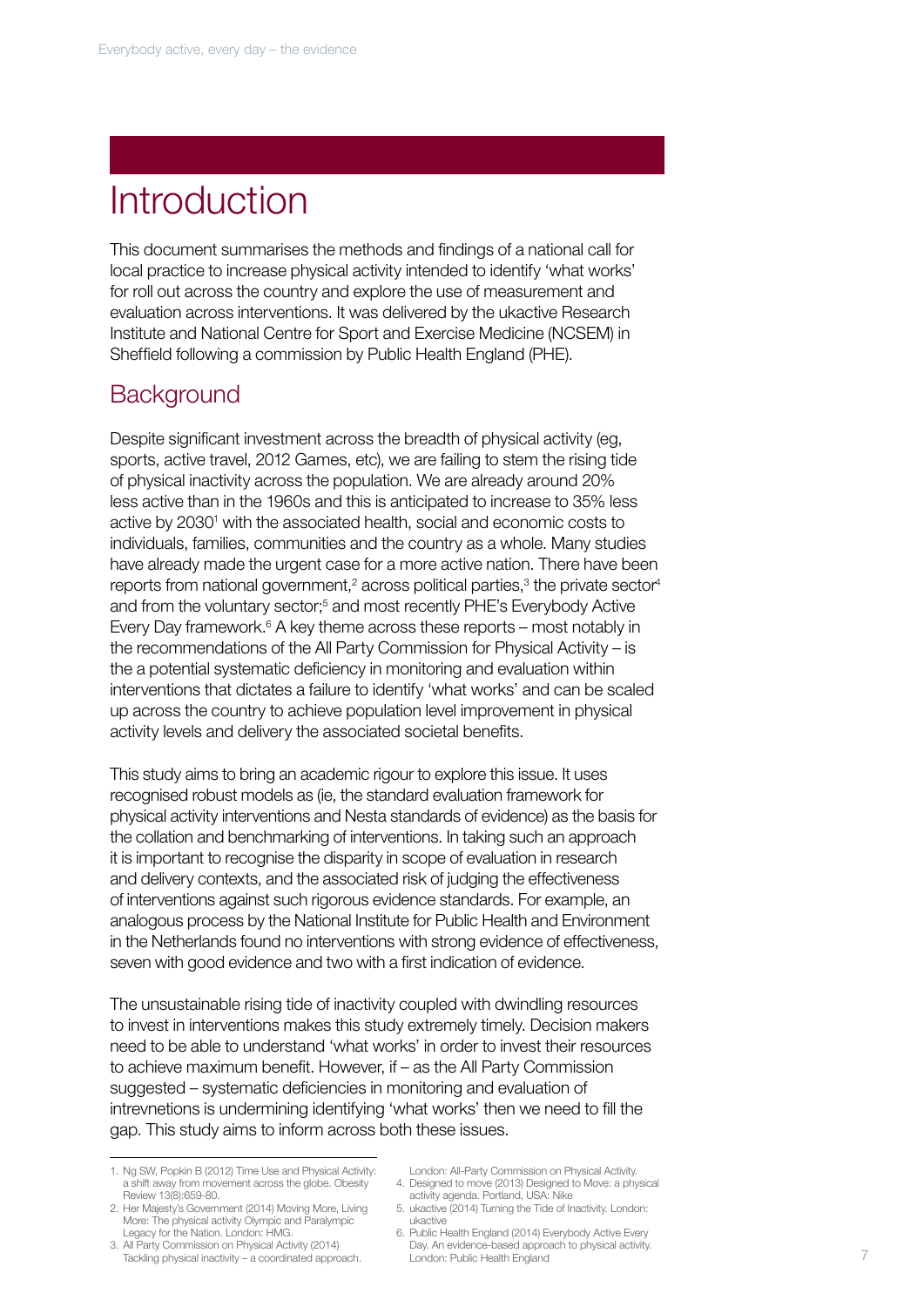# Introduction

This document summarises the methods and findings of a national call for local practice to increase physical activity intended to identify 'what works' for roll out across the country and explore the use of measurement and evaluation across interventions. It was delivered by the ukactive Research Institute and National Centre for Sport and Exercise Medicine (NCSEM) in Sheffield following a commission by Public Health England (PHE).

## Background

Despite significant investment across the breadth of physical activity (eg, sports, active travel, 2012 Games, etc), we are failing to stem the rising tide of physical inactivity across the population. We are already around 20% less active than in the 1960s and this is anticipated to increase to 35% less active by 2030[1] with the associated health, social and economic costs to individuals, families, communities and the country as a whole. Many studies have already made the urgent case for a more active nation. There have been reports from national government,[2] across political parties,[3] the private sector[4] and from the voluntary sector;[5] and most recently PHE's Everybody Active Every Day framework.[6] A key theme across these reports – most notably in the recommendations of the All Party Commission for Physical Activity – is the a potential systematic deficiency in monitoring and evaluation within interventions that dictates a failure to identify 'what works' and can be scaled up across the country to achieve population level improvement in physical activity levels and delivery the associated societal benefits.

This study aims to bring an academic rigour to explore this issue. It uses recognised robust models as (ie, the standard evaluation framework for physical activity interventions and Nesta standards of evidence) as the basis for the collation and benchmarking of interventions. In taking such an approach it is important to recognise the disparity in scope of evaluation in research and delivery contexts, and the associated risk of judging the effectiveness of interventions against such rigorous evidence standards. For example, an analogous process by the National Institute for Public Health and Environment in the Netherlands found no interventions with strong evidence of effectiveness, seven with good evidence and two with a first indication of evidence.

The unsustainable rising tide of inactivity coupled with dwindling resources to invest in interventions makes this study extremely timely. Decision makers need to be able to understand 'what works' in order to invest their resources to achieve maximum benefit. However, if – as the All Party Commission suggested – systematic deficiencies in monitoring and evaluation of intrevnetions is undermining identifying 'what works' then we need to fill the gap. This study aims to inform across both these issues.

---

1. Ng SW, Popkin B (2012) Time Use and Physical Activity: a shift away from movement across the globe. Obesity Review 13(8):659-80.
2. Her Majesty's Government (2014) Moving More, Living More: The physical activity Olympic and Paralympic Legacy for the Nation. London: HMG.
3. All Party Commission on Physical Activity (2014) Tackling physical inactivity – a coordinated approach. London: All-Party Commission on Physical Activity.
4. Designed to move (2013) Designed to Move: a physical activity agenda. Portland, USA: Nike
5. ukactive (2014) Turning the Tide of Inactivity. London: ukactive
6. Public Health England (2014) Everybody Active Every Day. An evidence-based approach to physical activity. London: Public Health England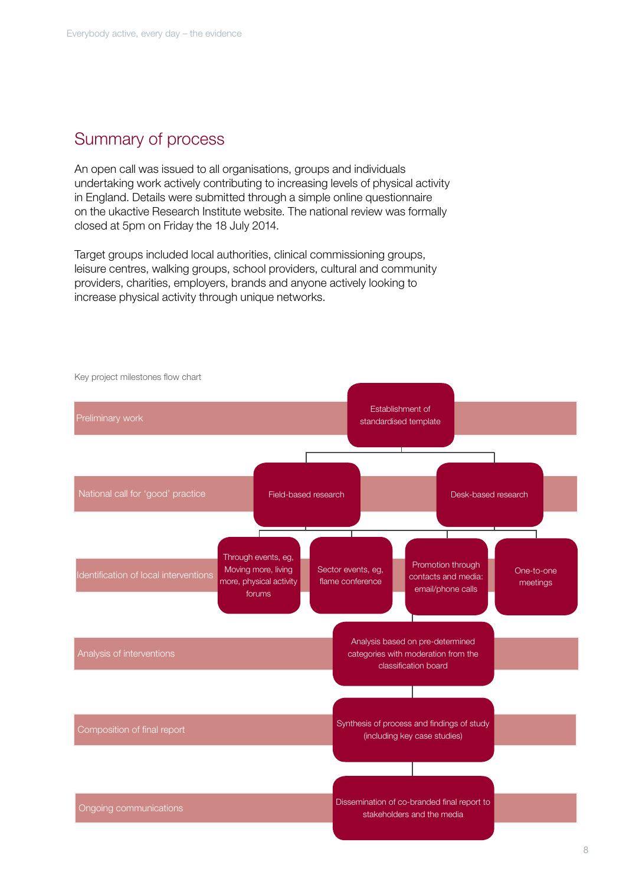## Summary of process

An open call was issued to all organisations, groups and individuals undertaking work actively contributing to increasing levels of physical activity in England. Details were submitted through a simple online questionnaire on the ukactive Research Institute website. The national review was formally closed at 5pm on Friday the 18 July 2014.

Target groups included local authorities, clinical commissioning groups, leisure centres, walking groups, school providers, cultural and community providers, charities, employers, brands and anyone actively looking to increase physical activity through unique networks.

Key project milestones flow chart

| Stage | Activities |
|---|---|
| Preliminary work | Establishment of standardised template |
| National call for 'good' practice | Field-based research; Desk-based research |
| Identification of local interventions | Through events, eg, Moving more, living more, physical activity forums; Sector events, eg, flame conference; Promotion through contacts and media: email/phone calls; One-to-one meetings |
| Analysis of interventions | Analysis based on pre-determined categories with moderation from the classification board |
| Composition of final report | Synthesis of process and findings of study (including key case studies) |
| Ongoing communications | Dissemination of co-branded final report to stakeholders and the media |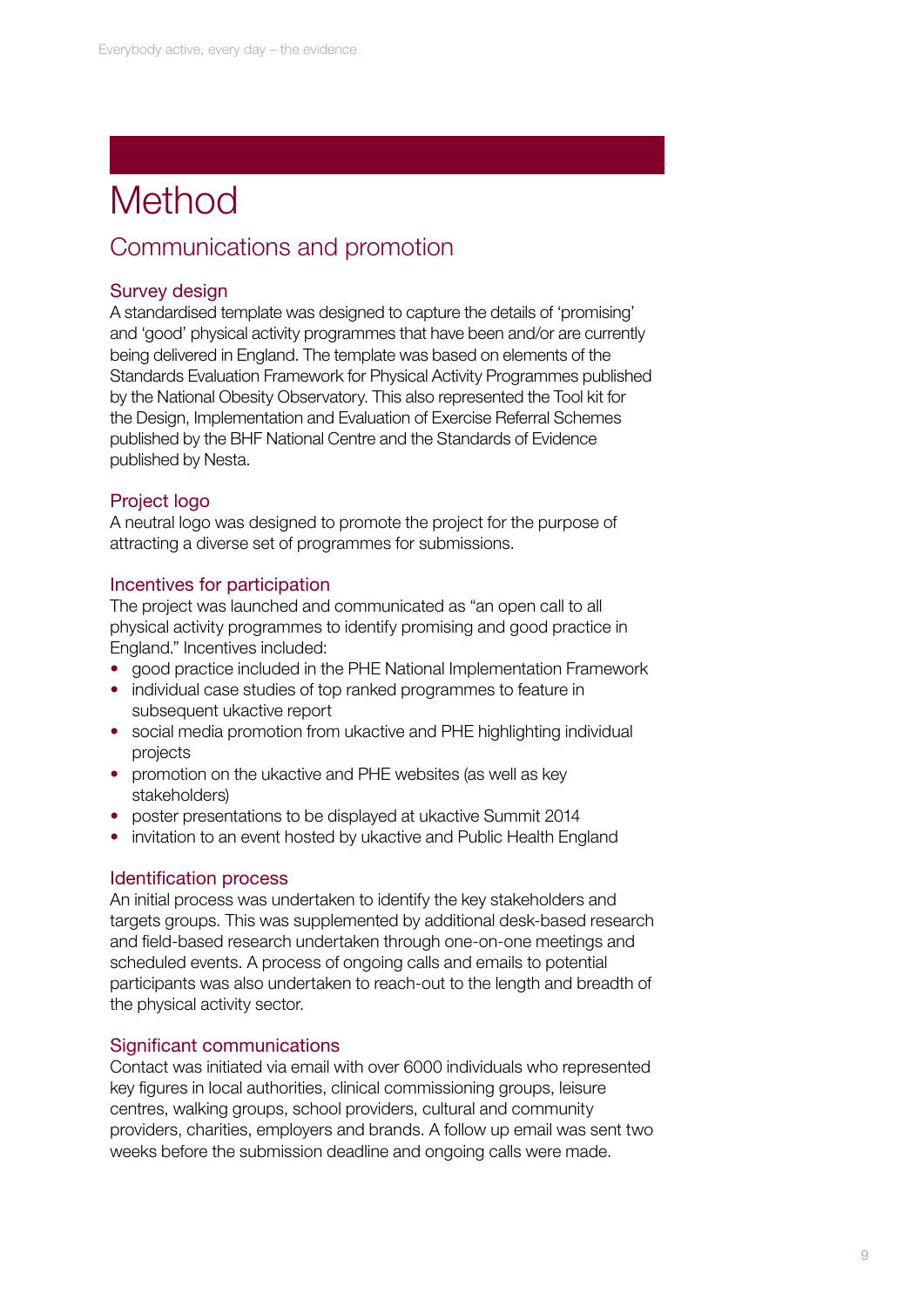# Method

## Communications and promotion

### Survey design

A standardised template was designed to capture the details of 'promising' and 'good' physical activity programmes that have been and/or are currently being delivered in England. The template was based on elements of the Standards Evaluation Framework for Physical Activity Programmes published by the National Obesity Observatory. This also represented the Tool kit for the Design, Implementation and Evaluation of Exercise Referral Schemes published by the BHF National Centre and the Standards of Evidence published by Nesta.

### Project logo

A neutral logo was designed to promote the project for the purpose of attracting a diverse set of programmes for submissions.

### Incentives for participation

The project was launched and communicated as "an open call to all physical activity programmes to identify promising and good practice in England." Incentives included:

- good practice included in the PHE National Implementation Framework
- individual case studies of top ranked programmes to feature in subsequent ukactive report
- social media promotion from ukactive and PHE highlighting individual projects
- promotion on the ukactive and PHE websites (as well as key stakeholders)
- poster presentations to be displayed at ukactive Summit 2014
- invitation to an event hosted by ukactive and Public Health England

### Identification process

An initial process was undertaken to identify the key stakeholders and targets groups. This was supplemented by additional desk-based research and field-based research undertaken through one-on-one meetings and scheduled events. A process of ongoing calls and emails to potential participants was also undertaken to reach-out to the length and breadth of the physical activity sector.

### Significant communications

Contact was initiated via email with over 6000 individuals who represented key figures in local authorities, clinical commissioning groups, leisure centres, walking groups, school providers, cultural and community providers, charities, employers and brands. A follow up email was sent two weeks before the submission deadline and ongoing calls were made.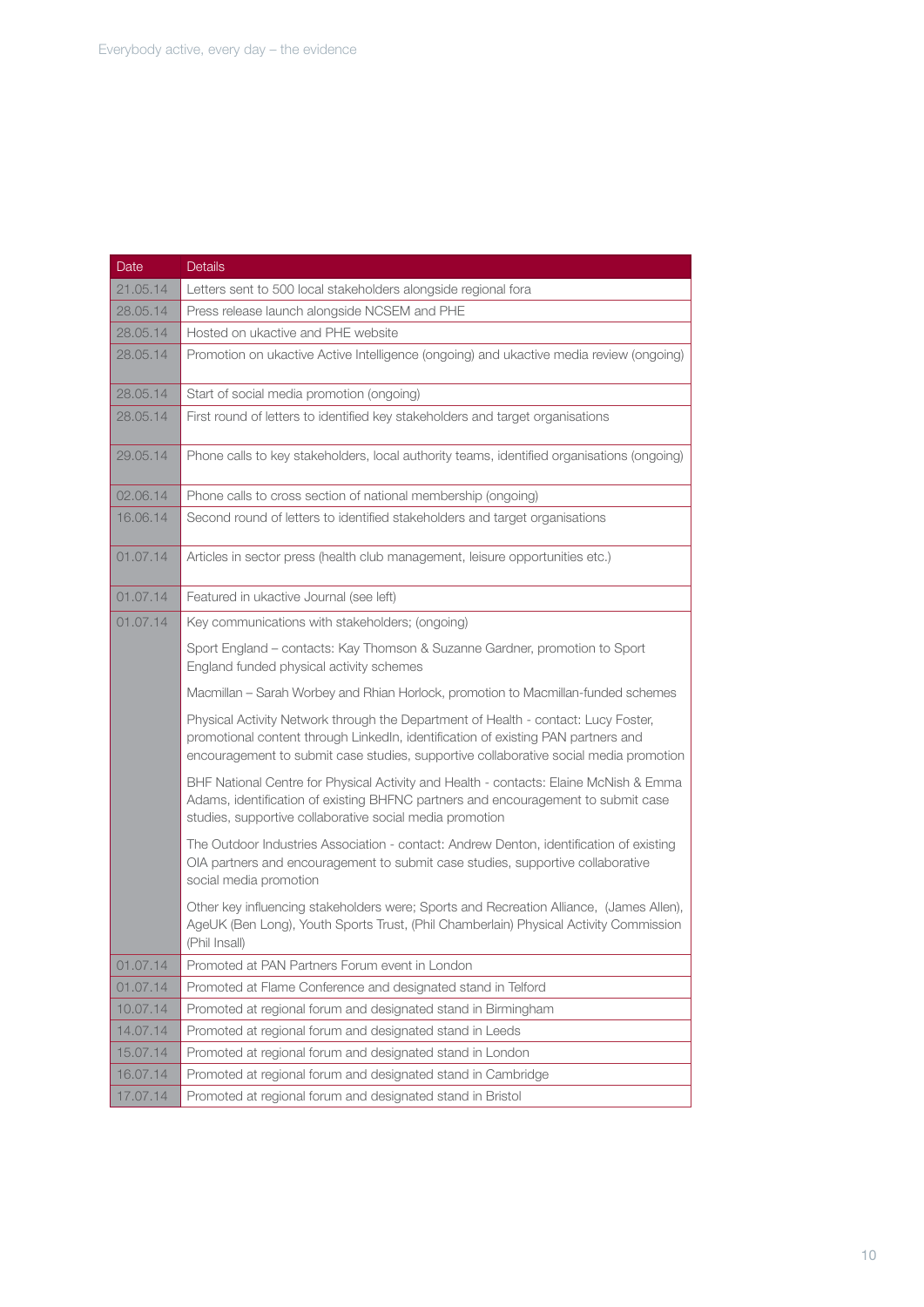| Date | Details |
|---|---|
| 21.05.14 | Letters sent to 500 local stakeholders alongside regional fora |
| 28.05.14 | Press release launch alongside NCSEM and PHE |
| 28.05.14 | Hosted on ukactive and PHE website |
| 28.05.14 | Promotion on ukactive Active Intelligence (ongoing) and ukactive media review (ongoing) |
| 28.05.14 | Start of social media promotion (ongoing) |
| 28.05.14 | First round of letters to identified key stakeholders and target organisations |
| 29.05.14 | Phone calls to key stakeholders, local authority teams, identified organisations (ongoing) |
| 02.06.14 | Phone calls to cross section of national membership (ongoing) |
| 16.06.14 | Second round of letters to identified stakeholders and target organisations |
| 01.07.14 | Articles in sector press (health club management, leisure opportunities etc.) |
| 01.07.14 | Featured in ukactive Journal (see left) |
| 01.07.14 | Key communications with stakeholders; (ongoing)<br><br>Sport England – contacts: Kay Thomson & Suzanne Gardner, promotion to Sport England funded physical activity schemes<br><br>Macmillan – Sarah Worbey and Rhian Horlock, promotion to Macmillan-funded schemes<br><br>Physical Activity Network through the Department of Health - contact: Lucy Foster, promotional content through LinkedIn, identification of existing PAN partners and encouragement to submit case studies, supportive collaborative social media promotion<br><br>BHF National Centre for Physical Activity and Health - contacts: Elaine McNish & Emma Adams, identification of existing BHFNC partners and encouragement to submit case studies, supportive collaborative social media promotion<br><br>The Outdoor Industries Association - contact: Andrew Denton, identification of existing OIA partners and encouragement to submit case studies, supportive collaborative social media promotion<br><br>Other key influencing stakeholders were; Sports and Recreation Alliance, (James Allen), AgeUK (Ben Long), Youth Sports Trust, (Phil Chamberlain) Physical Activity Commission (Phil Insall) |
| 01.07.14 | Promoted at PAN Partners Forum event in London |
| 01.07.14 | Promoted at Flame Conference and designated stand in Telford |
| 10.07.14 | Promoted at regional forum and designated stand in Birmingham |
| 14.07.14 | Promoted at regional forum and designated stand in Leeds |
| 15.07.14 | Promoted at regional forum and designated stand in London |
| 16.07.14 | Promoted at regional forum and designated stand in Cambridge |
| 17.07.14 | Promoted at regional forum and designated stand in Bristol |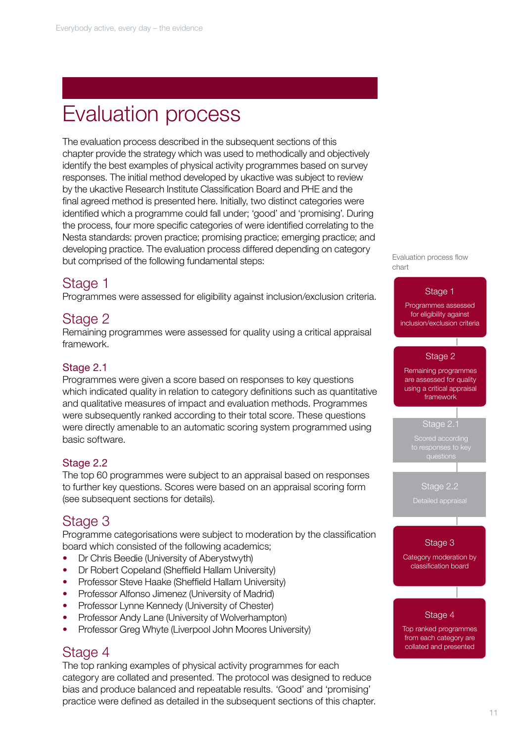# Evaluation process

The evaluation process described in the subsequent sections of this chapter provide the strategy which was used to methodically and objectively identify the best examples of physical activity programmes based on survey responses. The initial method developed by ukactive was subject to review by the ukactive Research Institute Classification Board and PHE and the final agreed method is presented here. Initially, two distinct categories were identified which a programme could fall under; 'good' and 'promising'. During the process, four more specific categories of were identified correlating to the Nesta standards: proven practice; promising practice; emerging practice; and developing practice. The evaluation process differed depending on category but comprised of the following fundamental steps:

## Stage 1

Programmes were assessed for eligibility against inclusion/exclusion criteria.

## Stage 2

Remaining programmes were assessed for quality using a critical appraisal framework.

### Stage 2.1

Programmes were given a score based on responses to key questions which indicated quality in relation to category definitions such as quantitative and qualitative measures of impact and evaluation methods. Programmes were subsequently ranked according to their total score. These questions were directly amenable to an automatic scoring system programmed using basic software.

### Stage 2.2

The top 60 programmes were subject to an appraisal based on responses to further key questions. Scores were based on an appraisal scoring form (see subsequent sections for details).

## Stage 3

Programme categorisations were subject to moderation by the classification board which consisted of the following academics;

- Dr Chris Beedie (University of Aberystwyth)
- Dr Robert Copeland (Sheffield Hallam University)
- Professor Steve Haake (Sheffield Hallam University)
- Professor Alfonso Jimenez (University of Madrid)
- Professor Lynne Kennedy (University of Chester)
- Professor Andy Lane (University of Wolverhampton)
- Professor Greg Whyte (Liverpool John Moores University)

## Stage 4

The top ranking examples of physical activity programmes for each category are collated and presented. The protocol was designed to reduce bias and produce balanced and repeatable results. 'Good' and 'promising' practice were defined as detailed in the subsequent sections of this chapter.

Evaluation process flow chart

**Stage 1**
Programmes assessed for eligibility against inclusion/exclusion criteria

**Stage 2**
Remaining programmes are assessed for quality using a critical appraisal framework

**Stage 2.1**
Scored according to responses to key questions

**Stage 2.2**
Detailed appraisal

**Stage 3**
Category moderation by classification board

**Stage 4**
Top ranked programmes from each category are collated and presented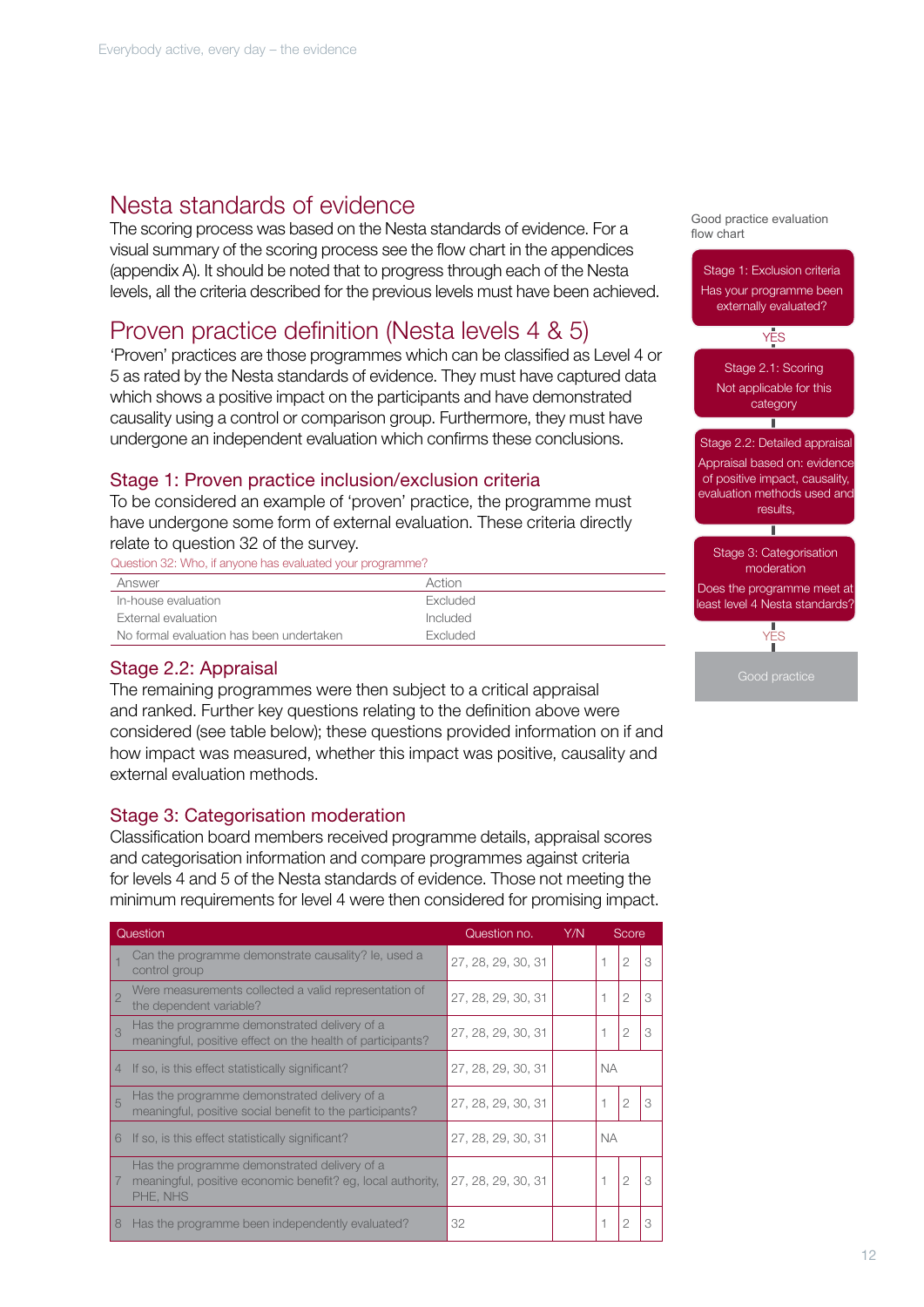## Nesta standards of evidence

The scoring process was based on the Nesta standards of evidence. For a visual summary of the scoring process see the flow chart in the appendices (appendix A). It should be noted that to progress through each of the Nesta levels, all the criteria described for the previous levels must have been achieved.

## Proven practice definition (Nesta levels 4 & 5)

'Proven' practices are those programmes which can be classified as Level 4 or 5 as rated by the Nesta standards of evidence. They must have captured data which shows a positive impact on the participants and have demonstrated causality using a control or comparison group. Furthermore, they must have undergone an independent evaluation which confirms these conclusions.

### Stage 1: Proven practice inclusion/exclusion criteria

To be considered an example of 'proven' practice, the programme must have undergone some form of external evaluation. These criteria directly relate to question 32 of the survey.

Question 32: Who, if anyone has evaluated your programme?

| Answer | Action |
|---|---|
| In-house evaluation | Excluded |
| External evaluation | Included |
| No formal evaluation has been undertaken | Excluded |

### Stage 2.2: Appraisal

The remaining programmes were then subject to a critical appraisal and ranked. Further key questions relating to the definition above were considered (see table below); these questions provided information on if and how impact was measured, whether this impact was positive, causality and external evaluation methods.

### Stage 3: Categorisation moderation

Classification board members received programme details, appraisal scores and categorisation information and compare programmes against criteria for levels 4 and 5 of the Nesta standards of evidence. Those not meeting the minimum requirements for level 4 were then considered for promising impact.

| | Question | Question no. | Y/N | Score | | |
|---|---|---|---|---|---|---|
| 1 | Can the programme demonstrate causality? Ie, used a control group | 27, 28, 29, 30, 31 | | 1 | 2 | 3 |
| 2 | Were measurements collected a valid representation of the dependent variable? | 27, 28, 29, 30, 31 | | 1 | 2 | 3 |
| 3 | Has the programme demonstrated delivery of a meaningful, positive effect on the health of participants? | 27, 28, 29, 30, 31 | | 1 | 2 | 3 |
| 4 | If so, is this effect statistically significant? | 27, 28, 29, 30, 31 | | NA | | |
| 5 | Has the programme demonstrated delivery of a meaningful, positive social benefit to the participants? | 27, 28, 29, 30, 31 | | 1 | 2 | 3 |
| 6 | If so, is this effect statistically significant? | 27, 28, 29, 30, 31 | | NA | | |
| 7 | Has the programme demonstrated delivery of a meaningful, positive economic benefit? eg, local authority, PHE, NHS | 27, 28, 29, 30, 31 | | 1 | 2 | 3 |
| 8 | Has the programme been independently evaluated? | 32 | | 1 | 2 | 3 |

Good practice evaluation flow chart

- Stage 1: Exclusion criteria
  Has your programme been externally evaluated?
- YES
- Stage 2.1: Scoring
  Not applicable for this category
- Stage 2.2: Detailed appraisal
  Appraisal based on: evidence of positive impact, causality, evaluation methods used and results,
- Stage 3: Categorisation moderation
  Does the programme meet at least level 4 Nesta standards?
- YES
- Good practice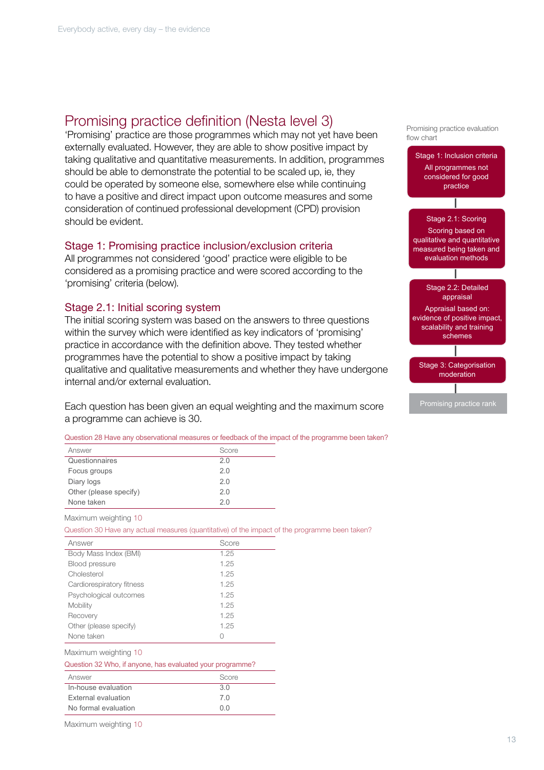# Promising practice definition (Nesta level 3)

'Promising' practice are those programmes which may not yet have been externally evaluated. However, they are able to show positive impact by taking qualitative and quantitative measurements. In addition, programmes should be able to demonstrate the potential to be scaled up, ie, they could be operated by someone else, somewhere else while continuing to have a positive and direct impact upon outcome measures and some consideration of continued professional development (CPD) provision should be evident.

## Stage 1: Promising practice inclusion/exclusion criteria

All programmes not considered 'good' practice were eligible to be considered as a promising practice and were scored according to the 'promising' criteria (below).

## Stage 2.1: Initial scoring system

The initial scoring system was based on the answers to three questions within the survey which were identified as key indicators of 'promising' practice in accordance with the definition above. They tested whether programmes have the potential to show a positive impact by taking qualitative and qualitative measurements and whether they have undergone internal and/or external evaluation.

Each question has been given an equal weighting and the maximum score a programme can achieve is 30.

Question 28 Have any observational measures or feedback of the impact of the programme been taken?

| Answer | Score |
|---|---|
| Questionnaires | 2.0 |
| Focus groups | 2.0 |
| Diary logs | 2.0 |
| Other (please specify) | 2.0 |
| None taken | 2.0 |

Maximum weighting 10

Question 30 Have any actual measures (quantitative) of the impact of the programme been taken?

| Answer | Score |
|---|---|
| Body Mass Index (BMI) | 1.25 |
| Blood pressure | 1.25 |
| Cholesterol | 1.25 |
| Cardiorespiratory fitness | 1.25 |
| Psychological outcomes | 1.25 |
| Mobility | 1.25 |
| Recovery | 1.25 |
| Other (please specify) | 1.25 |
| None taken | 0 |

Maximum weighting 10

Question 32 Who, if anyone, has evaluated your programme?

| Answer | Score |
|---|---|
| In-house evaluation | 3.0 |
| External evaluation | 7.0 |
| No formal evaluation | 0.0 |

Maximum weighting 10

Promising practice evaluation flow chart

- Stage 1: Inclusion criteria — All programmes not considered for good practice
- Stage 2.1: Scoring — Scoring based on qualitative and quantitative measured being taken and evaluation methods
- Stage 2.2: Detailed appraisal — Appraisal based on: evidence of positive impact, scalability and training schemes
- Stage 3: Categorisation moderation
- Promising practice rank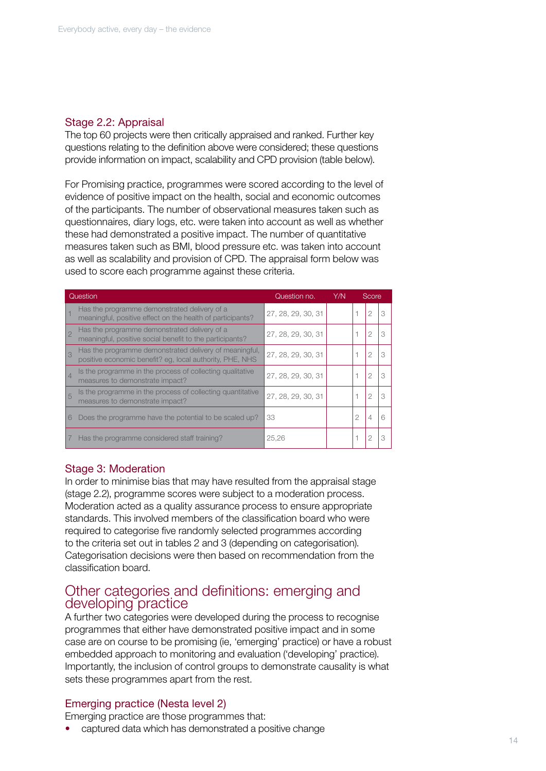### Stage 2.2: Appraisal

The top 60 projects were then critically appraised and ranked. Further key questions relating to the definition above were considered; these questions provide information on impact, scalability and CPD provision (table below).

For Promising practice, programmes were scored according to the level of evidence of positive impact on the health, social and economic outcomes of the participants. The number of observational measures taken such as questionnaires, diary logs, etc. were taken into account as well as whether these had demonstrated a positive impact. The number of quantitative measures taken such as BMI, blood pressure etc. was taken into account as well as scalability and provision of CPD. The appraisal form below was used to score each programme against these criteria.

| | Question | Question no. | Y/N | Score | | |
|---|---|---|---|---|---|---|
| 1 | Has the programme demonstrated delivery of a meaningful, positive effect on the health of participants? | 27, 28, 29, 30, 31 | | 1 | 2 | 3 |
| 2 | Has the programme demonstrated delivery of a meaningful, positive social benefit to the participants? | 27, 28, 29, 30, 31 | | 1 | 2 | 3 |
| 3 | Has the programme demonstrated delivery of meaningful, positive economic benefit? eg, local authority, PHE, NHS | 27, 28, 29, 30, 31 | | 1 | 2 | 3 |
| 4 | Is the programme in the process of collecting qualitative measures to demonstrate impact? | 27, 28, 29, 30, 31 | | 1 | 2 | 3 |
| 5 | Is the programme in the process of collecting quantitative measures to demonstrate impact? | 27, 28, 29, 30, 31 | | 1 | 2 | 3 |
| 6 | Does the programme have the potential to be scaled up? | 33 | | 2 | 4 | 6 |
| 7 | Has the programme considered staff training? | 25,26 | | 1 | 2 | 3 |

### Stage 3: Moderation

In order to minimise bias that may have resulted from the appraisal stage (stage 2.2), programme scores were subject to a moderation process. Moderation acted as a quality assurance process to ensure appropriate standards. This involved members of the classification board who were required to categorise five randomly selected programmes according to the criteria set out in tables 2 and 3 (depending on categorisation). Categorisation decisions were then based on recommendation from the classification board.

## Other categories and definitions: emerging and developing practice

A further two categories were developed during the process to recognise programmes that either have demonstrated positive impact and in some case are on course to be promising (ie, 'emerging' practice) or have a robust embedded approach to monitoring and evaluation ('developing' practice). Importantly, the inclusion of control groups to demonstrate causality is what sets these programmes apart from the rest.

### Emerging practice (Nesta level 2)

Emerging practice are those programmes that:

- captured data which has demonstrated a positive change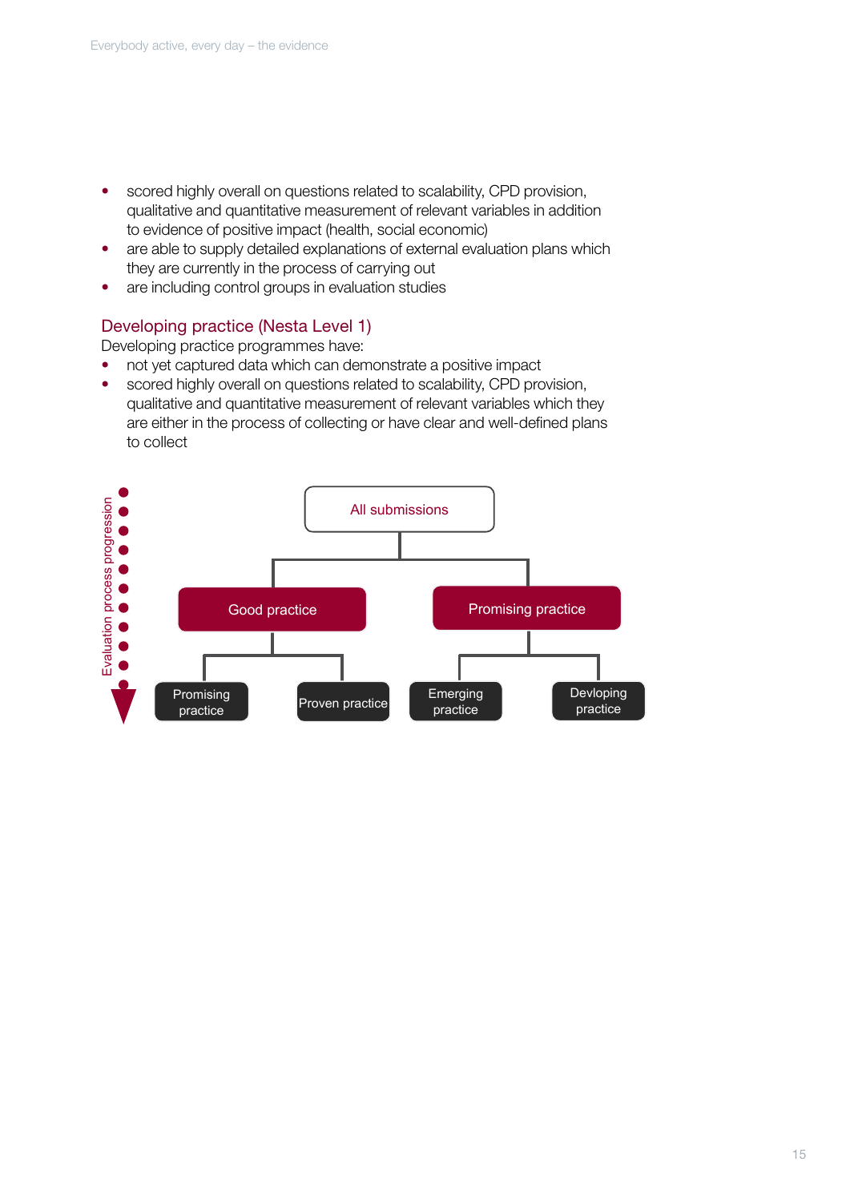- scored highly overall on questions related to scalability, CPD provision, qualitative and quantitative measurement of relevant variables in addition to evidence of positive impact (health, social economic)
- are able to supply detailed explanations of external evaluation plans which they are currently in the process of carrying out
- are including control groups in evaluation studies

### Developing practice (Nesta Level 1)

Developing practice programmes have:

- not yet captured data which can demonstrate a positive impact
- scored highly overall on questions related to scalability, CPD provision, qualitative and quantitative measurement of relevant variables which they are either in the process of collecting or have clear and well-defined plans to collect

Evaluation process progression

All submissions

- Good practice
  - Promising practice
  - Proven practice
- Promising practice
  - Emerging practice
  - Devloping practice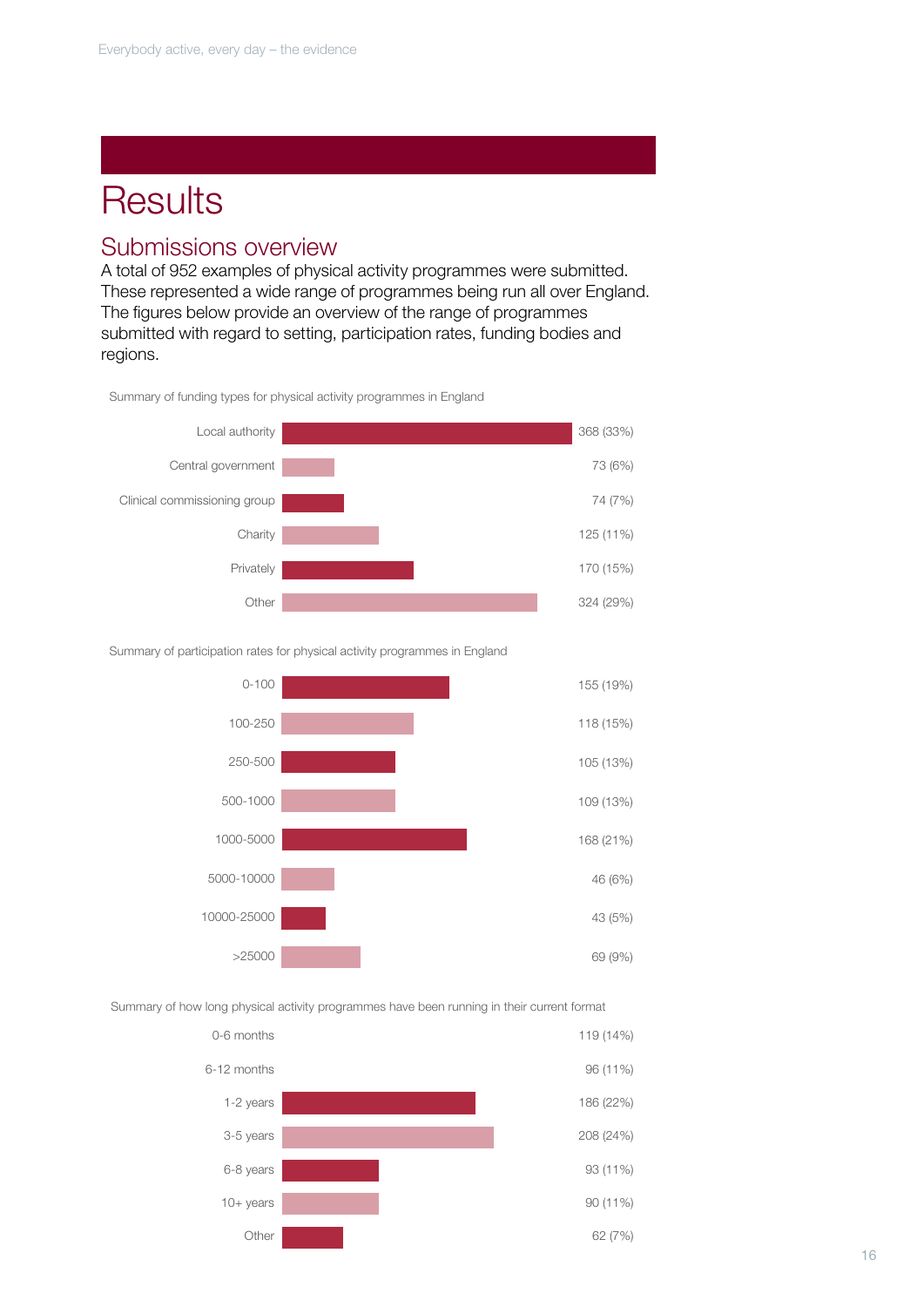# Results

## Submissions overview

A total of 952 examples of physical activity programmes were submitted. These represented a wide range of programmes being run all over England. The figures below provide an overview of the range of programmes submitted with regard to setting, participation rates, funding bodies and regions.

Summary of funding types for physical activity programmes in England

| Funding type | Number (%) |
| --- | --- |
| Local authority | 368 (33%) |
| Central government | 73 (6%) |
| Clinical commissioning group | 74 (7%) |
| Charity | 125 (11%) |
| Privately | 170 (15%) |
| Other | 324 (29%) |

Summary of participation rates for physical activity programmes in England

| Participation rate | Number (%) |
| --- | --- |
| 0-100 | 155 (19%) |
| 100-250 | 118 (15%) |
| 250-500 | 105 (13%) |
| 500-1000 | 109 (13%) |
| 1000-5000 | 168 (21%) |
| 5000-10000 | 46 (6%) |
| 10000-25000 | 43 (5%) |
| >25000 | 69 (9%) |

Summary of how long physical activity programmes have been running in their current format

| Duration | Number (%) |
| --- | --- |
| 0-6 months | 119 (14%) |
| 6-12 months | 96 (11%) |
| 1-2 years | 186 (22%) |
| 3-5 years | 208 (24%) |
| 6-8 years | 93 (11%) |
| 10+ years | 90 (11%) |
| Other | 62 (7%) |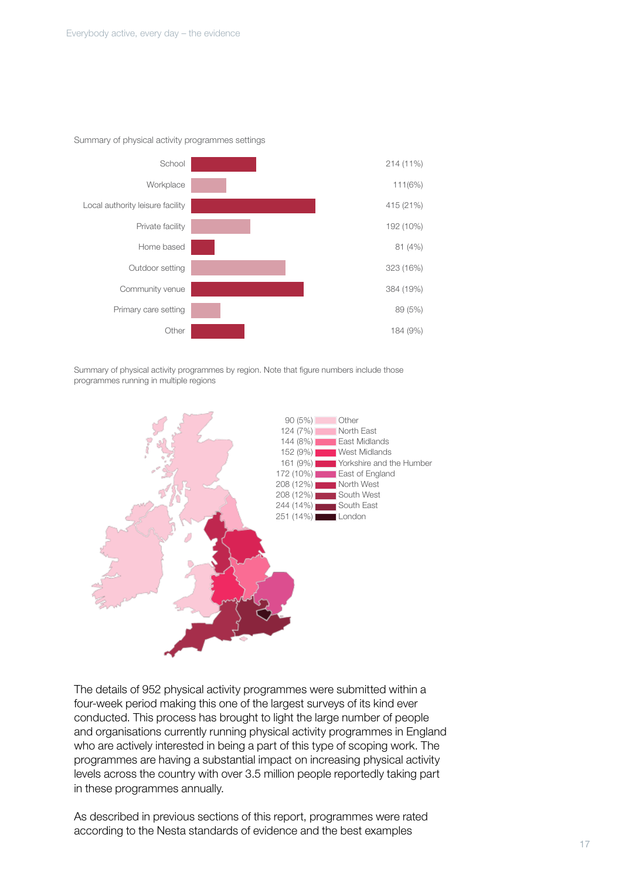Summary of physical activity programmes settings

| Setting | Number (%) |
|---|---|
| School | 214 (11%) |
| Workplace | 111(6%) |
| Local authority leisure facility | 415 (21%) |
| Private facility | 192 (10%) |
| Home based | 81 (4%) |
| Outdoor setting | 323 (16%) |
| Community venue | 384 (19%) |
| Primary care setting | 89 (5%) |
| Other | 184 (9%) |

Summary of physical activity programmes by region. Note that figure numbers include those programmes running in multiple regions

| Number (%) | Region |
|---|---|
| 90 (5%) | Other |
| 124 (7%) | North East |
| 144 (8%) | East Midlands |
| 152 (9%) | West Midlands |
| 161 (9%) | Yorkshire and the Humber |
| 172 (10%) | East of England |
| 208 (12%) | North West |
| 208 (12%) | South West |
| 244 (14%) | South East |
| 251 (14%) | London |

The details of 952 physical activity programmes were submitted within a four-week period making this one of the largest surveys of its kind ever conducted. This process has brought to light the large number of people and organisations currently running physical activity programmes in England who are actively interested in being a part of this type of scoping work. The programmes are having a substantial impact on increasing physical activity levels across the country with over 3.5 million people reportedly taking part in these programmes annually.

As described in previous sections of this report, programmes were rated according to the Nesta standards of evidence and the best examples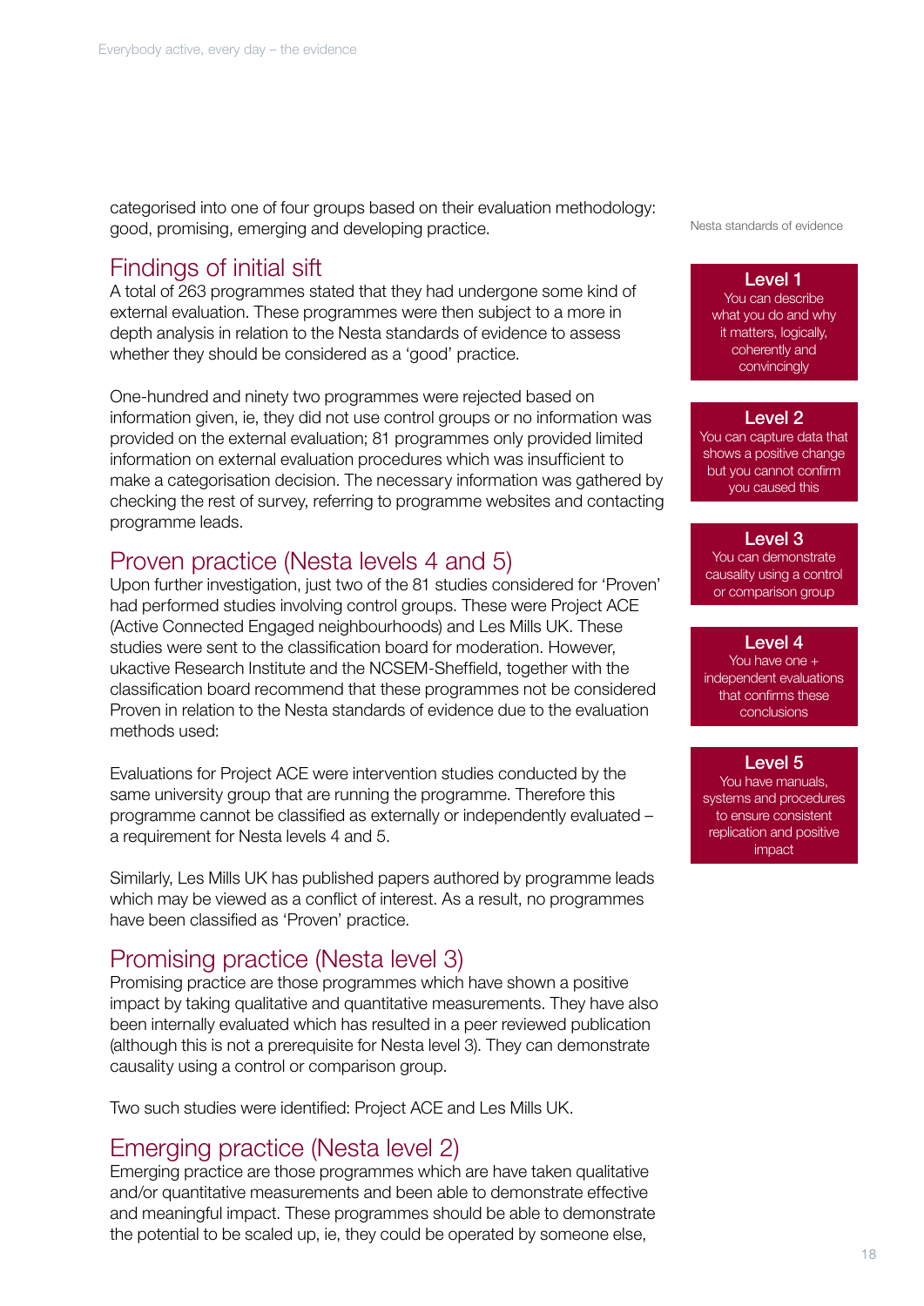categorised into one of four groups based on their evaluation methodology: good, promising, emerging and developing practice.

## Findings of initial sift

A total of 263 programmes stated that they had undergone some kind of external evaluation. These programmes were then subject to a more in depth analysis in relation to the Nesta standards of evidence to assess whether they should be considered as a 'good' practice.

One-hundred and ninety two programmes were rejected based on information given, ie, they did not use control groups or no information was provided on the external evaluation; 81 programmes only provided limited information on external evaluation procedures which was insufficient to make a categorisation decision. The necessary information was gathered by checking the rest of survey, referring to programme websites and contacting programme leads.

## Proven practice (Nesta levels 4 and 5)

Upon further investigation, just two of the 81 studies considered for 'Proven' had performed studies involving control groups. These were Project ACE (Active Connected Engaged neighbourhoods) and Les Mills UK. These studies were sent to the classification board for moderation. However, ukactive Research Institute and the NCSEM-Sheffield, together with the classification board recommend that these programmes not be considered Proven in relation to the Nesta standards of evidence due to the evaluation methods used:

Evaluations for Project ACE were intervention studies conducted by the same university group that are running the programme. Therefore this programme cannot be classified as externally or independently evaluated – a requirement for Nesta levels 4 and 5.

Similarly, Les Mills UK has published papers authored by programme leads which may be viewed as a conflict of interest. As a result, no programmes have been classified as 'Proven' practice.

## Promising practice (Nesta level 3)

Promising practice are those programmes which have shown a positive impact by taking qualitative and quantitative measurements. They have also been internally evaluated which has resulted in a peer reviewed publication (although this is not a prerequisite for Nesta level 3). They can demonstrate causality using a control or comparison group.

Two such studies were identified: Project ACE and Les Mills UK.

## Emerging practice (Nesta level 2)

Emerging practice are those programmes which are have taken qualitative and/or quantitative measurements and been able to demonstrate effective and meaningful impact. These programmes should be able to demonstrate the potential to be scaled up, ie, they could be operated by someone else,

Nesta standards of evidence

**Level 1**
You can describe what you do and why it matters, logically, coherently and convincingly

**Level 2**
You can capture data that shows a positive change but you cannot confirm you caused this

**Level 3**
You can demonstrate causality using a control or comparison group

**Level 4**
You have one + independent evaluations that confirms these conclusions

**Level 5**
You have manuals, systems and procedures to ensure consistent replication and positive impact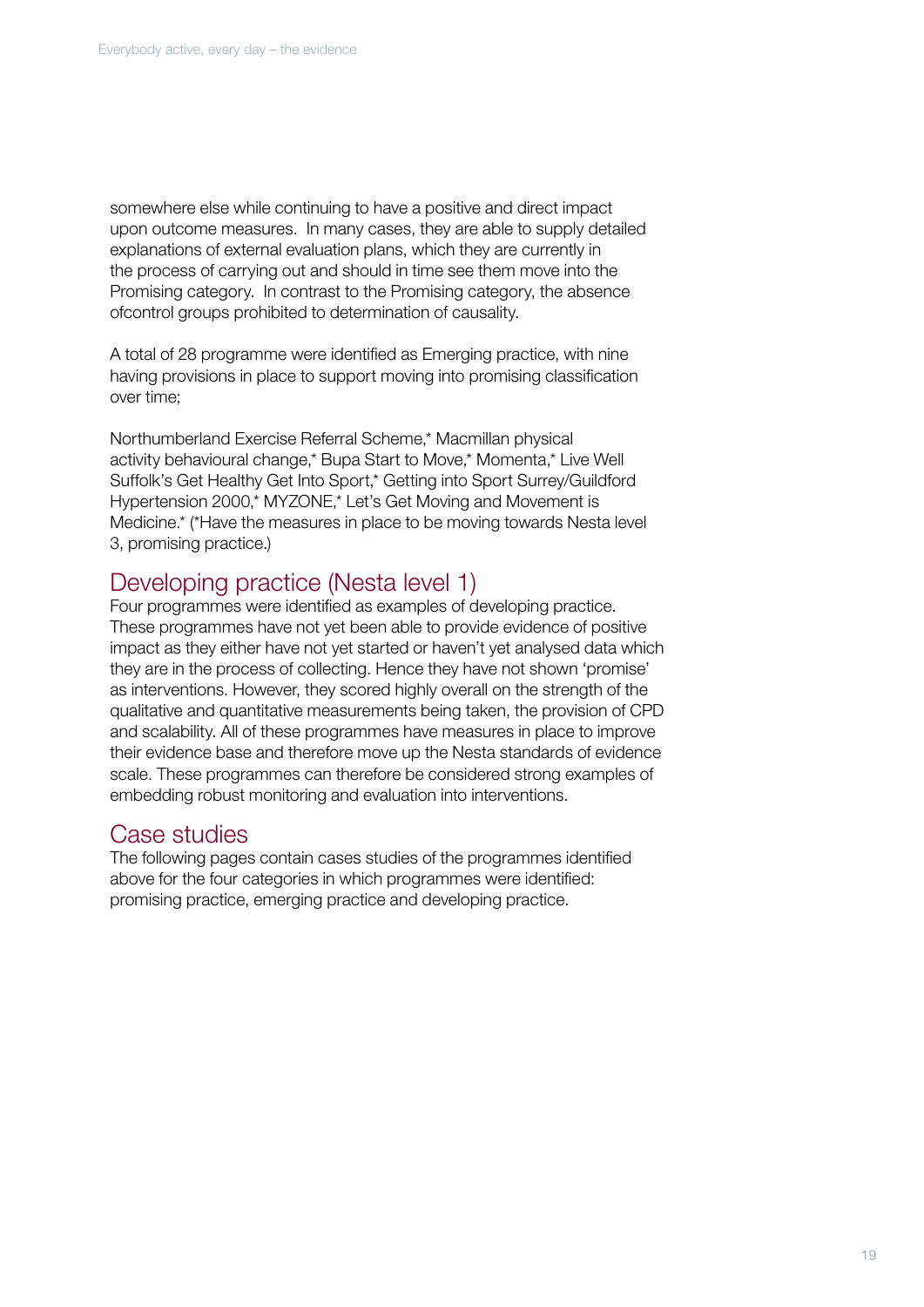somewhere else while continuing to have a positive and direct impact upon outcome measures. In many cases, they are able to supply detailed explanations of external evaluation plans, which they are currently in the process of carrying out and should in time see them move into the Promising category. In contrast to the Promising category, the absence ofcontrol groups prohibited to determination of causality.

A total of 28 programme were identified as Emerging practice, with nine having provisions in place to support moving into promising classification over time;

Northumberland Exercise Referral Scheme,* Macmillan physical activity behavioural change,* Bupa Start to Move,* Momenta,* Live Well Suffolk's Get Healthy Get Into Sport,* Getting into Sport Surrey/Guildford Hypertension 2000,* MYZONE,* Let's Get Moving and Movement is Medicine.* (*Have the measures in place to be moving towards Nesta level 3, promising practice.)

## Developing practice (Nesta level 1)

Four programmes were identified as examples of developing practice. These programmes have not yet been able to provide evidence of positive impact as they either have not yet started or haven't yet analysed data which they are in the process of collecting. Hence they have not shown 'promise' as interventions. However, they scored highly overall on the strength of the qualitative and quantitative measurements being taken, the provision of CPD and scalability. All of these programmes have measures in place to improve their evidence base and therefore move up the Nesta standards of evidence scale. These programmes can therefore be considered strong examples of embedding robust monitoring and evaluation into interventions.

## Case studies

The following pages contain cases studies of the programmes identified above for the four categories in which programmes were identified: promising practice, emerging practice and developing practice.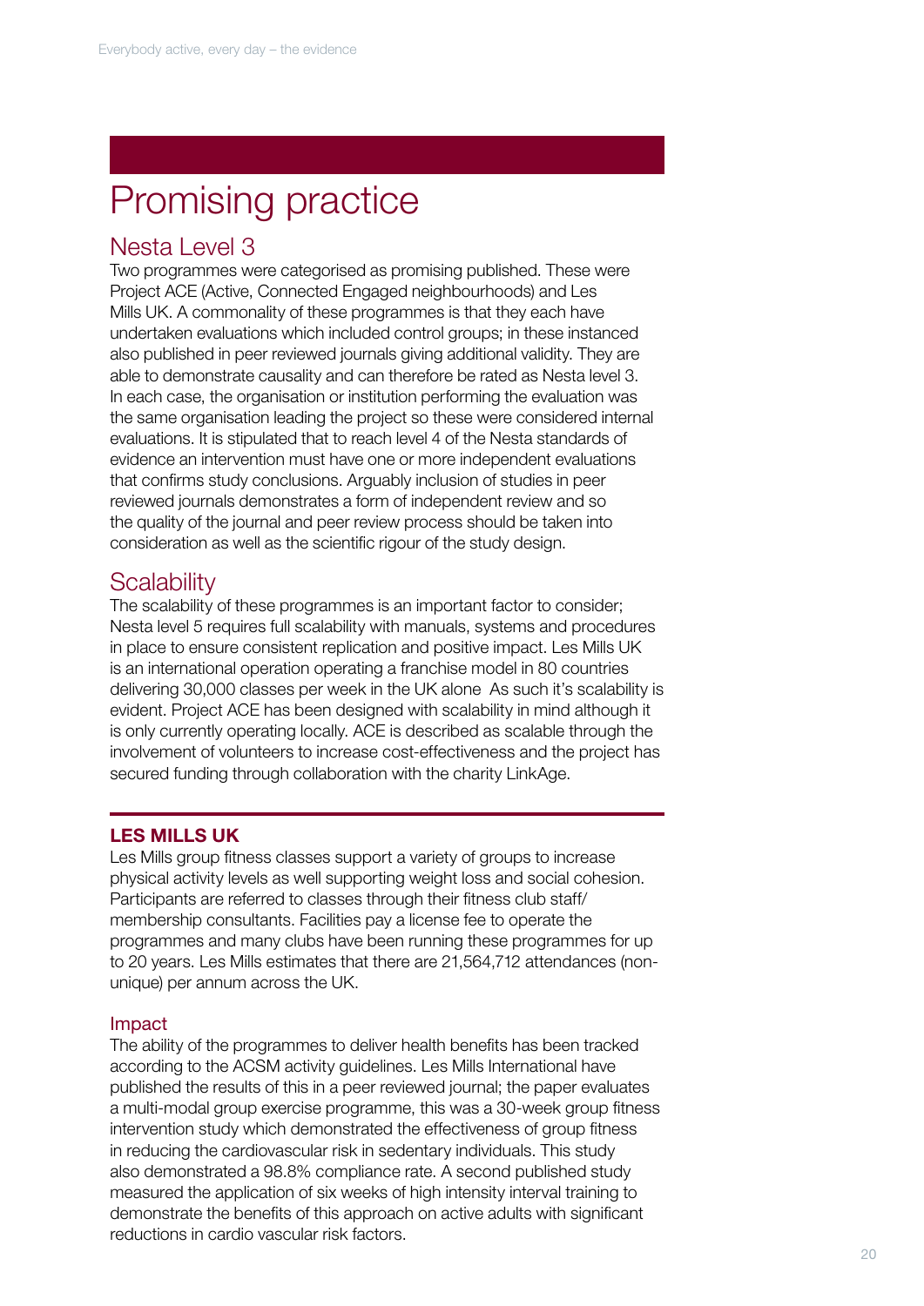# Promising practice

## Nesta Level 3

Two programmes were categorised as promising published. These were Project ACE (Active, Connected Engaged neighbourhoods) and Les Mills UK. A commonality of these programmes is that they each have undertaken evaluations which included control groups; in these instanced also published in peer reviewed journals giving additional validity. They are able to demonstrate causality and can therefore be rated as Nesta level 3. In each case, the organisation or institution performing the evaluation was the same organisation leading the project so these were considered internal evaluations. It is stipulated that to reach level 4 of the Nesta standards of evidence an intervention must have one or more independent evaluations that confirms study conclusions. Arguably inclusion of studies in peer reviewed journals demonstrates a form of independent review and so the quality of the journal and peer review process should be taken into consideration as well as the scientific rigour of the study design.

## Scalability

The scalability of these programmes is an important factor to consider; Nesta level 5 requires full scalability with manuals, systems and procedures in place to ensure consistent replication and positive impact. Les Mills UK is an international operation operating a franchise model in 80 countries delivering 30,000 classes per week in the UK alone  As such it's scalability is evident. Project ACE has been designed with scalability in mind although it is only currently operating locally. ACE is described as scalable through the involvement of volunteers to increase cost-effectiveness and the project has secured funding through collaboration with the charity LinkAge.

### LES MILLS UK

Les Mills group fitness classes support a variety of groups to increase physical activity levels as well supporting weight loss and social cohesion. Participants are referred to classes through their fitness club staff/ membership consultants. Facilities pay a license fee to operate the programmes and many clubs have been running these programmes for up to 20 years. Les Mills estimates that there are 21,564,712 attendances (non-unique) per annum across the UK.

#### Impact

The ability of the programmes to deliver health benefits has been tracked according to the ACSM activity guidelines. Les Mills International have published the results of this in a peer reviewed journal; the paper evaluates a multi-modal group exercise programme, this was a 30-week group fitness intervention study which demonstrated the effectiveness of group fitness in reducing the cardiovascular risk in sedentary individuals. This study also demonstrated a 98.8% compliance rate. A second published study measured the application of six weeks of high intensity interval training to demonstrate the benefits of this approach on active adults with significant reductions in cardio vascular risk factors.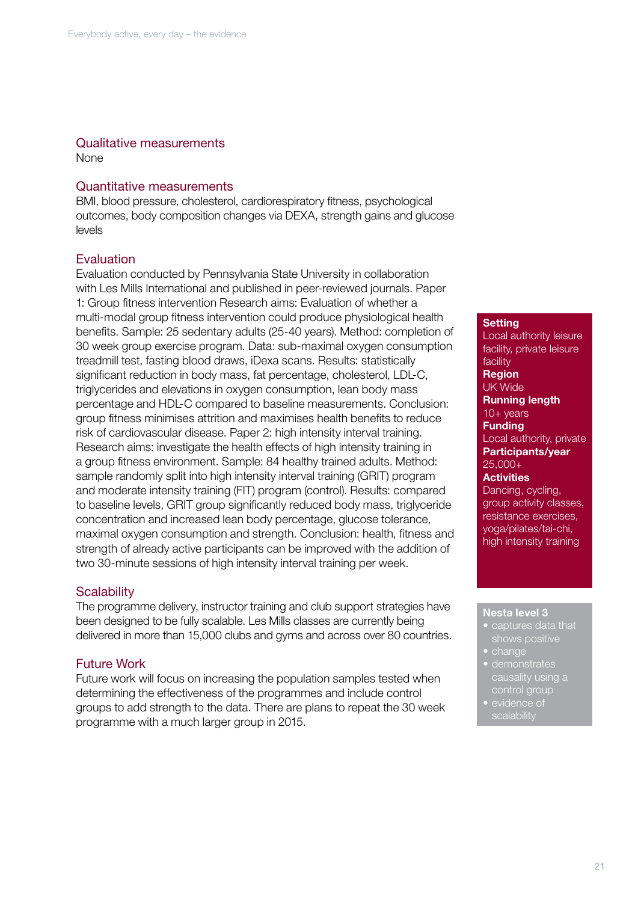## Qualitative measurements

None

## Quantitative measurements

BMI, blood pressure, cholesterol, cardiorespiratory fitness, psychological outcomes, body composition changes via DEXA, strength gains and glucose levels

## Evaluation

Evaluation conducted by Pennsylvania State University in collaboration with Les Mills International and published in peer-reviewed journals. Paper 1: Group fitness intervention Research aims: Evaluation of whether a multi-modal group fitness intervention could produce physiological health benefits. Sample: 25 sedentary adults (25-40 years). Method: completion of 30 week group exercise program. Data: sub-maximal oxygen consumption treadmill test, fasting blood draws, iDexa scans. Results: statistically significant reduction in body mass, fat percentage, cholesterol, LDL-C, triglycerides and elevations in oxygen consumption, lean body mass percentage and HDL-C compared to baseline measurements. Conclusion: group fitness minimises attrition and maximises health benefits to reduce risk of cardiovascular disease. Paper 2: high intensity interval training. Research aims: investigate the health effects of high intensity training in a group fitness environment. Sample: 84 healthy trained adults. Method: sample randomly split into high intensity interval training (GRIT) program and moderate intensity training (FIT) program (control). Results: compared to baseline levels, GRIT group significantly reduced body mass, triglyceride concentration and increased lean body percentage, glucose tolerance, maximal oxygen consumption and strength. Conclusion: health, fitness and strength of already active participants can be improved with the addition of two 30-minute sessions of high intensity interval training per week.

## Scalability

The programme delivery, instructor training and club support strategies have been designed to be fully scalable. Les Mills classes are currently being delivered in more than 15,000 clubs and gyms and across over 80 countries.

## Future Work

Future work will focus on increasing the population samples tested when determining the effectiveness of the programmes and include control groups to add strength to the data. There are plans to repeat the 30 week programme with a much larger group in 2015.

**Setting**
Local authority leisure facility, private leisure facility

**Region**
UK Wide

**Running length**
10+ years

**Funding**
Local authority, private

**Participants/year**
25,000+

**Activities**
Dancing, cycling, group activity classes, resistance exercises, yoga/pilates/tai-chi, high intensity training

**Nesta level 3**

- captures data that shows positive
- change
- demonstrates causality using a control group
- evidence of scalability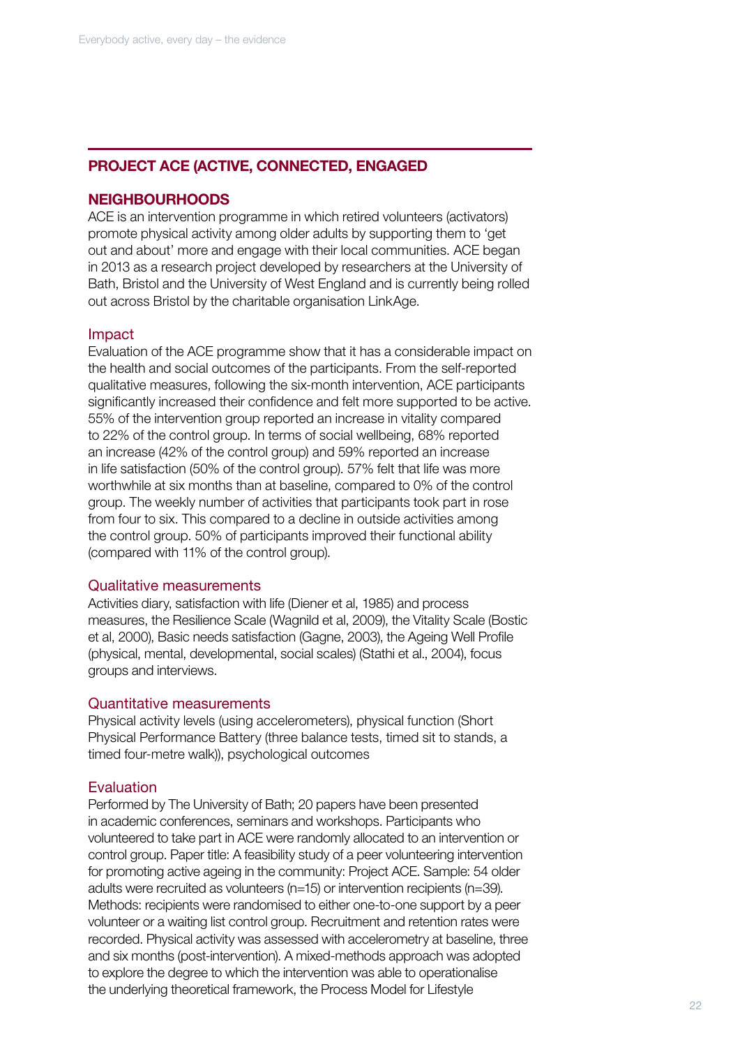## PROJECT ACE (ACTIVE, CONNECTED, ENGAGED

## NEIGHBOURHOODS

ACE is an intervention programme in which retired volunteers (activators) promote physical activity among older adults by supporting them to 'get out and about' more and engage with their local communities. ACE began in 2013 as a research project developed by researchers at the University of Bath, Bristol and the University of West England and is currently being rolled out across Bristol by the charitable organisation LinkAge.

### Impact

Evaluation of the ACE programme show that it has a considerable impact on the health and social outcomes of the participants. From the self-reported qualitative measures, following the six-month intervention, ACE participants significantly increased their confidence and felt more supported to be active. 55% of the intervention group reported an increase in vitality compared to 22% of the control group. In terms of social wellbeing, 68% reported an increase (42% of the control group) and 59% reported an increase in life satisfaction (50% of the control group). 57% felt that life was more worthwhile at six months than at baseline, compared to 0% of the control group. The weekly number of activities that participants took part in rose from four to six. This compared to a decline in outside activities among the control group. 50% of participants improved their functional ability (compared with 11% of the control group).

### Qualitative measurements

Activities diary, satisfaction with life (Diener et al, 1985) and process measures, the Resilience Scale (Wagnild et al, 2009), the Vitality Scale (Bostic et al, 2000), Basic needs satisfaction (Gagne, 2003), the Ageing Well Profile (physical, mental, developmental, social scales) (Stathi et al., 2004), focus groups and interviews.

### Quantitative measurements

Physical activity levels (using accelerometers), physical function (Short Physical Performance Battery (three balance tests, timed sit to stands, a timed four-metre walk)), psychological outcomes

### Evaluation

Performed by The University of Bath; 20 papers have been presented in academic conferences, seminars and workshops. Participants who volunteered to take part in ACE were randomly allocated to an intervention or control group. Paper title: A feasibility study of a peer volunteering intervention for promoting active ageing in the community: Project ACE. Sample: 54 older adults were recruited as volunteers (n=15) or intervention recipients (n=39). Methods: recipients were randomised to either one-to-one support by a peer volunteer or a waiting list control group. Recruitment and retention rates were recorded. Physical activity was assessed with accelerometry at baseline, three and six months (post-intervention). A mixed-methods approach was adopted to explore the degree to which the intervention was able to operationalise the underlying theoretical framework, the Process Model for Lifestyle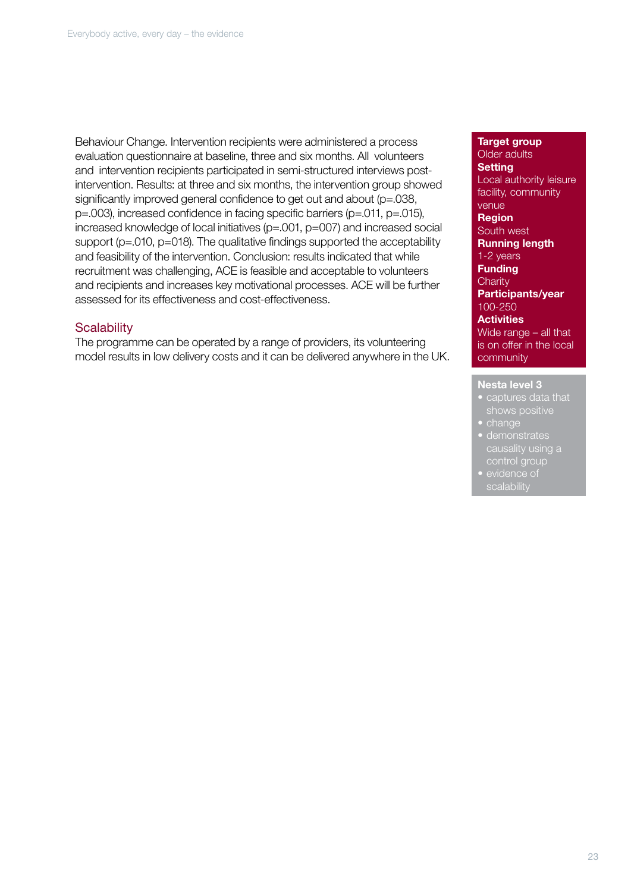Behaviour Change. Intervention recipients were administered a process evaluation questionnaire at baseline, three and six months. All volunteers and intervention recipients participated in semi-structured interviews post-intervention. Results: at three and six months, the intervention group showed significantly improved general confidence to get out and about ($p=.038$, $p=.003$), increased confidence in facing specific barriers ($p=.011$, $p=.015$), increased knowledge of local initiatives ($p=.001$, p=007) and increased social support ($p=.010$, p=018). The qualitative findings supported the acceptability and feasibility of the intervention. Conclusion: results indicated that while recruitment was challenging, ACE is feasible and acceptable to volunteers and recipients and increases key motivational processes. ACE will be further assessed for its effectiveness and cost-effectiveness.

## Scalability

The programme can be operated by a range of providers, its volunteering model results in low delivery costs and it can be delivered anywhere in the UK.

**Target group**
Older adults

**Setting**
Local authority leisure facility, community venue

**Region**
South west

**Running length**
1-2 years

**Funding**
Charity

**Participants/year**
100-250

**Activities**
Wide range – all that is on offer in the local community

**Nesta level 3**

- captures data that shows positive
- change
- demonstrates causality using a control group
- evidence of scalability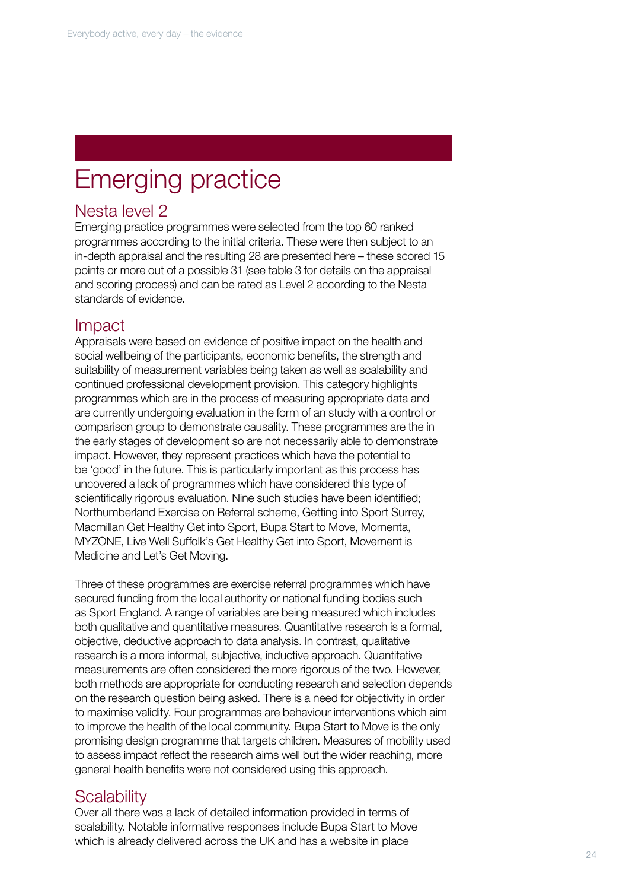# Emerging practice

## Nesta level 2

Emerging practice programmes were selected from the top 60 ranked programmes according to the initial criteria. These were then subject to an in-depth appraisal and the resulting 28 are presented here – these scored 15 points or more out of a possible 31 (see table 3 for details on the appraisal and scoring process) and can be rated as Level 2 according to the Nesta standards of evidence.

## Impact

Appraisals were based on evidence of positive impact on the health and social wellbeing of the participants, economic benefits, the strength and suitability of measurement variables being taken as well as scalability and continued professional development provision. This category highlights programmes which are in the process of measuring appropriate data and are currently undergoing evaluation in the form of an study with a control or comparison group to demonstrate causality. These programmes are the in the early stages of development so are not necessarily able to demonstrate impact. However, they represent practices which have the potential to be 'good' in the future. This is particularly important as this process has uncovered a lack of programmes which have considered this type of scientifically rigorous evaluation. Nine such studies have been identified; Northumberland Exercise on Referral scheme, Getting into Sport Surrey, Macmillan Get Healthy Get into Sport, Bupa Start to Move, Momenta, MYZONE, Live Well Suffolk's Get Healthy Get into Sport, Movement is Medicine and Let's Get Moving.

Three of these programmes are exercise referral programmes which have secured funding from the local authority or national funding bodies such as Sport England. A range of variables are being measured which includes both qualitative and quantitative measures. Quantitative research is a formal, objective, deductive approach to data analysis. In contrast, qualitative research is a more informal, subjective, inductive approach. Quantitative measurements are often considered the more rigorous of the two. However, both methods are appropriate for conducting research and selection depends on the research question being asked. There is a need for objectivity in order to maximise validity. Four programmes are behaviour interventions which aim to improve the health of the local community. Bupa Start to Move is the only promising design programme that targets children. Measures of mobility used to assess impact reflect the research aims well but the wider reaching, more general health benefits were not considered using this approach.

## Scalability

Over all there was a lack of detailed information provided in terms of scalability. Notable informative responses include Bupa Start to Move which is already delivered across the UK and has a website in place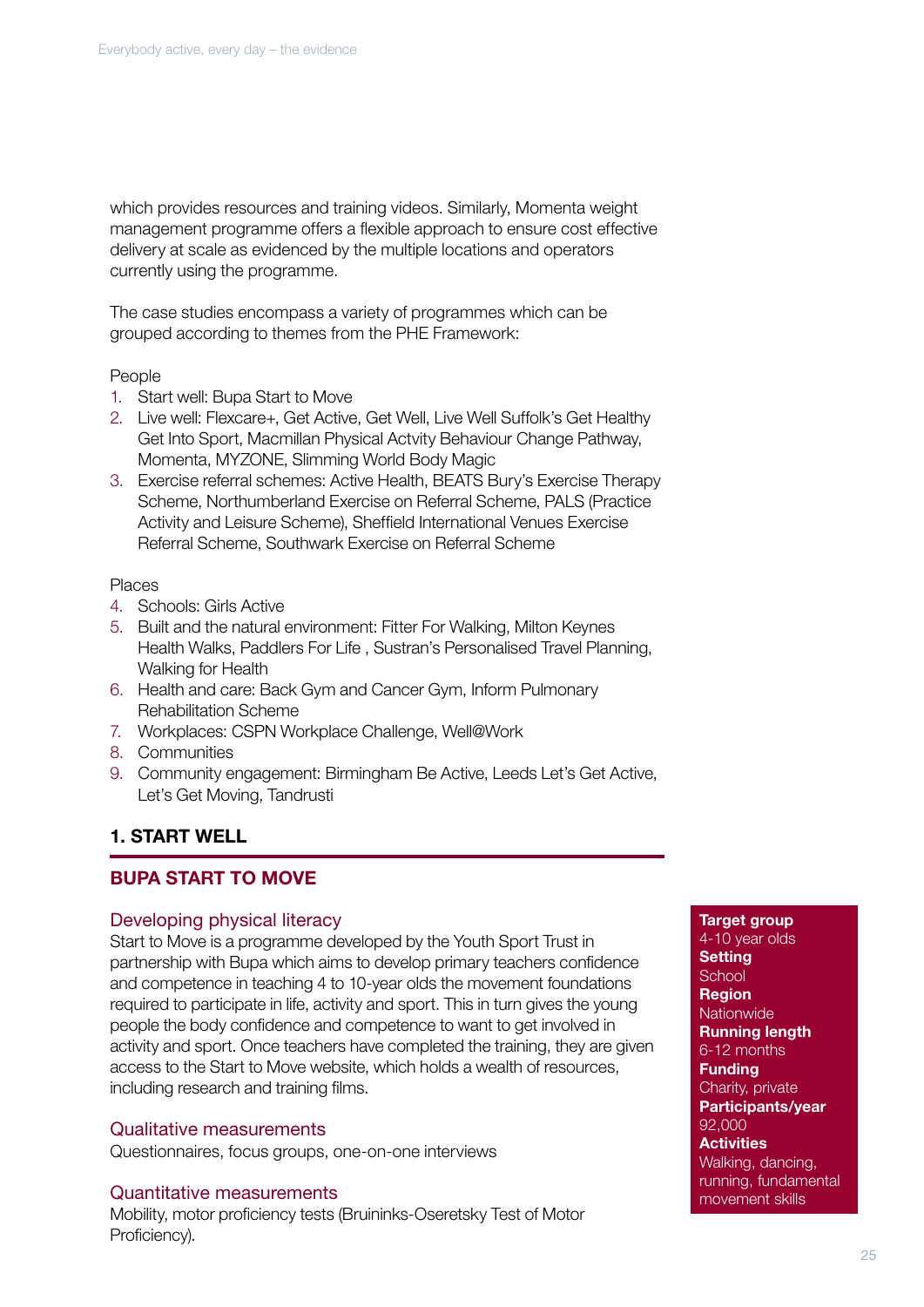which provides resources and training videos. Similarly, Momenta weight management programme offers a flexible approach to ensure cost effective delivery at scale as evidenced by the multiple locations and operators currently using the programme.

The case studies encompass a variety of programmes which can be grouped according to themes from the PHE Framework:

People

1. Start well: Bupa Start to Move
2. Live well: Flexcare+, Get Active, Get Well, Live Well Suffolk's Get Healthy Get Into Sport, Macmillan Physical Actvity Behaviour Change Pathway, Momenta, MYZONE, Slimming World Body Magic
3. Exercise referral schemes: Active Health, BEATS Bury's Exercise Therapy Scheme, Northumberland Exercise on Referral Scheme, PALS (Practice Activity and Leisure Scheme), Sheffield International Venues Exercise Referral Scheme, Southwark Exercise on Referral Scheme

Places

4. Schools: Girls Active
5. Built and the natural environment: Fitter For Walking, Milton Keynes Health Walks, Paddlers For Life , Sustran's Personalised Travel Planning, Walking for Health
6. Health and care: Back Gym and Cancer Gym, Inform Pulmonary Rehabilitation Scheme
7. Workplaces: CSPN Workplace Challenge, Well@Work
8. Communities
9. Community engagement: Birmingham Be Active, Leeds Let's Get Active, Let's Get Moving, Tandrusti

## 1. START WELL

### BUPA START TO MOVE

#### Developing physical literacy

Start to Move is a programme developed by the Youth Sport Trust in partnership with Bupa which aims to develop primary teachers confidence and competence in teaching 4 to 10-year olds the movement foundations required to participate in life, activity and sport. This in turn gives the young people the body confidence and competence to want to get involved in activity and sport. Once teachers have completed the training, they are given access to the Start to Move website, which holds a wealth of resources, including research and training films.

#### Qualitative measurements

Questionnaires, focus groups, one-on-one interviews

#### Quantitative measurements

Mobility, motor proficiency tests (Bruininks-Oseretsky Test of Motor Proficiency).

**Target group**
4-10 year olds
**Setting**
School
**Region**
Nationwide
**Running length**
6-12 months
**Funding**
Charity, private
**Participants/year**
92,000
**Activities**
Walking, dancing, running, fundamental movement skills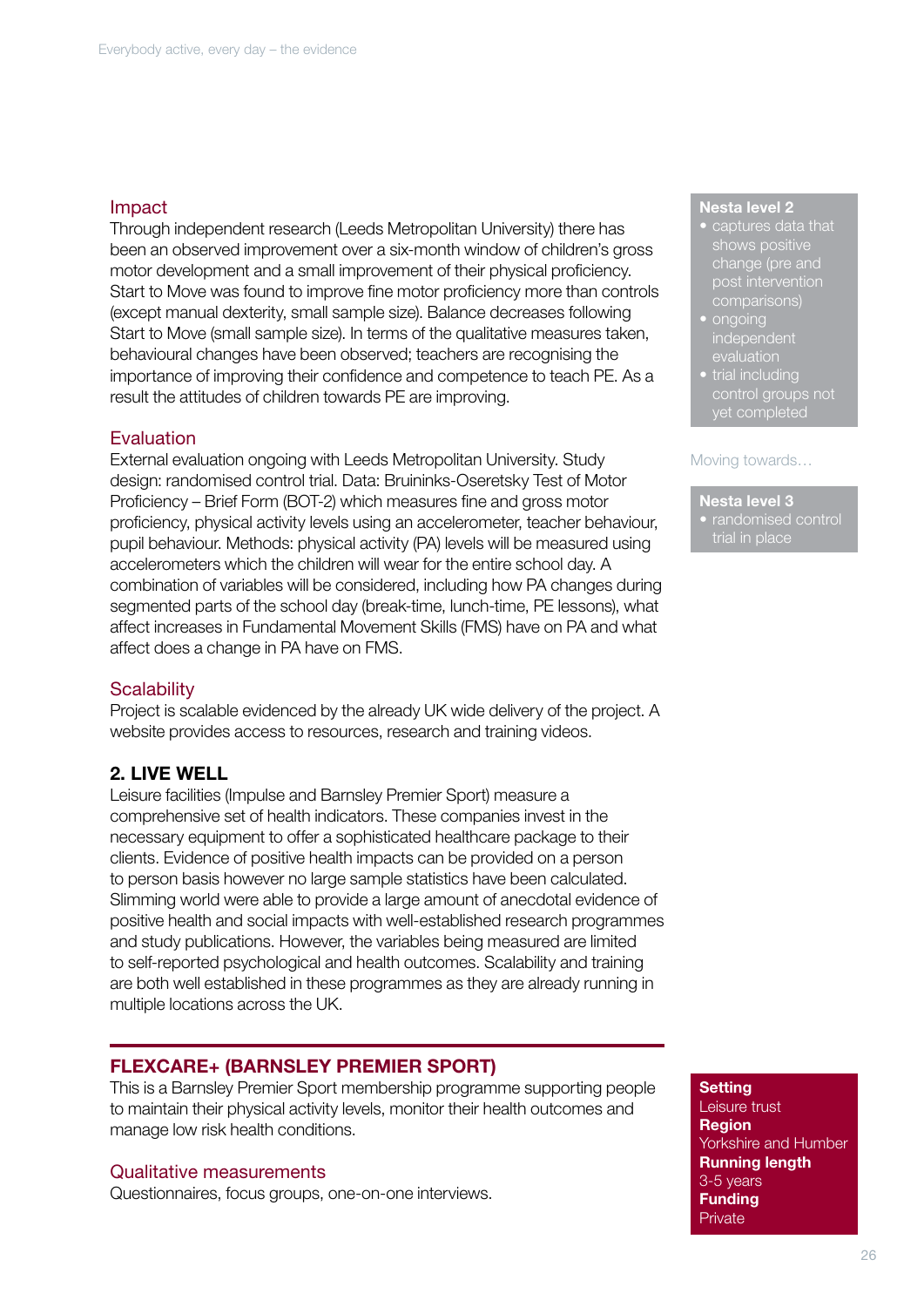### Impact

Through independent research (Leeds Metropolitan University) there has been an observed improvement over a six-month window of children's gross motor development and a small improvement of their physical proficiency. Start to Move was found to improve fine motor proficiency more than controls (except manual dexterity, small sample size). Balance decreases following Start to Move (small sample size). In terms of the qualitative measures taken, behavioural changes have been observed; teachers are recognising the importance of improving their confidence and competence to teach PE. As a result the attitudes of children towards PE are improving.

### Evaluation

External evaluation ongoing with Leeds Metropolitan University. Study design: randomised control trial. Data: Bruininks-Oseretsky Test of Motor Proficiency – Brief Form (BOT-2) which measures fine and gross motor proficiency, physical activity levels using an accelerometer, teacher behaviour, pupil behaviour. Methods: physical activity (PA) levels will be measured using accelerometers which the children will wear for the entire school day. A combination of variables will be considered, including how PA changes during segmented parts of the school day (break-time, lunch-time, PE lessons), what affect increases in Fundamental Movement Skills (FMS) have on PA and what affect does a change in PA have on FMS.

### Scalability

Project is scalable evidenced by the already UK wide delivery of the project. A website provides access to resources, research and training videos.

**Nesta level 2**
- captures data that shows positive change (pre and post intervention comparisons)
- ongoing independent evaluation
- trial including control groups not yet completed

Moving towards…

**Nesta level 3**
- randomised control trial in place

## 2. LIVE WELL

Leisure facilities (Impulse and Barnsley Premier Sport) measure a comprehensive set of health indicators. These companies invest in the necessary equipment to offer a sophisticated healthcare package to their clients. Evidence of positive health impacts can be provided on a person to person basis however no large sample statistics have been calculated. Slimming world were able to provide a large amount of anecdotal evidence of positive health and social impacts with well-established research programmes and study publications. However, the variables being measured are limited to self-reported psychological and health outcomes. Scalability and training are both well established in these programmes as they are already running in multiple locations across the UK.

## FLEXCARE+ (BARNSLEY PREMIER SPORT)

This is a Barnsley Premier Sport membership programme supporting people to maintain their physical activity levels, monitor their health outcomes and manage low risk health conditions.

### Qualitative measurements

Questionnaires, focus groups, one-on-one interviews.

**Setting**
Leisure trust
**Region**
Yorkshire and Humber
**Running length**
3-5 years
**Funding**
Private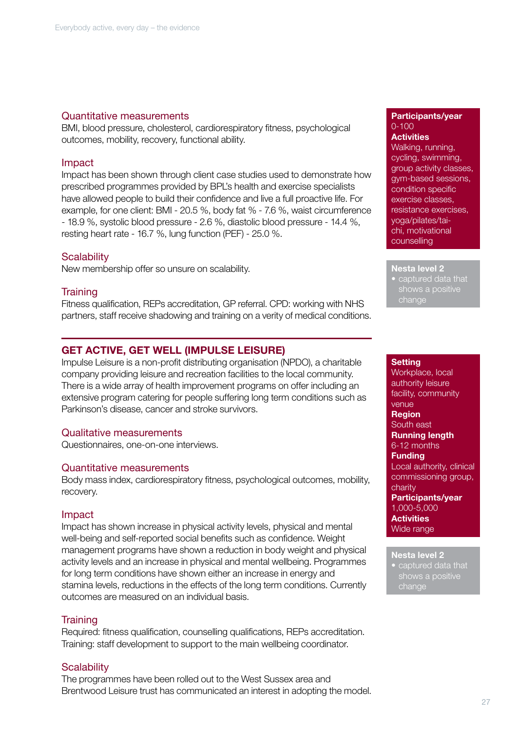### Quantitative measurements

BMI, blood pressure, cholesterol, cardiorespiratory fitness, psychological outcomes, mobility, recovery, functional ability.

### Impact

Impact has been shown through client case studies used to demonstrate how prescribed programmes provided by BPL's health and exercise specialists have allowed people to build their confidence and live a full proactive life. For example, for one client: BMI - 20.5 %, body fat % - 7.6 %, waist circumference - 18.9 %, systolic blood pressure - 2.6 %, diastolic blood pressure - 14.4 %, resting heart rate - 16.7 %, lung function (PEF) - 25.0 %.

### Scalability

New membership offer so unsure on scalability.

### Training

Fitness qualification, REPs accreditation, GP referral. CPD: working with NHS partners, staff receive shadowing and training on a verity of medical conditions.

**Participants/year**
0-100

**Activities**
Walking, running, cycling, swimming, group activity classes, gym-based sessions, condition specific exercise classes, resistance exercises, yoga/pilates/tai-chi, motivational counselling

**Nesta level 2**

- captured data that shows a positive change

## GET ACTIVE, GET WELL (IMPULSE LEISURE)

Impulse Leisure is a non-profit distributing organisation (NPDO), a charitable company providing leisure and recreation facilities to the local community. There is a wide array of health improvement programs on offer including an extensive program catering for people suffering long term conditions such as Parkinson's disease, cancer and stroke survivors.

### Qualitative measurements

Questionnaires, one-on-one interviews.

### Quantitative measurements

Body mass index, cardiorespiratory fitness, psychological outcomes, mobility, recovery.

### Impact

Impact has shown increase in physical activity levels, physical and mental well-being and self-reported social benefits such as confidence. Weight management programs have shown a reduction in body weight and physical activity levels and an increase in physical and mental wellbeing. Programmes for long term conditions have shown either an increase in energy and stamina levels, reductions in the effects of the long term conditions. Currently outcomes are measured on an individual basis.

### Training

Required: fitness qualification, counselling qualifications, REPs accreditation. Training: staff development to support to the main wellbeing coordinator.

### Scalability

The programmes have been rolled out to the West Sussex area and Brentwood Leisure trust has communicated an interest in adopting the model.

**Setting**
Workplace, local authority leisure facility, community venue

**Region**
South east

**Running length**
6-12 months

**Funding**
Local authority, clinical commissioning group, charity

**Participants/year**
1,000-5,000

**Activities**
Wide range

**Nesta level 2**

- captured data that shows a positive change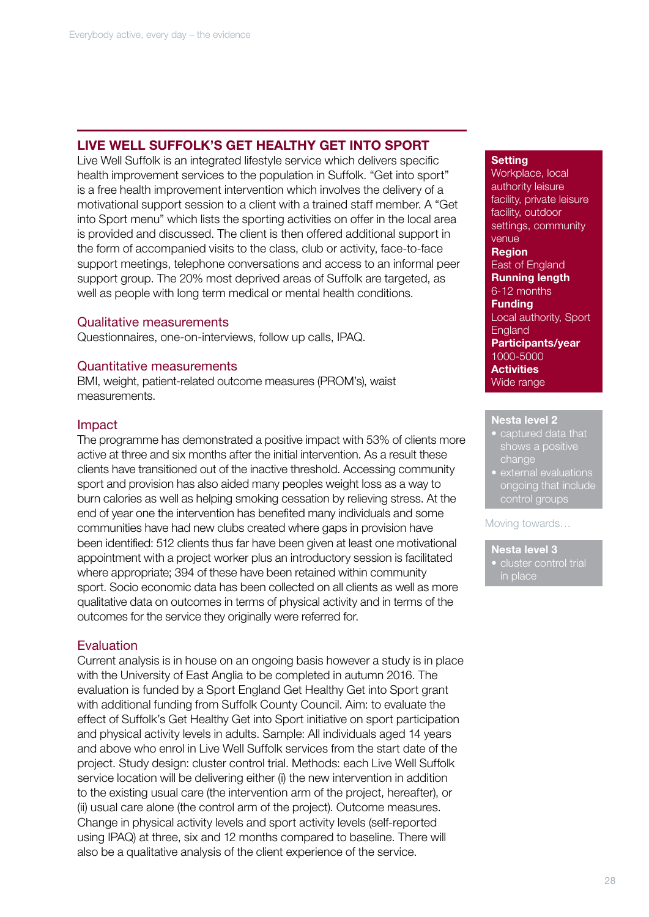## LIVE WELL SUFFOLK'S GET HEALTHY GET INTO SPORT

Live Well Suffolk is an integrated lifestyle service which delivers specific health improvement services to the population in Suffolk. "Get into sport" is a free health improvement intervention which involves the delivery of a motivational support session to a client with a trained staff member. A "Get into Sport menu" which lists the sporting activities on offer in the local area is provided and discussed. The client is then offered additional support in the form of accompanied visits to the class, club or activity, face-to-face support meetings, telephone conversations and access to an informal peer support group. The 20% most deprived areas of Suffolk are targeted, as well as people with long term medical or mental health conditions.

### Qualitative measurements

Questionnaires, one-on-interviews, follow up calls, IPAQ.

### Quantitative measurements

BMI, weight, patient-related outcome measures (PROM's), waist measurements.

### Impact

The programme has demonstrated a positive impact with 53% of clients more active at three and six months after the initial intervention. As a result these clients have transitioned out of the inactive threshold. Accessing community sport and provision has also aided many peoples weight loss as a way to burn calories as well as helping smoking cessation by relieving stress. At the end of year one the intervention has benefited many individuals and some communities have had new clubs created where gaps in provision have been identified: 512 clients thus far have been given at least one motivational appointment with a project worker plus an introductory session is facilitated where appropriate; 394 of these have been retained within community sport. Socio economic data has been collected on all clients as well as more qualitative data on outcomes in terms of physical activity and in terms of the outcomes for the service they originally were referred for.

### Evaluation

Current analysis is in house on an ongoing basis however a study is in place with the University of East Anglia to be completed in autumn 2016. The evaluation is funded by a Sport England Get Healthy Get into Sport grant with additional funding from Suffolk County Council. Aim: to evaluate the effect of Suffolk's Get Healthy Get into Sport initiative on sport participation and physical activity levels in adults. Sample: All individuals aged 14 years and above who enrol in Live Well Suffolk services from the start date of the project. Study design: cluster control trial. Methods: each Live Well Suffolk service location will be delivering either (i) the new intervention in addition to the existing usual care (the intervention arm of the project, hereafter), or (ii) usual care alone (the control arm of the project). Outcome measures. Change in physical activity levels and sport activity levels (self-reported using IPAQ) at three, six and 12 months compared to baseline. There will also be a qualitative analysis of the client experience of the service.

**Setting**
Workplace, local authority leisure facility, private leisure facility, outdoor settings, community venue

**Region**
East of England

**Running length**
6-12 months

**Funding**
Local authority, Sport England

**Participants/year**
1000-5000

**Activities**
Wide range

**Nesta level 2**
- captured data that shows a positive change
- external evaluations ongoing that include control groups

Moving towards…

**Nesta level 3**
- cluster control trial in place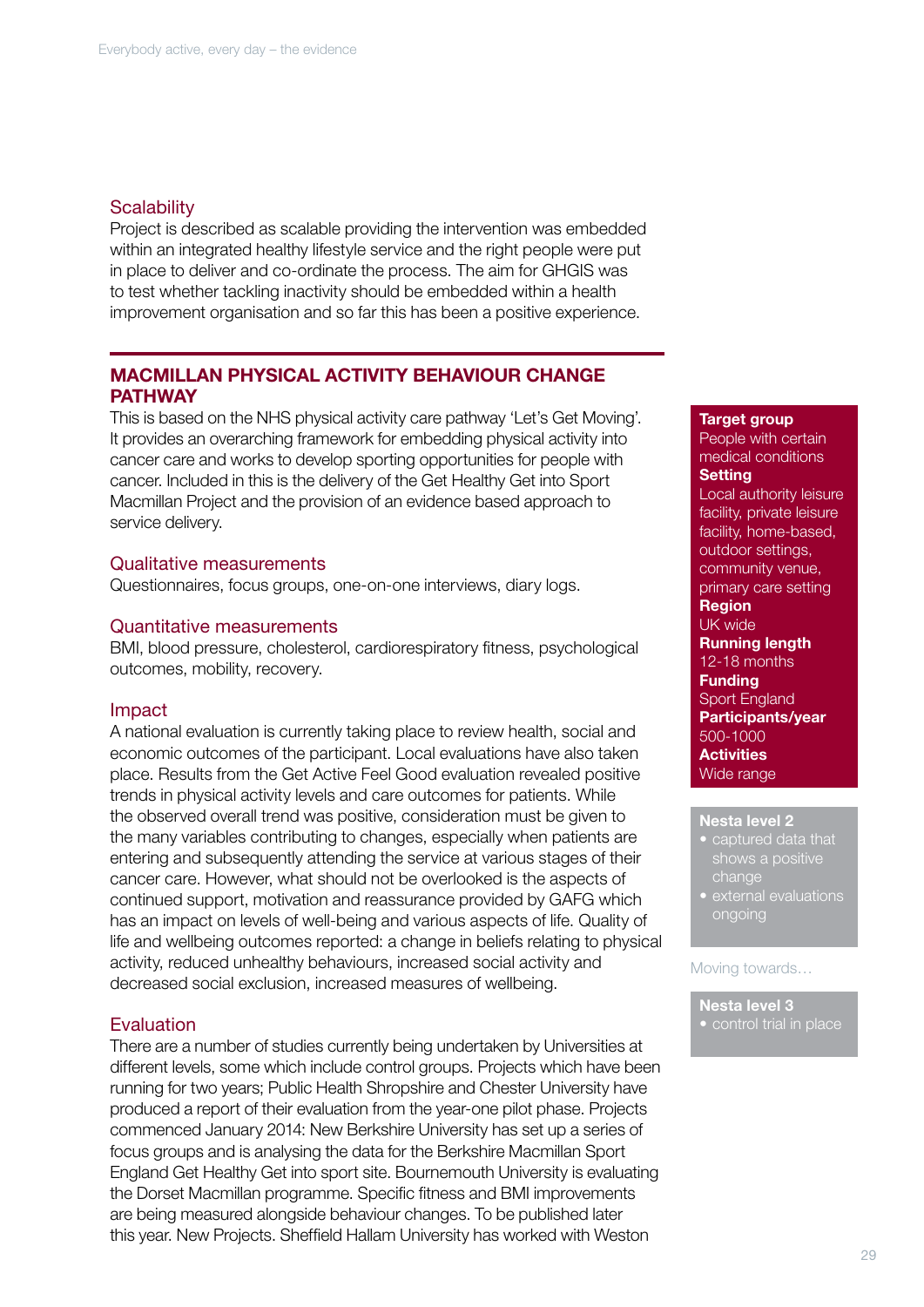### Scalability

Project is described as scalable providing the intervention was embedded within an integrated healthy lifestyle service and the right people were put in place to deliver and co-ordinate the process. The aim for GHGIS was to test whether tackling inactivity should be embedded within a health improvement organisation and so far this has been a positive experience.

## MACMILLAN PHYSICAL ACTIVITY BEHAVIOUR CHANGE PATHWAY

This is based on the NHS physical activity care pathway 'Let's Get Moving'. It provides an overarching framework for embedding physical activity into cancer care and works to develop sporting opportunities for people with cancer. Included in this is the delivery of the Get Healthy Get into Sport Macmillan Project and the provision of an evidence based approach to service delivery.

**Target group**
People with certain medical conditions

**Setting**
Local authority leisure facility, private leisure facility, home-based, outdoor settings, community venue, primary care setting

**Region**
UK wide

**Running length**
12-18 months

**Funding**
Sport England

**Participants/year**
500-1000

**Activities**
Wide range

**Nesta level 2**

- captured data that shows a positive change
- external evaluations ongoing

Moving towards…

**Nesta level 3**

- control trial in place

### Qualitative measurements

Questionnaires, focus groups, one-on-one interviews, diary logs.

### Quantitative measurements

BMI, blood pressure, cholesterol, cardiorespiratory fitness, psychological outcomes, mobility, recovery.

### Impact

A national evaluation is currently taking place to review health, social and economic outcomes of the participant. Local evaluations have also taken place. Results from the Get Active Feel Good evaluation revealed positive trends in physical activity levels and care outcomes for patients. While the observed overall trend was positive, consideration must be given to the many variables contributing to changes, especially when patients are entering and subsequently attending the service at various stages of their cancer care. However, what should not be overlooked is the aspects of continued support, motivation and reassurance provided by GAFG which has an impact on levels of well-being and various aspects of life. Quality of life and wellbeing outcomes reported: a change in beliefs relating to physical activity, reduced unhealthy behaviours, increased social activity and decreased social exclusion, increased measures of wellbeing.

### Evaluation

There are a number of studies currently being undertaken by Universities at different levels, some which include control groups. Projects which have been running for two years; Public Health Shropshire and Chester University have produced a report of their evaluation from the year-one pilot phase. Projects commenced January 2014: New Berkshire University has set up a series of focus groups and is analysing the data for the Berkshire Macmillan Sport England Get Healthy Get into sport site. Bournemouth University is evaluating the Dorset Macmillan programme. Specific fitness and BMI improvements are being measured alongside behaviour changes. To be published later this year. New Projects. Sheffield Hallam University has worked with Weston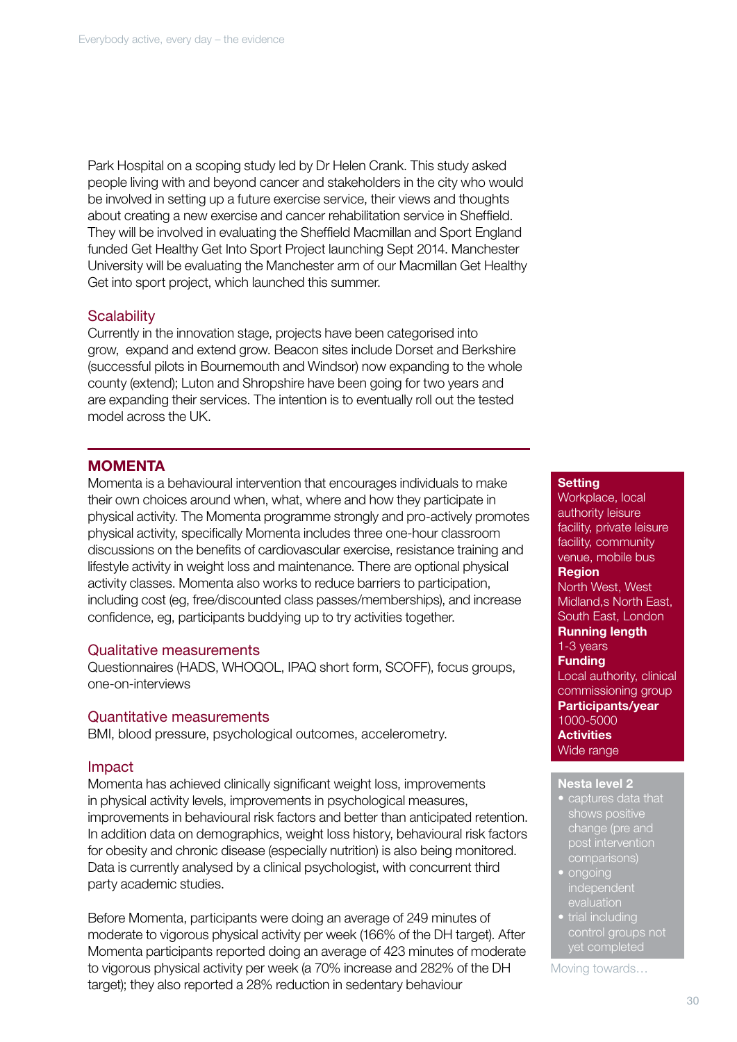Park Hospital on a scoping study led by Dr Helen Crank. This study asked people living with and beyond cancer and stakeholders in the city who would be involved in setting up a future exercise service, their views and thoughts about creating a new exercise and cancer rehabilitation service in Sheffield. They will be involved in evaluating the Sheffield Macmillan and Sport England funded Get Healthy Get Into Sport Project launching Sept 2014. Manchester University will be evaluating the Manchester arm of our Macmillan Get Healthy Get into sport project, which launched this summer.

### Scalability

Currently in the innovation stage, projects have been categorised into grow, expand and extend grow. Beacon sites include Dorset and Berkshire (successful pilots in Bournemouth and Windsor) now expanding to the whole county (extend); Luton and Shropshire have been going for two years and are expanding their services. The intention is to eventually roll out the tested model across the UK.

## MOMENTA

Momenta is a behavioural intervention that encourages individuals to make their own choices around when, what, where and how they participate in physical activity. The Momenta programme strongly and pro-actively promotes physical activity, specifically Momenta includes three one-hour classroom discussions on the benefits of cardiovascular exercise, resistance training and lifestyle activity in weight loss and maintenance. There are optional physical activity classes. Momenta also works to reduce barriers to participation, including cost (eg, free/discounted class passes/memberships), and increase confidence, eg, participants buddying up to try activities together.

### Qualitative measurements

Questionnaires (HADS, WHOQOL, IPAQ short form, SCOFF), focus groups, one-on-one-interviews

### Quantitative measurements

BMI, blood pressure, psychological outcomes, accelerometry.

### Impact

Momenta has achieved clinically significant weight loss, improvements in physical activity levels, improvements in psychological measures, improvements in behavioural risk factors and better than anticipated retention. In addition data on demographics, weight loss history, behavioural risk factors for obesity and chronic disease (especially nutrition) is also being monitored. Data is currently analysed by a clinical psychologist, with concurrent third party academic studies.

Before Momenta, participants were doing an average of 249 minutes of moderate to vigorous physical activity per week (166% of the DH target). After Momenta participants reported doing an average of 423 minutes of moderate to vigorous physical activity per week (a 70% increase and 282% of the DH target); they also reported a 28% reduction in sedentary behaviour

**Setting**
Workplace, local authority leisure facility, private leisure facility, community venue, mobile bus

**Region**
North West, West Midland,s North East, South East, London

**Running length**
1-3 years

**Funding**
Local authority, clinical commissioning group

**Participants/year**
1000-5000

**Activities**
Wide range

**Nesta level 2**

- captures data that shows positive change (pre and post intervention comparisons)
- ongoing independent evaluation
- trial including control groups not yet completed

Moving towards…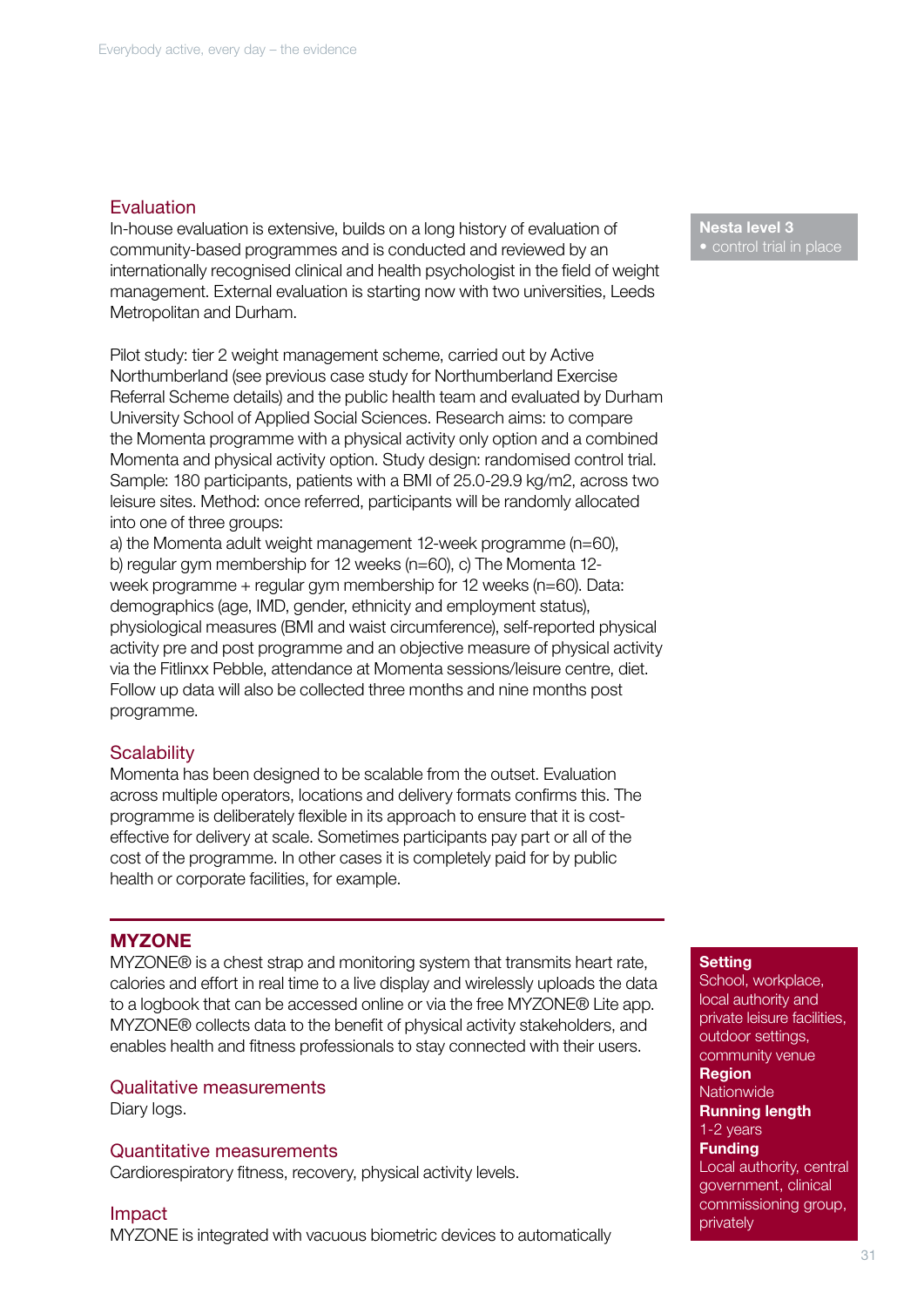### Evaluation

In-house evaluation is extensive, builds on a long history of evaluation of community-based programmes and is conducted and reviewed by an internationally recognised clinical and health psychologist in the field of weight management. External evaluation is starting now with two universities, Leeds Metropolitan and Durham.

**Nesta level 3**
- control trial in place

Pilot study: tier 2 weight management scheme, carried out by Active Northumberland (see previous case study for Northumberland Exercise Referral Scheme details) and the public health team and evaluated by Durham University School of Applied Social Sciences. Research aims: to compare the Momenta programme with a physical activity only option and a combined Momenta and physical activity option. Study design: randomised control trial. Sample: 180 participants, patients with a BMI of 25.0-29.9 kg/m2, across two leisure sites. Method: once referred, participants will be randomly allocated into one of three groups:
a) the Momenta adult weight management 12-week programme (n=60), b) regular gym membership for 12 weeks (n=60), c) The Momenta 12-week programme + regular gym membership for 12 weeks (n=60). Data: demographics (age, IMD, gender, ethnicity and employment status), physiological measures (BMI and waist circumference), self-reported physical activity pre and post programme and an objective measure of physical activity via the Fitlinxx Pebble, attendance at Momenta sessions/leisure centre, diet. Follow up data will also be collected three months and nine months post programme.

### Scalability

Momenta has been designed to be scalable from the outset. Evaluation across multiple operators, locations and delivery formats confirms this. The programme is deliberately flexible in its approach to ensure that it is cost-effective for delivery at scale. Sometimes participants pay part or all of the cost of the programme. In other cases it is completely paid for by public health or corporate facilities, for example.

## MYZONE

MYZONE® is a chest strap and monitoring system that transmits heart rate, calories and effort in real time to a live display and wirelessly uploads the data to a logbook that can be accessed online or via the free MYZONE® Lite app. MYZONE® collects data to the benefit of physical activity stakeholders, and enables health and fitness professionals to stay connected with their users.

**Setting**
School, workplace, local authority and private leisure facilities, outdoor settings, community venue

**Region**
Nationwide

**Running length**
1-2 years

**Funding**
Local authority, central government, clinical commissioning group, privately

### Qualitative measurements

Diary logs.

### Quantitative measurements

Cardiorespiratory fitness, recovery, physical activity levels.

### Impact

MYZONE is integrated with vacuous biometric devices to automatically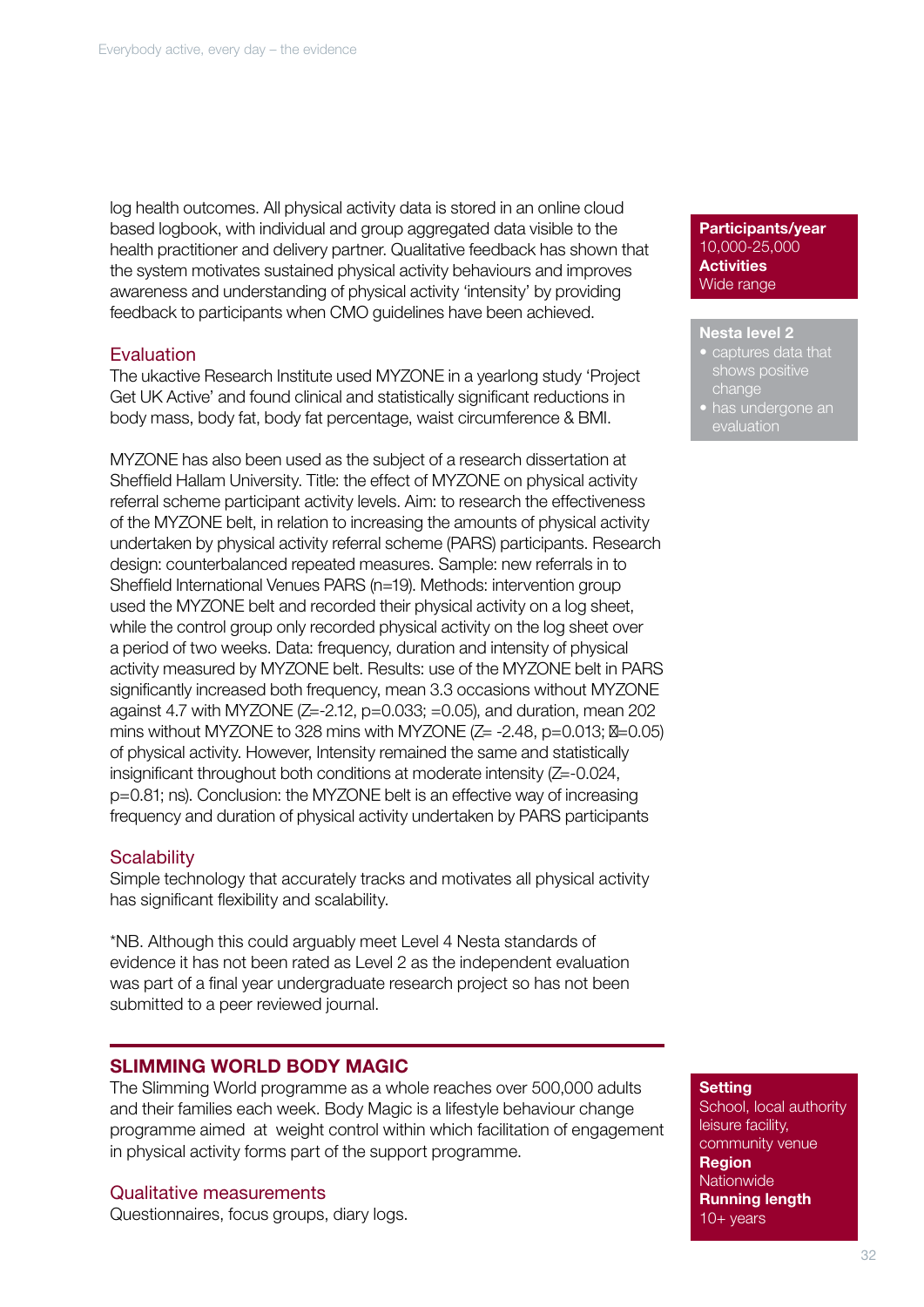log health outcomes. All physical activity data is stored in an online cloud based logbook, with individual and group aggregated data visible to the health practitioner and delivery partner. Qualitative feedback has shown that the system motivates sustained physical activity behaviours and improves awareness and understanding of physical activity 'intensity' by providing feedback to participants when CMO guidelines have been achieved.

**Participants/year**
10,000-25,000
**Activities**
Wide range

**Nesta level 2**
- captures data that shows positive change
- has undergone an evaluation

## Evaluation

The ukactive Research Institute used MYZONE in a yearlong study 'Project Get UK Active' and found clinical and statistically significant reductions in body mass, body fat, body fat percentage, waist circumference & BMI.

MYZONE has also been used as the subject of a research dissertation at Sheffield Hallam University. Title: the effect of MYZONE on physical activity referral scheme participant activity levels. Aim: to research the effectiveness of the MYZONE belt, in relation to increasing the amounts of physical activity undertaken by physical activity referral scheme (PARS) participants. Research design: counterbalanced repeated measures. Sample: new referrals in to Sheffield International Venues PARS (n=19). Methods: intervention group used the MYZONE belt and recorded their physical activity on a log sheet, while the control group only recorded physical activity on the log sheet over a period of two weeks. Data: frequency, duration and intensity of physical activity measured by MYZONE belt. Results: use of the MYZONE belt in PARS significantly increased both frequency, mean 3.3 occasions without MYZONE against 4.7 with MYZONE ($Z$=-2.12, $p$=0.033; =0.05), and duration, mean 202 mins without MYZONE to 328 mins with MYZONE ($Z$= -2.48, $p$=0.013; �=0.05) of physical activity. However, Intensity remained the same and statistically insignificant throughout both conditions at moderate intensity ($Z$=-0.024, $p$=0.81; ns). Conclusion: the MYZONE belt is an effective way of increasing frequency and duration of physical activity undertaken by PARS participants

## Scalability

Simple technology that accurately tracks and motivates all physical activity has significant flexibility and scalability.

*NB. Although this could arguably meet Level 4 Nesta standards of evidence it has not been rated as Level 2 as the independent evaluation was part of a final year undergraduate research project so has not been submitted to a peer reviewed journal.

## SLIMMING WORLD BODY MAGIC

The Slimming World programme as a whole reaches over 500,000 adults and their families each week. Body Magic is a lifestyle behaviour change programme aimed at weight control within which facilitation of engagement in physical activity forms part of the support programme.

**Setting**
School, local authority leisure facility, community venue
**Region**
Nationwide
**Running length**
10+ years

## Qualitative measurements

Questionnaires, focus groups, diary logs.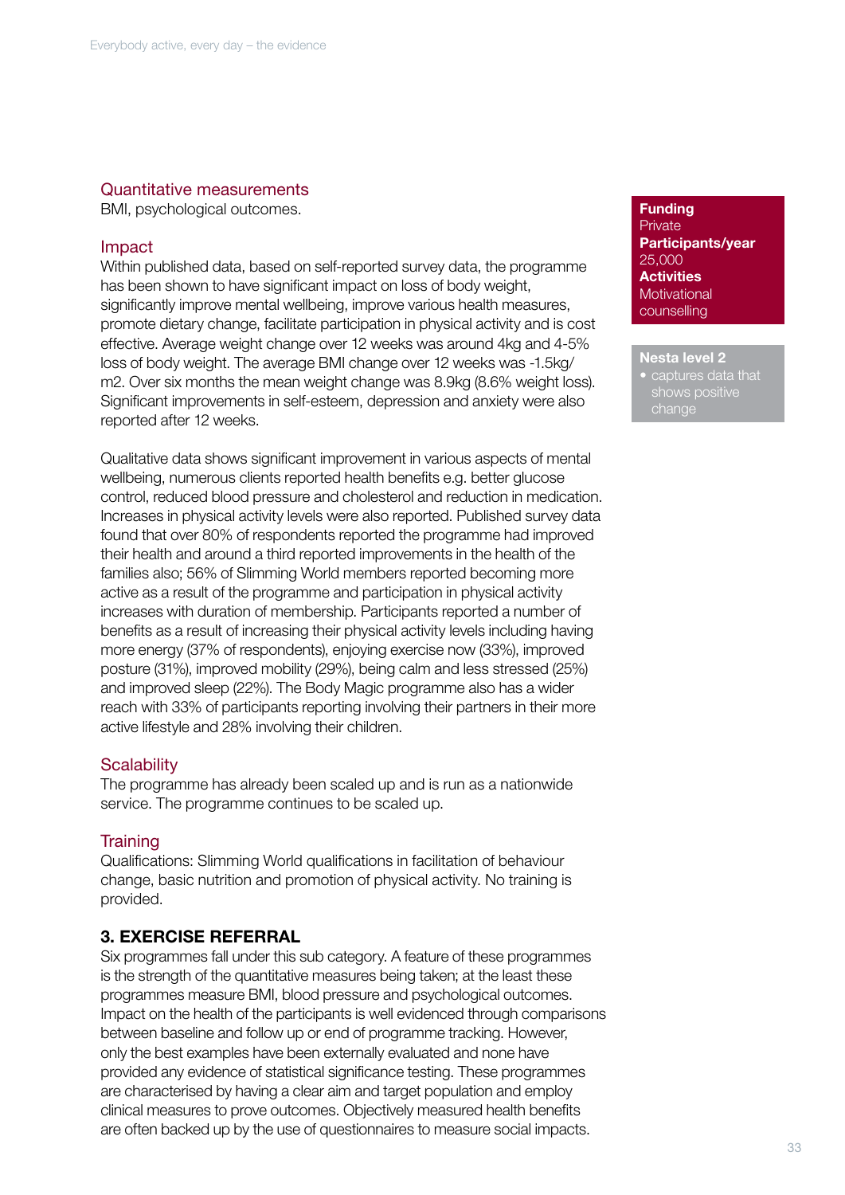### Quantitative measurements

BMI, psychological outcomes.

### Impact

Within published data, based on self-reported survey data, the programme has been shown to have significant impact on loss of body weight, significantly improve mental wellbeing, improve various health measures, promote dietary change, facilitate participation in physical activity and is cost effective. Average weight change over 12 weeks was around 4kg and 4-5% loss of body weight. The average BMI change over 12 weeks was -1.5kg/m2. Over six months the mean weight change was 8.9kg (8.6% weight loss). Significant improvements in self-esteem, depression and anxiety were also reported after 12 weeks.

Qualitative data shows significant improvement in various aspects of mental wellbeing, numerous clients reported health benefits e.g. better glucose control, reduced blood pressure and cholesterol and reduction in medication. Increases in physical activity levels were also reported. Published survey data found that over 80% of respondents reported the programme had improved their health and around a third reported improvements in the health of the families also; 56% of Slimming World members reported becoming more active as a result of the programme and participation in physical activity increases with duration of membership. Participants reported a number of benefits as a result of increasing their physical activity levels including having more energy (37% of respondents), enjoying exercise now (33%), improved posture (31%), improved mobility (29%), being calm and less stressed (25%) and improved sleep (22%). The Body Magic programme also has a wider reach with 33% of participants reporting involving their partners in their more active lifestyle and 28% involving their children.

### Scalability

The programme has already been scaled up and is run as a nationwide service. The programme continues to be scaled up.

### Training

Qualifications: Slimming World qualifications in facilitation of behaviour change, basic nutrition and promotion of physical activity. No training is provided.

**Funding**
Private
**Participants/year**
25,000
**Activities**
Motivational counselling

**Nesta level 2**
- captures data that shows positive change

## 3. EXERCISE REFERRAL

Six programmes fall under this sub category. A feature of these programmes is the strength of the quantitative measures being taken; at the least these programmes measure BMI, blood pressure and psychological outcomes. Impact on the health of the participants is well evidenced through comparisons between baseline and follow up or end of programme tracking. However, only the best examples have been externally evaluated and none have provided any evidence of statistical significance testing. These programmes are characterised by having a clear aim and target population and employ clinical measures to prove outcomes. Objectively measured health benefits are often backed up by the use of questionnaires to measure social impacts.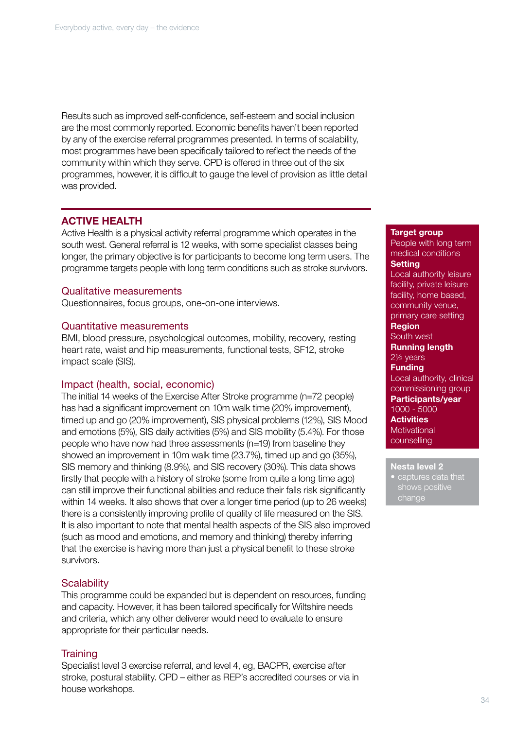Results such as improved self-confidence, self-esteem and social inclusion are the most commonly reported. Economic benefits haven't been reported by any of the exercise referral programmes presented. In terms of scalability, most programmes have been specifically tailored to reflect the needs of the community within which they serve. CPD is offered in three out of the six programmes, however, it is difficult to gauge the level of provision as little detail was provided.

## ACTIVE HEALTH

Active Health is a physical activity referral programme which operates in the south west. General referral is 12 weeks, with some specialist classes being longer, the primary objective is for participants to become long term users. The programme targets people with long term conditions such as stroke survivors.

**Target group**
People with long term medical conditions

**Setting**
Local authority leisure facility, private leisure facility, home based, community venue, primary care setting

**Region**
South west

**Running length**
2½ years

**Funding**
Local authority, clinical commissioning group

**Participants/year**
1000 - 5000

**Activities**
Motivational counselling

**Nesta level 2**
- captures data that shows positive change

### Qualitative measurements

Questionnaires, focus groups, one-on-one interviews.

### Quantitative measurements

BMI, blood pressure, psychological outcomes, mobility, recovery, resting heart rate, waist and hip measurements, functional tests, SF12, stroke impact scale (SIS).

### Impact (health, social, economic)

The initial 14 weeks of the Exercise After Stroke programme (n=72 people) has had a significant improvement on 10m walk time (20% improvement), timed up and go (20% improvement), SIS physical problems (12%), SIS Mood and emotions (5%), SIS daily activities (5%) and SIS mobility (5.4%). For those people who have now had three assessments (n=19) from baseline they showed an improvement in 10m walk time (23.7%), timed up and go (35%), SIS memory and thinking (8.9%), and SIS recovery (30%). This data shows firstly that people with a history of stroke (some from quite a long time ago) can still improve their functional abilities and reduce their falls risk significantly within 14 weeks. It also shows that over a longer time period (up to 26 weeks) there is a consistently improving profile of quality of life measured on the SIS. It is also important to note that mental health aspects of the SIS also improved (such as mood and emotions, and memory and thinking) thereby inferring that the exercise is having more than just a physical benefit to these stroke survivors.

### Scalability

This programme could be expanded but is dependent on resources, funding and capacity. However, it has been tailored specifically for Wiltshire needs and criteria, which any other deliverer would need to evaluate to ensure appropriate for their particular needs.

### Training

Specialist level 3 exercise referral, and level 4, eg, BACPR, exercise after stroke, postural stability. CPD – either as REP's accredited courses or via in house workshops.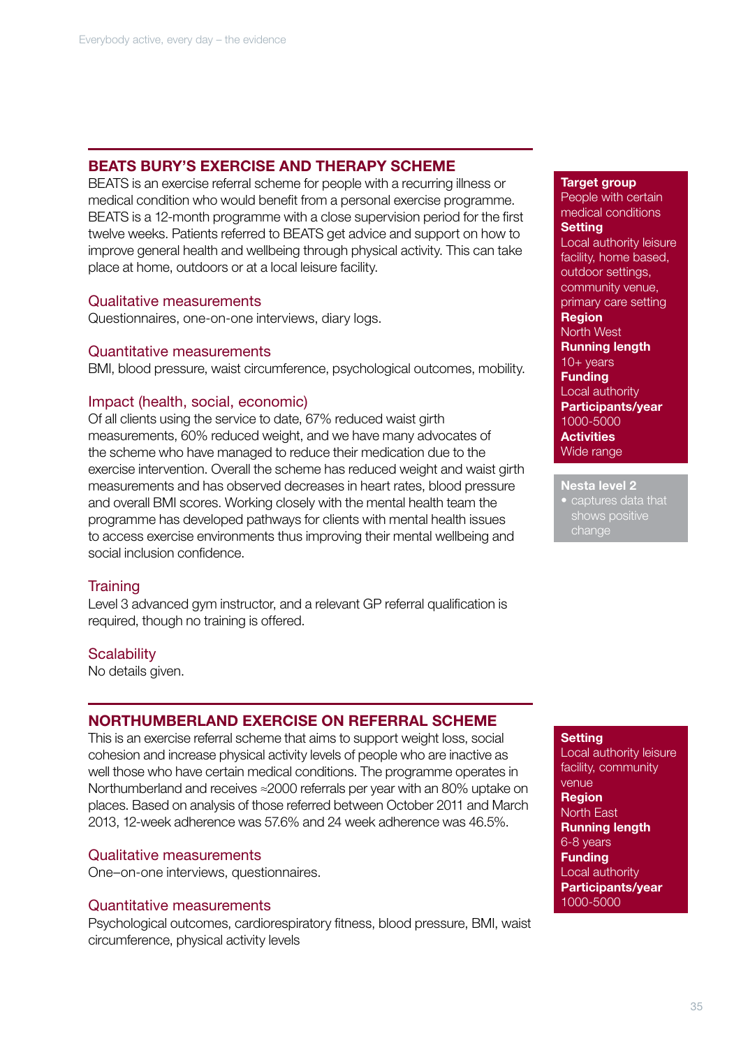## BEATS BURY'S EXERCISE AND THERAPY SCHEME

BEATS is an exercise referral scheme for people with a recurring illness or medical condition who would benefit from a personal exercise programme. BEATS is a 12-month programme with a close supervision period for the first twelve weeks. Patients referred to BEATS get advice and support on how to improve general health and wellbeing through physical activity. This can take place at home, outdoors or at a local leisure facility.

### Qualitative measurements

Questionnaires, one-on-one interviews, diary logs.

### Quantitative measurements

BMI, blood pressure, waist circumference, psychological outcomes, mobility.

### Impact (health, social, economic)

Of all clients using the service to date, 67% reduced waist girth measurements, 60% reduced weight, and we have many advocates of the scheme who have managed to reduce their medication due to the exercise intervention. Overall the scheme has reduced weight and waist girth measurements and has observed decreases in heart rates, blood pressure and overall BMI scores. Working closely with the mental health team the programme has developed pathways for clients with mental health issues to access exercise environments thus improving their mental wellbeing and social inclusion confidence.

### Training

Level 3 advanced gym instructor, and a relevant GP referral qualification is required, though no training is offered.

### Scalability

No details given.

**Target group**
People with certain medical conditions
**Setting**
Local authority leisure facility, home based, outdoor settings, community venue, primary care setting
**Region**
North West
**Running length**
10+ years
**Funding**
Local authority
**Participants/year**
1000-5000
**Activities**
Wide range

**Nesta level 2**
- captures data that shows positive change

## NORTHUMBERLAND EXERCISE ON REFERRAL SCHEME

This is an exercise referral scheme that aims to support weight loss, social cohesion and increase physical activity levels of people who are inactive as well those who have certain medical conditions. The programme operates in Northumberland and receives ≈2000 referrals per year with an 80% uptake on places. Based on analysis of those referred between October 2011 and March 2013, 12-week adherence was 57.6% and 24 week adherence was 46.5%.

### Qualitative measurements

One–on-one interviews, questionnaires.

### Quantitative measurements

Psychological outcomes, cardiorespiratory fitness, blood pressure, BMI, waist circumference, physical activity levels

**Setting**
Local authority leisure facility, community venue
**Region**
North East
**Running length**
6-8 years
**Funding**
Local authority
**Participants/year**
1000-5000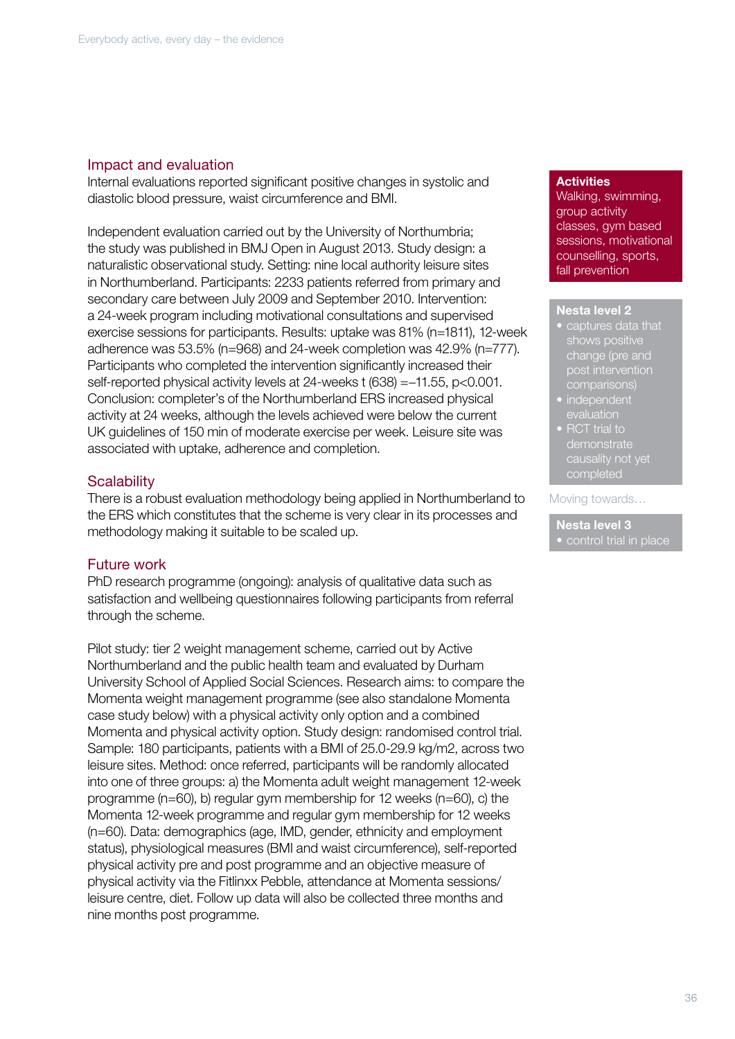## Impact and evaluation

Internal evaluations reported significant positive changes in systolic and diastolic blood pressure, waist circumference and BMI.

Independent evaluation carried out by the University of Northumbria; the study was published in BMJ Open in August 2013. Study design: a naturalistic observational study. Setting: nine local authority leisure sites in Northumberland. Participants: 2233 patients referred from primary and secondary care between July 2009 and September 2010. Intervention: a 24-week program including motivational consultations and supervised exercise sessions for participants. Results: uptake was 81% (n=1811), 12-week adherence was 53.5% (n=968) and 24-week completion was 42.9% (n=777). Participants who completed the intervention significantly increased their self-reported physical activity levels at 24-weeks $t\ (638) = -11.55$, $p<0.001$. Conclusion: completer's of the Northumberland ERS increased physical activity at 24 weeks, although the levels achieved were below the current UK guidelines of 150 min of moderate exercise per week. Leisure site was associated with uptake, adherence and completion.

## Scalability

There is a robust evaluation methodology being applied in Northumberland to the ERS which constitutes that the scheme is very clear in its processes and methodology making it suitable to be scaled up.

## Future work

PhD research programme (ongoing): analysis of qualitative data such as satisfaction and wellbeing questionnaires following participants from referral through the scheme.

Pilot study: tier 2 weight management scheme, carried out by Active Northumberland and the public health team and evaluated by Durham University School of Applied Social Sciences. Research aims: to compare the Momenta weight management programme (see also standalone Momenta case study below) with a physical activity only option and a combined Momenta and physical activity option. Study design: randomised control trial. Sample: 180 participants, patients with a BMI of 25.0-29.9 kg/m2, across two leisure sites. Method: once referred, participants will be randomly allocated into one of three groups: a) the Momenta adult weight management 12-week programme (n=60), b) regular gym membership for 12 weeks (n=60), c) the Momenta 12-week programme and regular gym membership for 12 weeks (n=60). Data: demographics (age, IMD, gender, ethnicity and employment status), physiological measures (BMI and waist circumference), self-reported physical activity pre and post programme and an objective measure of physical activity via the Fitlinxx Pebble, attendance at Momenta sessions/ leisure centre, diet. Follow up data will also be collected three months and nine months post programme.

**Activities**
Walking, swimming, group activity classes, gym based sessions, motivational counselling, sports, fall prevention

**Nesta level 2**
- captures data that shows positive change (pre and post intervention comparisons)
- independent evaluation
- RCT trial to demonstrate causality not yet completed

Moving towards…

**Nesta level 3**
- control trial in place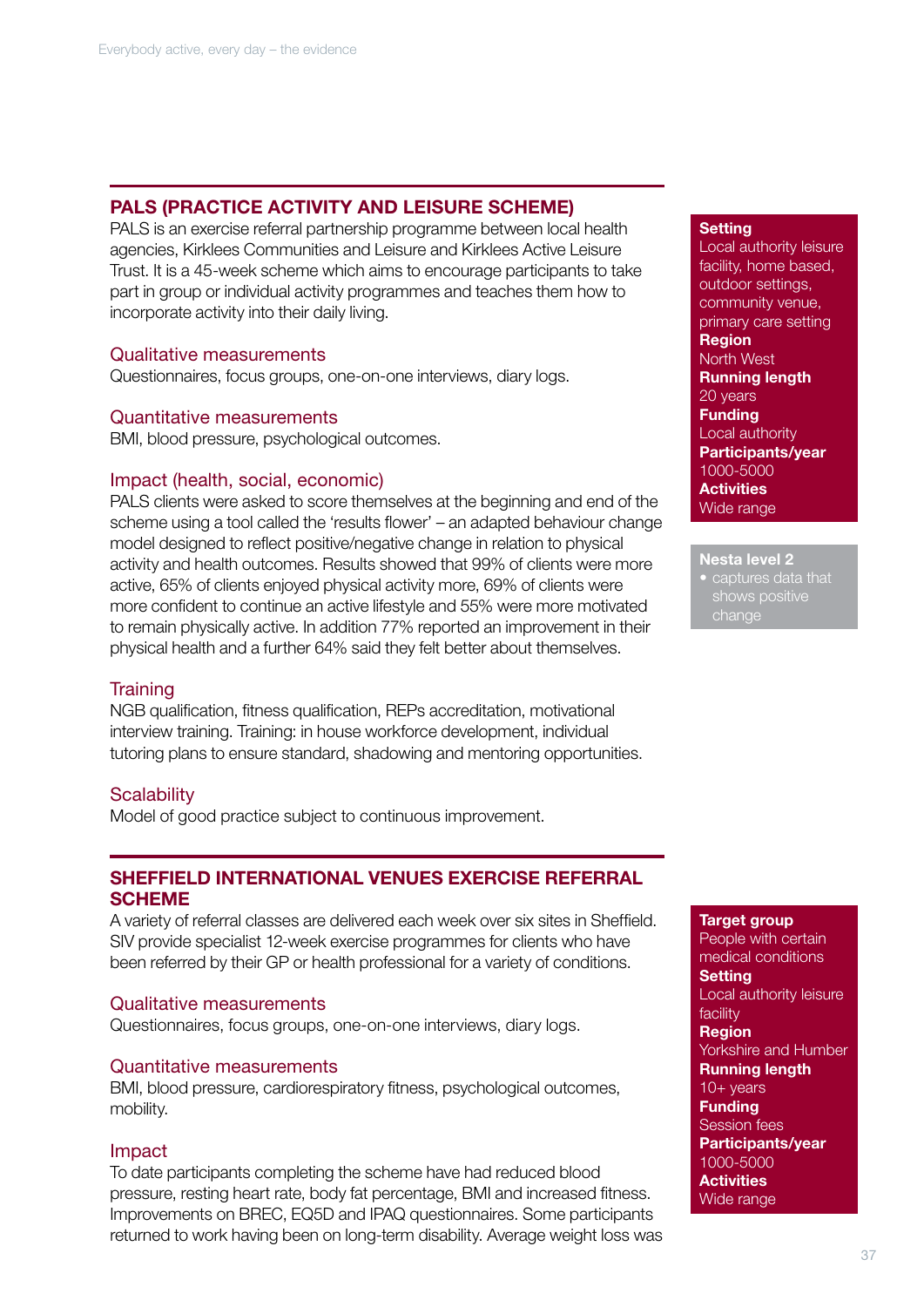## PALS (PRACTICE ACTIVITY AND LEISURE SCHEME)

PALS is an exercise referral partnership programme between local health agencies, Kirklees Communities and Leisure and Kirklees Active Leisure Trust. It is a 45-week scheme which aims to encourage participants to take part in group or individual activity programmes and teaches them how to incorporate activity into their daily living.

**Setting**
Local authority leisure facility, home based, outdoor settings, community venue, primary care setting
**Region**
North West
**Running length**
20 years
**Funding**
Local authority
**Participants/year**
1000-5000
**Activities**
Wide range

**Nesta level 2**
- captures data that shows positive change

### Qualitative measurements

Questionnaires, focus groups, one-on-one interviews, diary logs.

### Quantitative measurements

BMI, blood pressure, psychological outcomes.

### Impact (health, social, economic)

PALS clients were asked to score themselves at the beginning and end of the scheme using a tool called the 'results flower' – an adapted behaviour change model designed to reflect positive/negative change in relation to physical activity and health outcomes. Results showed that 99% of clients were more active, 65% of clients enjoyed physical activity more, 69% of clients were more confident to continue an active lifestyle and 55% were more motivated to remain physically active. In addition 77% reported an improvement in their physical health and a further 64% said they felt better about themselves.

### Training

NGB qualification, fitness qualification, REPs accreditation, motivational interview training. Training: in house workforce development, individual tutoring plans to ensure standard, shadowing and mentoring opportunities.

### Scalability

Model of good practice subject to continuous improvement.

## SHEFFIELD INTERNATIONAL VENUES EXERCISE REFERRAL SCHEME

A variety of referral classes are delivered each week over six sites in Sheffield. SIV provide specialist 12-week exercise programmes for clients who have been referred by their GP or health professional for a variety of conditions.

**Target group**
People with certain medical conditions
**Setting**
Local authority leisure facility
**Region**
Yorkshire and Humber
**Running length**
10+ years
**Funding**
Session fees
**Participants/year**
1000-5000
**Activities**
Wide range

### Qualitative measurements

Questionnaires, focus groups, one-on-one interviews, diary logs.

### Quantitative measurements

BMI, blood pressure, cardiorespiratory fitness, psychological outcomes, mobility.

### Impact

To date participants completing the scheme have had reduced blood pressure, resting heart rate, body fat percentage, BMI and increased fitness. Improvements on BREC, EQ5D and IPAQ questionnaires. Some participants returned to work having been on long-term disability. Average weight loss was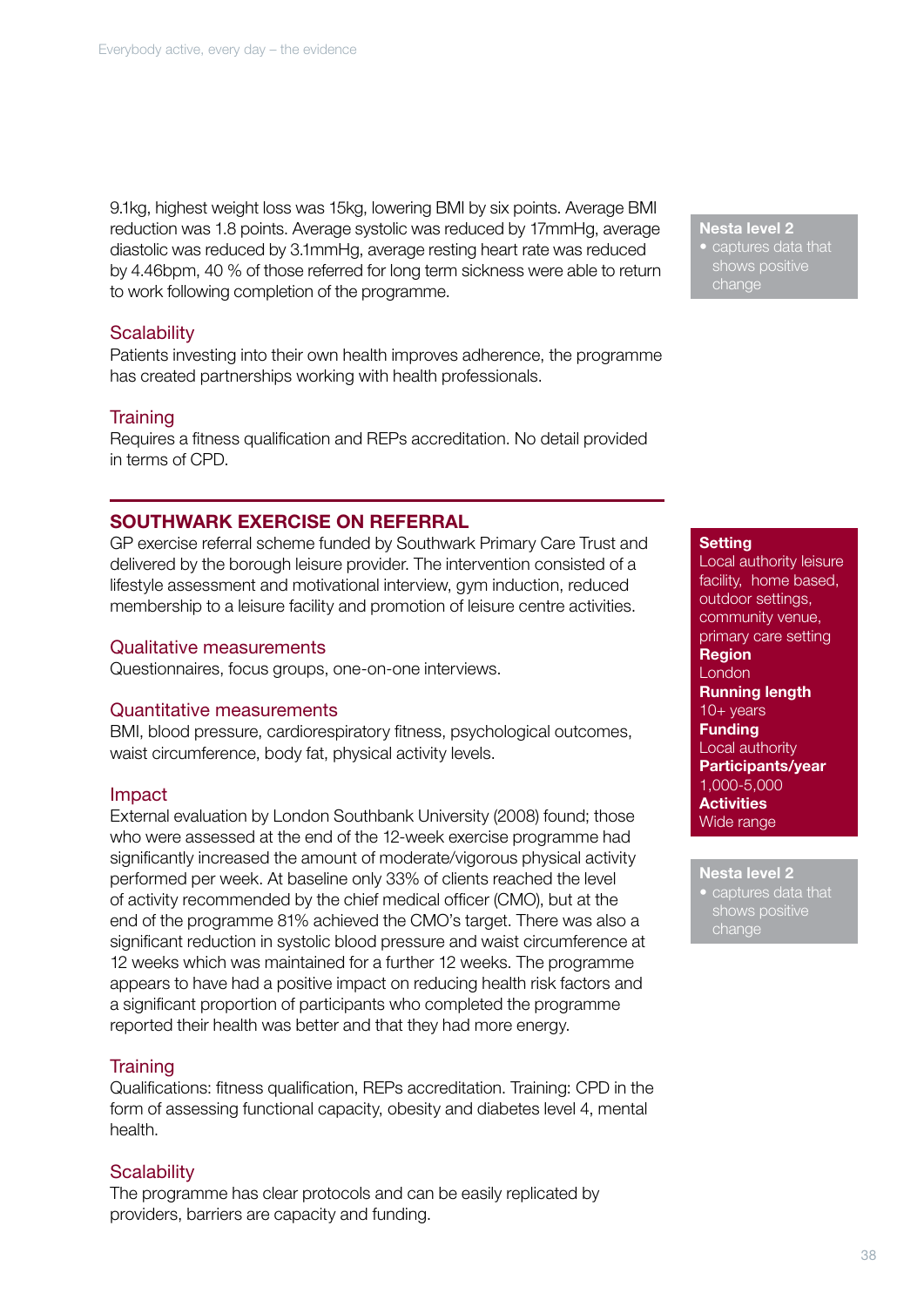9.1kg, highest weight loss was 15kg, lowering BMI by six points. Average BMI reduction was 1.8 points. Average systolic was reduced by 17mmHg, average diastolic was reduced by 3.1mmHg, average resting heart rate was reduced by 4.46bpm, 40 % of those referred for long term sickness were able to return to work following completion of the programme.

**Nesta level 2**
- captures data that shows positive change

### Scalability

Patients investing into their own health improves adherence, the programme has created partnerships working with health professionals.

### Training

Requires a fitness qualification and REPs accreditation. No detail provided in terms of CPD.

## SOUTHWARK EXERCISE ON REFERRAL

GP exercise referral scheme funded by Southwark Primary Care Trust and delivered by the borough leisure provider. The intervention consisted of a lifestyle assessment and motivational interview, gym induction, reduced membership to a leisure facility and promotion of leisure centre activities.

**Setting**
Local authority leisure facility, home based, outdoor settings, community venue, primary care setting
**Region**
London
**Running length**
10+ years
**Funding**
Local authority
**Participants/year**
1,000-5,000
**Activities**
Wide range

**Nesta level 2**
- captures data that shows positive change

### Qualitative measurements

Questionnaires, focus groups, one-on-one interviews.

### Quantitative measurements

BMI, blood pressure, cardiorespiratory fitness, psychological outcomes, waist circumference, body fat, physical activity levels.

### Impact

External evaluation by London Southbank University (2008) found; those who were assessed at the end of the 12-week exercise programme had significantly increased the amount of moderate/vigorous physical activity performed per week. At baseline only 33% of clients reached the level of activity recommended by the chief medical officer (CMO), but at the end of the programme 81% achieved the CMO's target. There was also a significant reduction in systolic blood pressure and waist circumference at 12 weeks which was maintained for a further 12 weeks. The programme appears to have had a positive impact on reducing health risk factors and a significant proportion of participants who completed the programme reported their health was better and that they had more energy.

### Training

Qualifications: fitness qualification, REPs accreditation. Training: CPD in the form of assessing functional capacity, obesity and diabetes level 4, mental health.

### Scalability

The programme has clear protocols and can be easily replicated by providers, barriers are capacity and funding.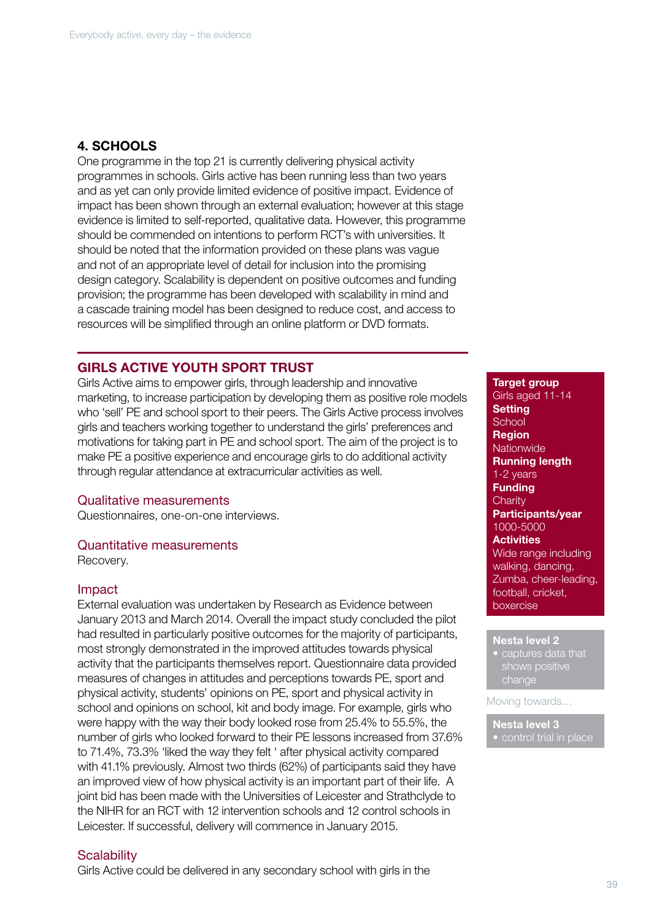## 4. SCHOOLS

One programme in the top 21 is currently delivering physical activity programmes in schools. Girls active has been running less than two years and as yet can only provide limited evidence of positive impact. Evidence of impact has been shown through an external evaluation; however at this stage evidence is limited to self-reported, qualitative data. However, this programme should be commended on intentions to perform RCT's with universities. It should be noted that the information provided on these plans was vague and not of an appropriate level of detail for inclusion into the promising design category. Scalability is dependent on positive outcomes and funding provision; the programme has been developed with scalability in mind and a cascade training model has been designed to reduce cost, and access to resources will be simplified through an online platform or DVD formats.

### GIRLS ACTIVE YOUTH SPORT TRUST

Girls Active aims to empower girls, through leadership and innovative marketing, to increase participation by developing them as positive role models who 'sell' PE and school sport to their peers. The Girls Active process involves girls and teachers working together to understand the girls' preferences and motivations for taking part in PE and school sport. The aim of the project is to make PE a positive experience and encourage girls to do additional activity through regular attendance at extracurricular activities as well.

**Target group**
Girls aged 11-14
**Setting**
School
**Region**
Nationwide
**Running length**
1-2 years
**Funding**
Charity
**Participants/year**
1000-5000
**Activities**
Wide range including walking, dancing, Zumba, cheer-leading, football, cricket, boxercise

**Nesta level 2**
- captures data that shows positive change

Moving towards…

**Nesta level 3**
- control trial in place

#### Qualitative measurements

Questionnaires, one-on-one interviews.

#### Quantitative measurements

Recovery.

#### Impact

External evaluation was undertaken by Research as Evidence between January 2013 and March 2014. Overall the impact study concluded the pilot had resulted in particularly positive outcomes for the majority of participants, most strongly demonstrated in the improved attitudes towards physical activity that the participants themselves report. Questionnaire data provided measures of changes in attitudes and perceptions towards PE, sport and physical activity, students' opinions on PE, sport and physical activity in school and opinions on school, kit and body image. For example, girls who were happy with the way their body looked rose from 25.4% to 55.5%, the number of girls who looked forward to their PE lessons increased from 37.6% to 71.4%, 73.3% 'liked the way they felt ' after physical activity compared with 41.1% previously. Almost two thirds (62%) of participants said they have an improved view of how physical activity is an important part of their life. A joint bid has been made with the Universities of Leicester and Strathclyde to the NIHR for an RCT with 12 intervention schools and 12 control schools in Leicester. If successful, delivery will commence in January 2015.

#### Scalability

Girls Active could be delivered in any secondary school with girls in the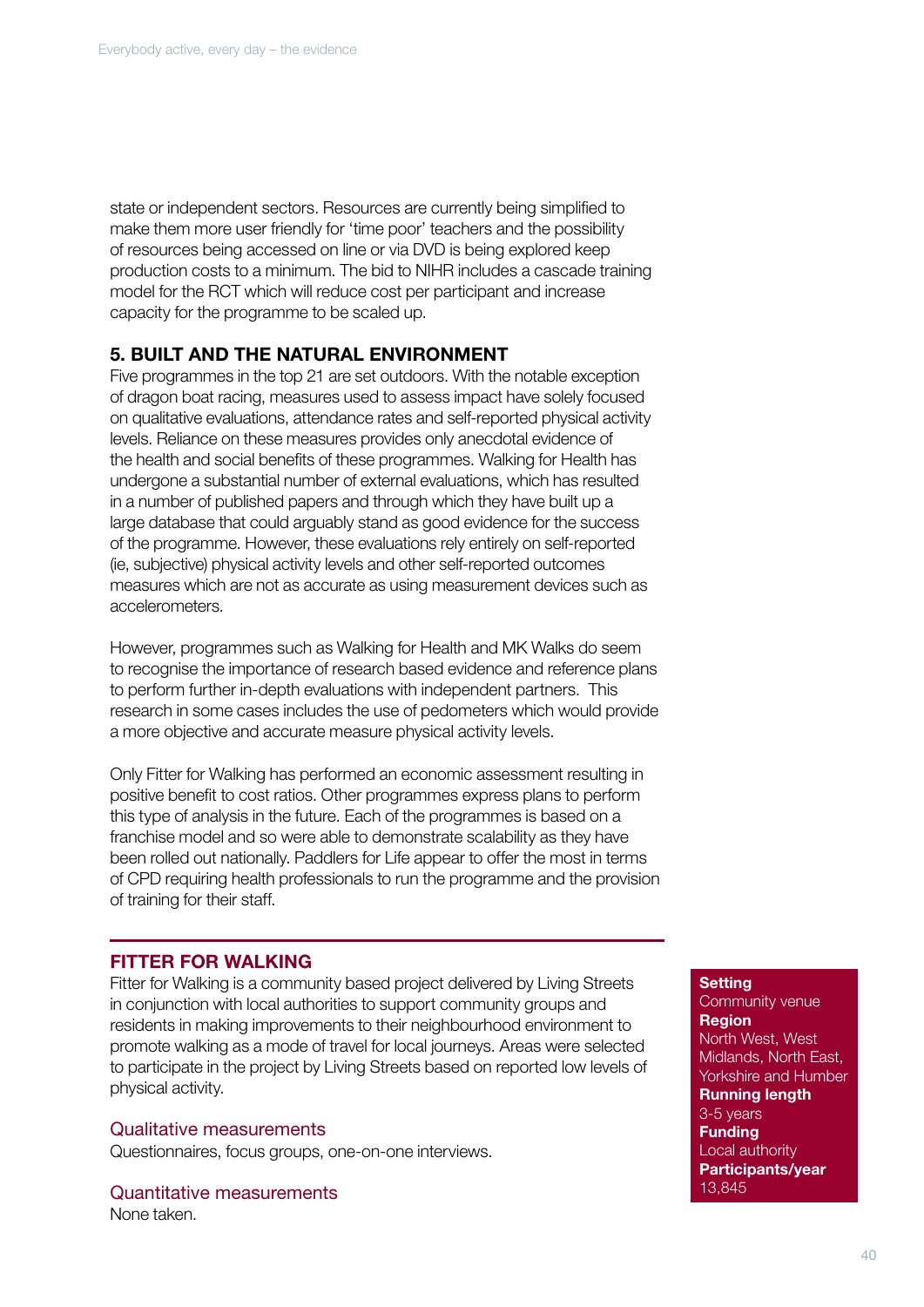state or independent sectors. Resources are currently being simplified to make them more user friendly for 'time poor' teachers and the possibility of resources being accessed on line or via DVD is being explored keep production costs to a minimum. The bid to NIHR includes a cascade training model for the RCT which will reduce cost per participant and increase capacity for the programme to be scaled up.

## 5. BUILT AND THE NATURAL ENVIRONMENT

Five programmes in the top 21 are set outdoors. With the notable exception of dragon boat racing, measures used to assess impact have solely focused on qualitative evaluations, attendance rates and self-reported physical activity levels. Reliance on these measures provides only anecdotal evidence of the health and social benefits of these programmes. Walking for Health has undergone a substantial number of external evaluations, which has resulted in a number of published papers and through which they have built up a large database that could arguably stand as good evidence for the success of the programme. However, these evaluations rely entirely on self-reported (ie, subjective) physical activity levels and other self-reported outcomes measures which are not as accurate as using measurement devices such as accelerometers.

However, programmes such as Walking for Health and MK Walks do seem to recognise the importance of research based evidence and reference plans to perform further in-depth evaluations with independent partners. This research in some cases includes the use of pedometers which would provide a more objective and accurate measure physical activity levels.

Only Fitter for Walking has performed an economic assessment resulting in positive benefit to cost ratios. Other programmes express plans to perform this type of analysis in the future. Each of the programmes is based on a franchise model and so were able to demonstrate scalability as they have been rolled out nationally. Paddlers for Life appear to offer the most in terms of CPD requiring health professionals to run the programme and the provision of training for their staff.

## FITTER FOR WALKING

Fitter for Walking is a community based project delivered by Living Streets in conjunction with local authorities to support community groups and residents in making improvements to their neighbourhood environment to promote walking as a mode of travel for local journeys. Areas were selected to participate in the project by Living Streets based on reported low levels of physical activity.

### Qualitative measurements

Questionnaires, focus groups, one-on-one interviews.

### Quantitative measurements

None taken.

**Setting**
Community venue
**Region**
North West, West Midlands, North East, Yorkshire and Humber
**Running length**
3-5 years
**Funding**
Local authority
**Participants/year**
13,845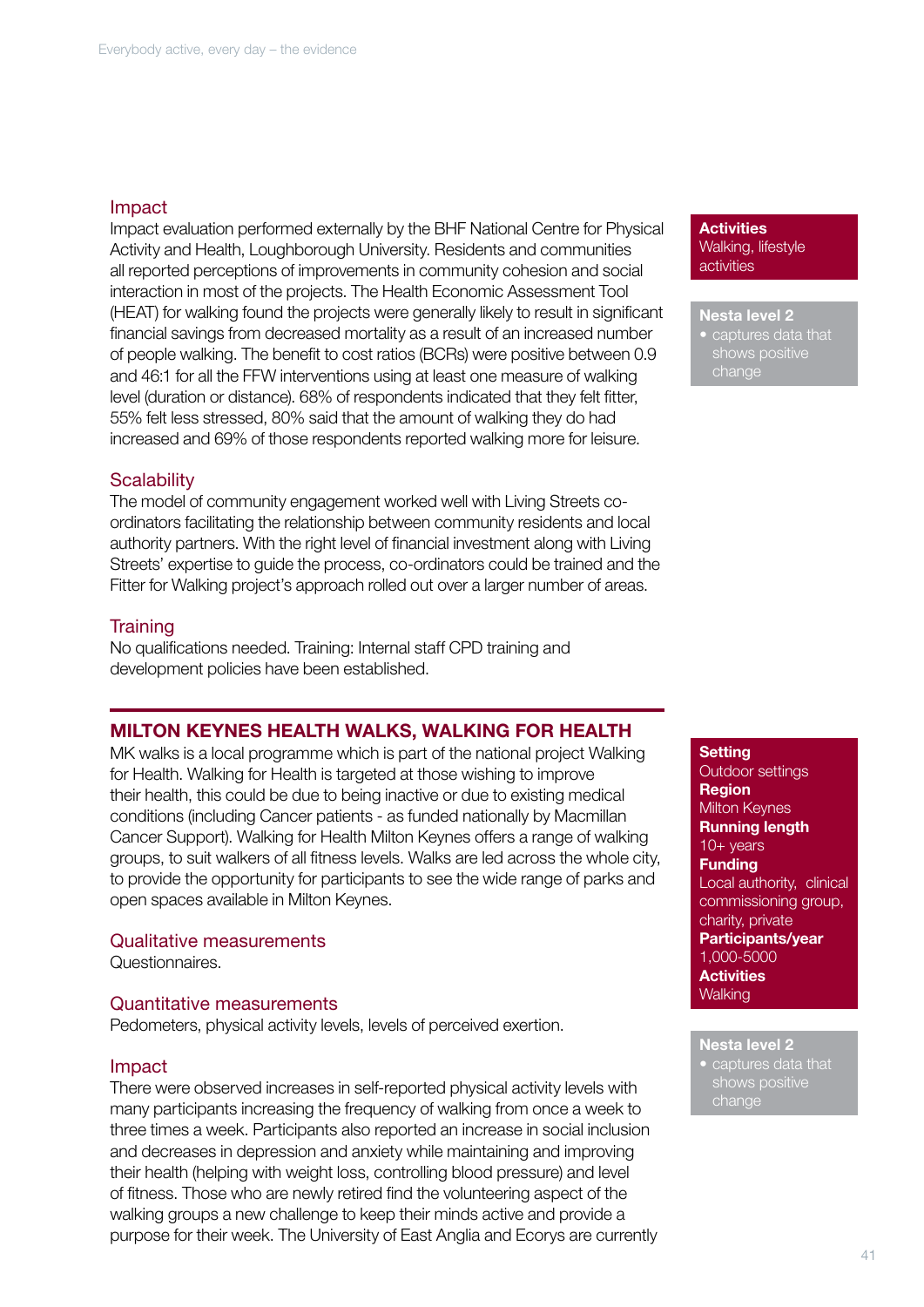### Impact

Impact evaluation performed externally by the BHF National Centre for Physical Activity and Health, Loughborough University. Residents and communities all reported perceptions of improvements in community cohesion and social interaction in most of the projects. The Health Economic Assessment Tool (HEAT) for walking found the projects were generally likely to result in significant financial savings from decreased mortality as a result of an increased number of people walking. The benefit to cost ratios (BCRs) were positive between 0.9 and 46:1 for all the FFW interventions using at least one measure of walking level (duration or distance). 68% of respondents indicated that they felt fitter, 55% felt less stressed, 80% said that the amount of walking they do had increased and 69% of those respondents reported walking more for leisure.

**Activities**
Walking, lifestyle activities

**Nesta level 2**
- captures data that shows positive change

### Scalability

The model of community engagement worked well with Living Streets co-ordinators facilitating the relationship between community residents and local authority partners. With the right level of financial investment along with Living Streets' expertise to guide the process, co-ordinators could be trained and the Fitter for Walking project's approach rolled out over a larger number of areas.

### Training

No qualifications needed. Training: Internal staff CPD training and development policies have been established.

## MILTON KEYNES HEALTH WALKS, WALKING FOR HEALTH

MK walks is a local programme which is part of the national project Walking for Health. Walking for Health is targeted at those wishing to improve their health, this could be due to being inactive or due to existing medical conditions (including Cancer patients - as funded nationally by Macmillan Cancer Support). Walking for Health Milton Keynes offers a range of walking groups, to suit walkers of all fitness levels. Walks are led across the whole city, to provide the opportunity for participants to see the wide range of parks and open spaces available in Milton Keynes.

**Setting**
Outdoor settings
**Region**
Milton Keynes
**Running length**
10+ years
**Funding**
Local authority, clinical commissioning group, charity, private
**Participants/year**
1,000-5000
**Activities**
Walking

**Nesta level 2**
- captures data that shows positive change

### Qualitative measurements

Questionnaires.

### Quantitative measurements

Pedometers, physical activity levels, levels of perceived exertion.

### Impact

There were observed increases in self-reported physical activity levels with many participants increasing the frequency of walking from once a week to three times a week. Participants also reported an increase in social inclusion and decreases in depression and anxiety while maintaining and improving their health (helping with weight loss, controlling blood pressure) and level of fitness. Those who are newly retired find the volunteering aspect of the walking groups a new challenge to keep their minds active and provide a purpose for their week. The University of East Anglia and Ecorys are currently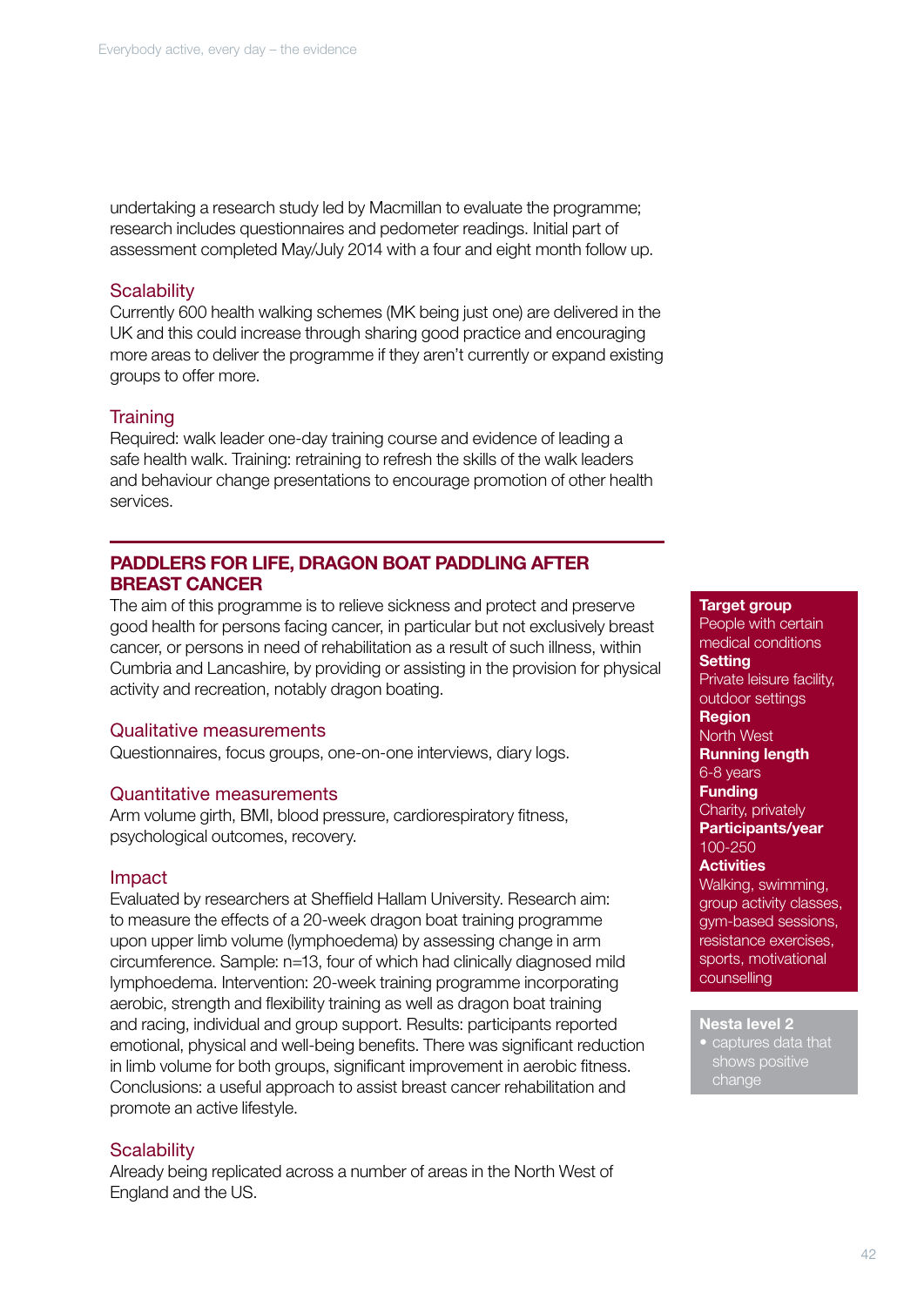undertaking a research study led by Macmillan to evaluate the programme; research includes questionnaires and pedometer readings. Initial part of assessment completed May/July 2014 with a four and eight month follow up.

### Scalability

Currently 600 health walking schemes (MK being just one) are delivered in the UK and this could increase through sharing good practice and encouraging more areas to deliver the programme if they aren't currently or expand existing groups to offer more.

### Training

Required: walk leader one-day training course and evidence of leading a safe health walk. Training: retraining to refresh the skills of the walk leaders and behaviour change presentations to encourage promotion of other health services.

---

## PADDLERS FOR LIFE, DRAGON BOAT PADDLING AFTER BREAST CANCER

The aim of this programme is to relieve sickness and protect and preserve good health for persons facing cancer, in particular but not exclusively breast cancer, or persons in need of rehabilitation as a result of such illness, within Cumbria and Lancashire, by providing or assisting in the provision for physical activity and recreation, notably dragon boating.

### Qualitative measurements

Questionnaires, focus groups, one-on-one interviews, diary logs.

### Quantitative measurements

Arm volume girth, BMI, blood pressure, cardiorespiratory fitness, psychological outcomes, recovery.

### Impact

Evaluated by researchers at Sheffield Hallam University. Research aim: to measure the effects of a 20-week dragon boat training programme upon upper limb volume (lymphoedema) by assessing change in arm circumference. Sample: n=13, four of which had clinically diagnosed mild lymphoedema. Intervention: 20-week training programme incorporating aerobic, strength and flexibility training as well as dragon boat training and racing, individual and group support. Results: participants reported emotional, physical and well-being benefits. There was significant reduction in limb volume for both groups, significant improvement in aerobic fitness. Conclusions: a useful approach to assist breast cancer rehabilitation and promote an active lifestyle.

### Scalability

Already being replicated across a number of areas in the North West of England and the US.

**Target group**
People with certain medical conditions

**Setting**
Private leisure facility, outdoor settings

**Region**
North West

**Running length**
6-8 years

**Funding**
Charity, privately

**Participants/year**
100-250

**Activities**
Walking, swimming, group activity classes, gym-based sessions, resistance exercises, sports, motivational counselling

**Nesta level 2**
- captures data that shows positive change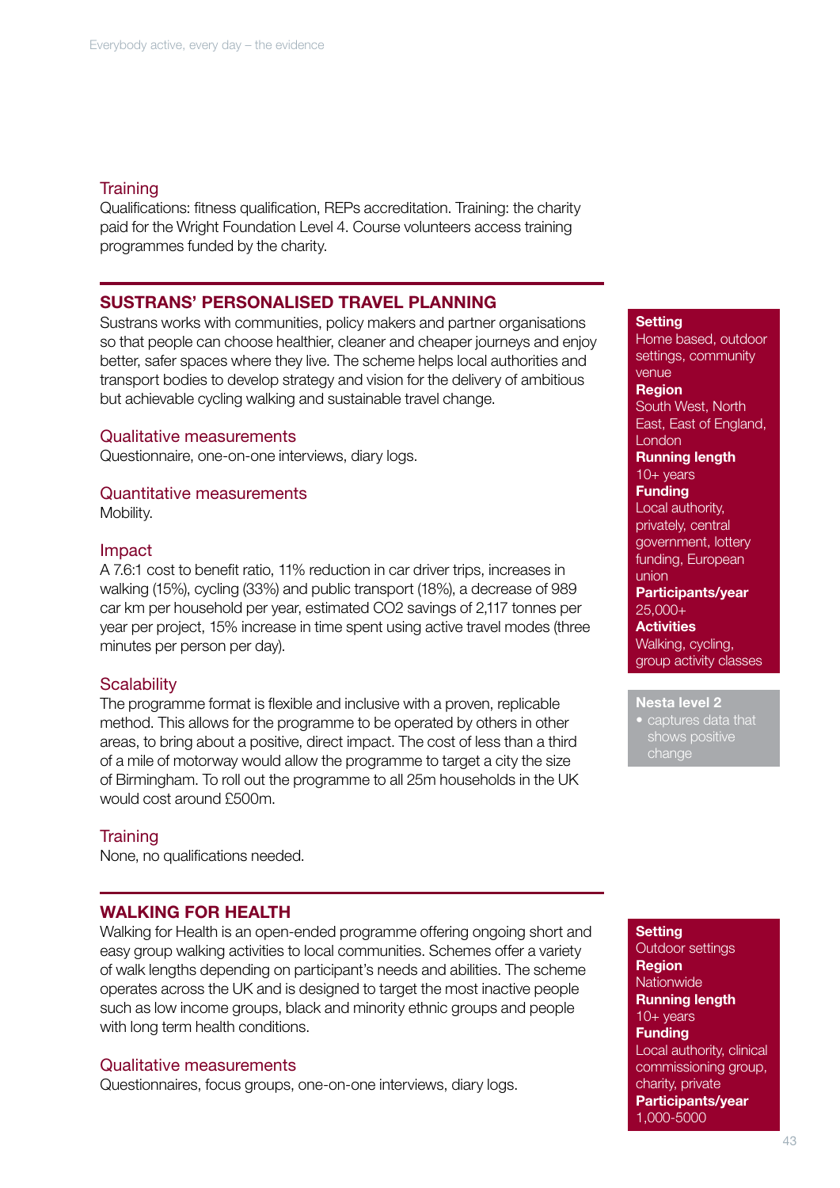### Training

Qualifications: fitness qualification, REPs accreditation. Training: the charity paid for the Wright Foundation Level 4. Course volunteers access training programmes funded by the charity.

## SUSTRANS' PERSONALISED TRAVEL PLANNING

Sustrans works with communities, policy makers and partner organisations so that people can choose healthier, cleaner and cheaper journeys and enjoy better, safer spaces where they live. The scheme helps local authorities and transport bodies to develop strategy and vision for the delivery of ambitious but achievable cycling walking and sustainable travel change.

**Setting**
Home based, outdoor settings, community venue
**Region**
South West, North East, East of England, London
**Running length**
10+ years
**Funding**
Local authority, privately, central government, lottery funding, European union
**Participants/year**
25,000+
**Activities**
Walking, cycling, group activity classes

**Nesta level 2**
- captures data that shows positive change

### Qualitative measurements

Questionnaire, one-on-one interviews, diary logs.

### Quantitative measurements

Mobility.

### Impact

A 7.6:1 cost to benefit ratio, 11% reduction in car driver trips, increases in walking (15%), cycling (33%) and public transport (18%), a decrease of 989 car km per household per year, estimated $CO_2$ savings of 2,117 tonnes per year per project, 15% increase in time spent using active travel modes (three minutes per person per day).

### Scalability

The programme format is flexible and inclusive with a proven, replicable method. This allows for the programme to be operated by others in other areas, to bring about a positive, direct impact. The cost of less than a third of a mile of motorway would allow the programme to target a city the size of Birmingham. To roll out the programme to all 25m households in the UK would cost around £500m.

### Training

None, no qualifications needed.

## WALKING FOR HEALTH

Walking for Health is an open-ended programme offering ongoing short and easy group walking activities to local communities. Schemes offer a variety of walk lengths depending on participant's needs and abilities. The scheme operates across the UK and is designed to target the most inactive people such as low income groups, black and minority ethnic groups and people with long term health conditions.

**Setting**
Outdoor settings
**Region**
Nationwide
**Running length**
10+ years
**Funding**
Local authority, clinical commissioning group, charity, private
**Participants/year**
1,000-5000

### Qualitative measurements

Questionnaires, focus groups, one-on-one interviews, diary logs.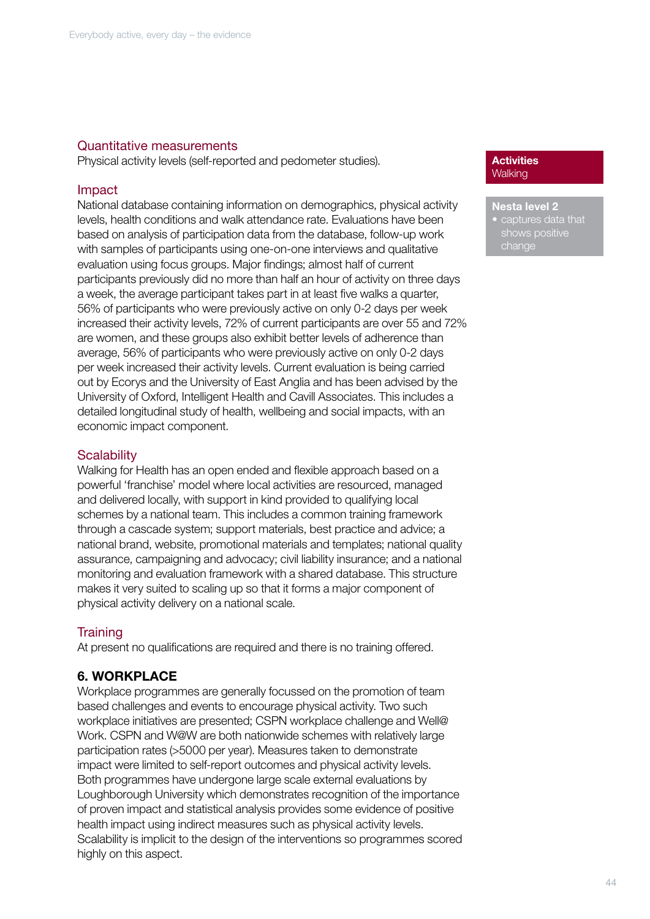### Quantitative measurements

Physical activity levels (self-reported and pedometer studies).

### Impact

National database containing information on demographics, physical activity levels, health conditions and walk attendance rate. Evaluations have been based on analysis of participation data from the database, follow-up work with samples of participants using one-on-one interviews and qualitative evaluation using focus groups. Major findings; almost half of current participants previously did no more than half an hour of activity on three days a week, the average participant takes part in at least five walks a quarter, 56% of participants who were previously active on only 0-2 days per week increased their activity levels, 72% of current participants are over 55 and 72% are women, and these groups also exhibit better levels of adherence than average, 56% of participants who were previously active on only 0-2 days per week increased their activity levels. Current evaluation is being carried out by Ecorys and the University of East Anglia and has been advised by the University of Oxford, Intelligent Health and Cavill Associates. This includes a detailed longitudinal study of health, wellbeing and social impacts, with an economic impact component.

### Scalability

Walking for Health has an open ended and flexible approach based on a powerful 'franchise' model where local activities are resourced, managed and delivered locally, with support in kind provided to qualifying local schemes by a national team. This includes a common training framework through a cascade system; support materials, best practice and advice; a national brand, website, promotional materials and templates; national quality assurance, campaigning and advocacy; civil liability insurance; and a national monitoring and evaluation framework with a shared database. This structure makes it very suited to scaling up so that it forms a major component of physical activity delivery on a national scale.

### Training

At present no qualifications are required and there is no training offered.

**Activities**
Walking

**Nesta level 2**
- captures data that shows positive change

## 6. WORKPLACE

Workplace programmes are generally focussed on the promotion of team based challenges and events to encourage physical activity. Two such workplace initiatives are presented; CSPN workplace challenge and Well@ Work. CSPN and W@W are both nationwide schemes with relatively large participation rates (>5000 per year). Measures taken to demonstrate impact were limited to self-report outcomes and physical activity levels. Both programmes have undergone large scale external evaluations by Loughborough University which demonstrates recognition of the importance of proven impact and statistical analysis provides some evidence of positive health impact using indirect measures such as physical activity levels. Scalability is implicit to the design of the interventions so programmes scored highly on this aspect.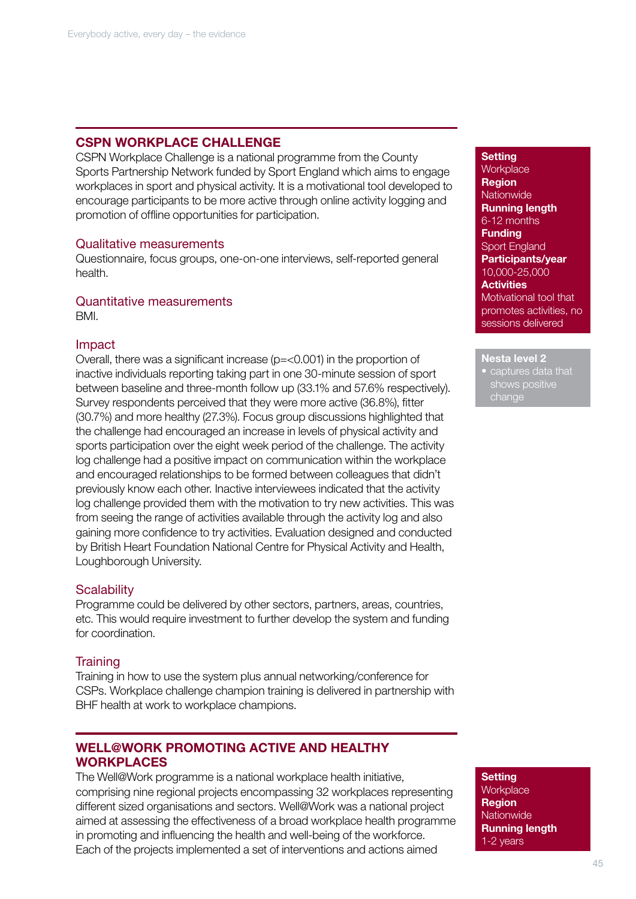## CSPN WORKPLACE CHALLENGE

CSPN Workplace Challenge is a national programme from the County Sports Partnership Network funded by Sport England which aims to engage workplaces in sport and physical activity. It is a motivational tool developed to encourage participants to be more active through online activity logging and promotion of offline opportunities for participation.

**Setting**
Workplace
**Region**
Nationwide
**Running length**
6-12 months
**Funding**
Sport England
**Participants/year**
10,000-25,000
**Activities**
Motivational tool that promotes activities, no sessions delivered

**Nesta level 2**
- captures data that shows positive change

### Qualitative measurements

Questionnaire, focus groups, one-on-one interviews, self-reported general health.

### Quantitative measurements

BMI.

### Impact

Overall, there was a significant increase ($p=<0.001$) in the proportion of inactive individuals reporting taking part in one 30-minute session of sport between baseline and three-month follow up (33.1% and 57.6% respectively). Survey respondents perceived that they were more active (36.8%), fitter (30.7%) and more healthy (27.3%). Focus group discussions highlighted that the challenge had encouraged an increase in levels of physical activity and sports participation over the eight week period of the challenge. The activity log challenge had a positive impact on communication within the workplace and encouraged relationships to be formed between colleagues that didn't previously know each other. Inactive interviewees indicated that the activity log challenge provided them with the motivation to try new activities. This was from seeing the range of activities available through the activity log and also gaining more confidence to try activities. Evaluation designed and conducted by British Heart Foundation National Centre for Physical Activity and Health, Loughborough University.

### Scalability

Programme could be delivered by other sectors, partners, areas, countries, etc. This would require investment to further develop the system and funding for coordination.

### Training

Training in how to use the system plus annual networking/conference for CSPs. Workplace challenge champion training is delivered in partnership with BHF health at work to workplace champions.

## WELL@WORK PROMOTING ACTIVE AND HEALTHY WORKPLACES

The Well@Work programme is a national workplace health initiative, comprising nine regional projects encompassing 32 workplaces representing different sized organisations and sectors. Well@Work was a national project aimed at assessing the effectiveness of a broad workplace health programme in promoting and influencing the health and well-being of the workforce. Each of the projects implemented a set of interventions and actions aimed

**Setting**
Workplace
**Region**
Nationwide
**Running length**
1-2 years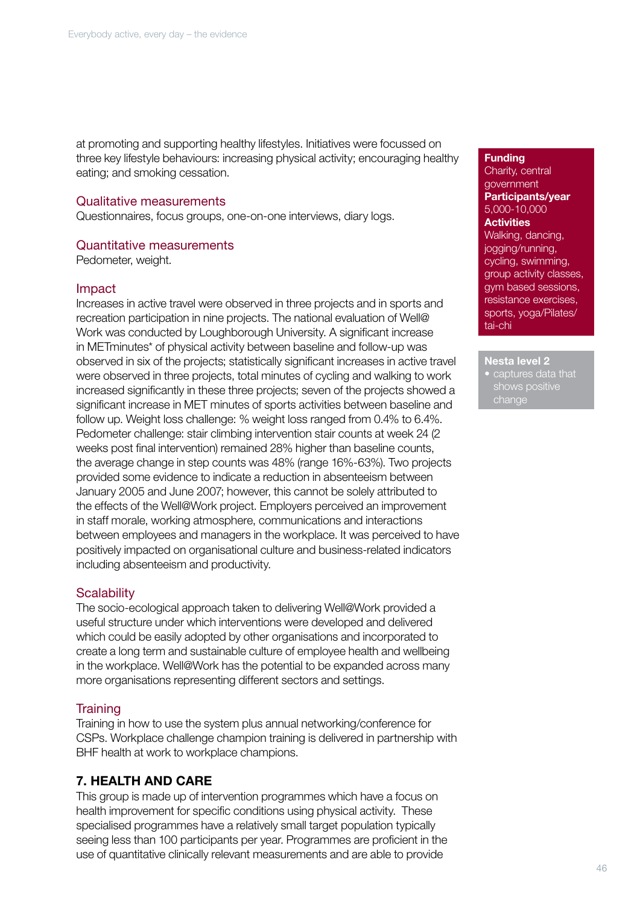at promoting and supporting healthy lifestyles. Initiatives were focussed on three key lifestyle behaviours: increasing physical activity; encouraging healthy eating; and smoking cessation.

### Qualitative measurements

Questionnaires, focus groups, one-on-one interviews, diary logs.

### Quantitative measurements

Pedometer, weight.

### Impact

Increases in active travel were observed in three projects and in sports and recreation participation in nine projects. The national evaluation of Well@Work was conducted by Loughborough University. A significant increase in METminutes* of physical activity between baseline and follow-up was observed in six of the projects; statistically significant increases in active travel were observed in three projects, total minutes of cycling and walking to work increased significantly in these three projects; seven of the projects showed a significant increase in MET minutes of sports activities between baseline and follow up. Weight loss challenge: % weight loss ranged from 0.4% to 6.4%. Pedometer challenge: stair climbing intervention stair counts at week 24 (2 weeks post final intervention) remained 28% higher than baseline counts, the average change in step counts was 48% (range 16%-63%). Two projects provided some evidence to indicate a reduction in absenteeism between January 2005 and June 2007; however, this cannot be solely attributed to the effects of the Well@Work project. Employers perceived an improvement in staff morale, working atmosphere, communications and interactions between employees and managers in the workplace. It was perceived to have positively impacted on organisational culture and business-related indicators including absenteeism and productivity.

### Scalability

The socio-ecological approach taken to delivering Well@Work provided a useful structure under which interventions were developed and delivered which could be easily adopted by other organisations and incorporated to create a long term and sustainable culture of employee health and wellbeing in the workplace. Well@Work has the potential to be expanded across many more organisations representing different sectors and settings.

### Training

Training in how to use the system plus annual networking/conference for CSPs. Workplace challenge champion training is delivered in partnership with BHF health at work to workplace champions.

**Funding**
Charity, central government
**Participants/year**
5,000-10,000
**Activities**
Walking, dancing, jogging/running, cycling, swimming, group activity classes, gym based sessions, resistance exercises, sports, yoga/Pilates/tai-chi

**Nesta level 2**
- captures data that shows positive change

## 7. HEALTH AND CARE

This group is made up of intervention programmes which have a focus on health improvement for specific conditions using physical activity. These specialised programmes have a relatively small target population typically seeing less than 100 participants per year. Programmes are proficient in the use of quantitative clinically relevant measurements and are able to provide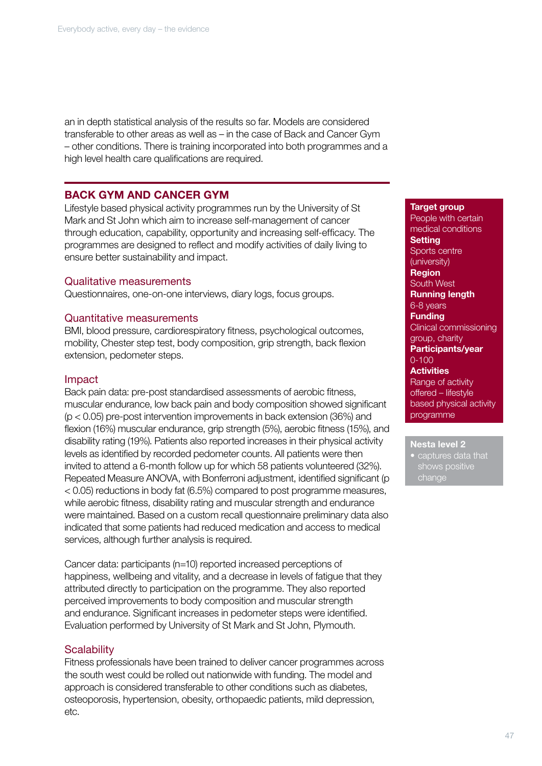an in depth statistical analysis of the results so far. Models are considered transferable to other areas as well as – in the case of Back and Cancer Gym – other conditions. There is training incorporated into both programmes and a high level health care qualifications are required.

## BACK GYM AND CANCER GYM

Lifestyle based physical activity programmes run by the University of St Mark and St John which aim to increase self-management of cancer through education, capability, opportunity and increasing self-efficacy. The programmes are designed to reflect and modify activities of daily living to ensure better sustainability and impact.

### Qualitative measurements

Questionnaires, one-on-one interviews, diary logs, focus groups.

### Quantitative measurements

BMI, blood pressure, cardiorespiratory fitness, psychological outcomes, mobility, Chester step test, body composition, grip strength, back flexion extension, pedometer steps.

### Impact

Back pain data: pre-post standardised assessments of aerobic fitness, muscular endurance, low back pain and body composition showed significant ($p < 0.05$) pre-post intervention improvements in back extension (36%) and flexion (16%) muscular endurance, grip strength (5%), aerobic fitness (15%), and disability rating (19%). Patients also reported increases in their physical activity levels as identified by recorded pedometer counts. All patients were then invited to attend a 6-month follow up for which 58 patients volunteered (32%). Repeated Measure ANOVA, with Bonferroni adjustment, identified significant ($p < 0.05$) reductions in body fat (6.5%) compared to post programme measures, while aerobic fitness, disability rating and muscular strength and endurance were maintained. Based on a custom recall questionnaire preliminary data also indicated that some patients had reduced medication and access to medical services, although further analysis is required.

Cancer data: participants (n=10) reported increased perceptions of happiness, wellbeing and vitality, and a decrease in levels of fatigue that they attributed directly to participation on the programme. They also reported perceived improvements to body composition and muscular strength and endurance. Significant increases in pedometer steps were identified. Evaluation performed by University of St Mark and St John, Plymouth.

### Scalability

Fitness professionals have been trained to deliver cancer programmes across the south west could be rolled out nationwide with funding. The model and approach is considered transferable to other conditions such as diabetes, osteoporosis, hypertension, obesity, orthopaedic patients, mild depression, etc.

**Target group**
People with certain medical conditions

**Setting**
Sports centre (university)

**Region**
South West

**Running length**
6-8 years

**Funding**
Clinical commissioning group, charity

**Participants/year**
0-100

**Activities**
Range of activity offered – lifestyle based physical activity programme

**Nesta level 2**
- captures data that shows positive change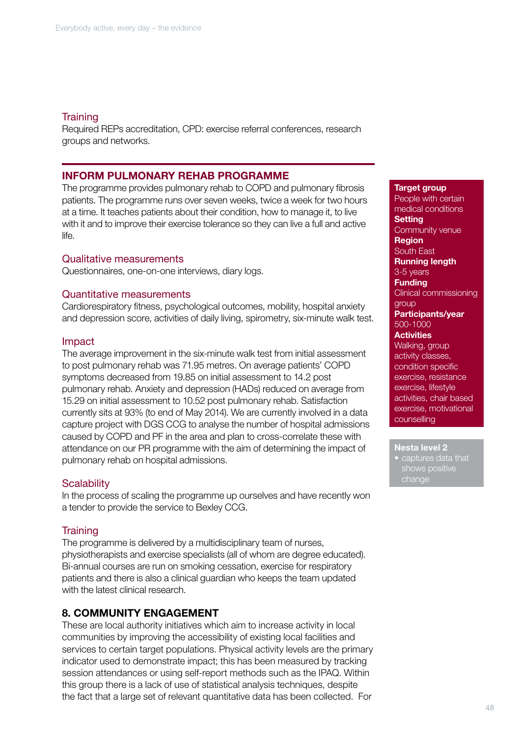### Training

Required REPs accreditation, CPD: exercise referral conferences, research groups and networks.

## INFORM PULMONARY REHAB PROGRAMME

The programme provides pulmonary rehab to COPD and pulmonary fibrosis patients. The programme runs over seven weeks, twice a week for two hours at a time. It teaches patients about their condition, how to manage it, to live with it and to improve their exercise tolerance so they can live a full and active life.

**Target group**
People with certain medical conditions

**Setting**
Community venue

**Region**
South East

**Running length**
3-5 years

**Funding**
Clinical commissioning group

**Participants/year**
500-1000

**Activities**
Walking, group activity classes, condition specific exercise, resistance exercise, lifestyle activities, chair based exercise, motivational counselling

**Nesta level 2**
- captures data that shows positive change

### Qualitative measurements

Questionnaires, one-on-one interviews, diary logs.

### Quantitative measurements

Cardiorespiratory fitness, psychological outcomes, mobility, hospital anxiety and depression score, activities of daily living, spirometry, six-minute walk test.

### Impact

The average improvement in the six-minute walk test from initial assessment to post pulmonary rehab was 71.95 metres. On average patients' COPD symptoms decreased from 19.85 on initial assessment to 14.2 post pulmonary rehab. Anxiety and depression (HADs) reduced on average from 15.29 on initial assessment to 10.52 post pulmonary rehab. Satisfaction currently sits at 93% (to end of May 2014). We are currently involved in a data capture project with DGS CCG to analyse the number of hospital admissions caused by COPD and PF in the area and plan to cross-correlate these with attendance on our PR programme with the aim of determining the impact of pulmonary rehab on hospital admissions.

### Scalability

In the process of scaling the programme up ourselves and have recently won a tender to provide the service to Bexley CCG.

### Training

The programme is delivered by a multidisciplinary team of nurses, physiotherapists and exercise specialists (all of whom are degree educated). Bi-annual courses are run on smoking cessation, exercise for respiratory patients and there is also a clinical guardian who keeps the team updated with the latest clinical research.

## 8. COMMUNITY ENGAGEMENT

These are local authority initiatives which aim to increase activity in local communities by improving the accessibility of existing local facilities and services to certain target populations. Physical activity levels are the primary indicator used to demonstrate impact; this has been measured by tracking session attendances or using self-report methods such as the IPAQ. Within this group there is a lack of use of statistical analysis techniques, despite the fact that a large set of relevant quantitative data has been collected. For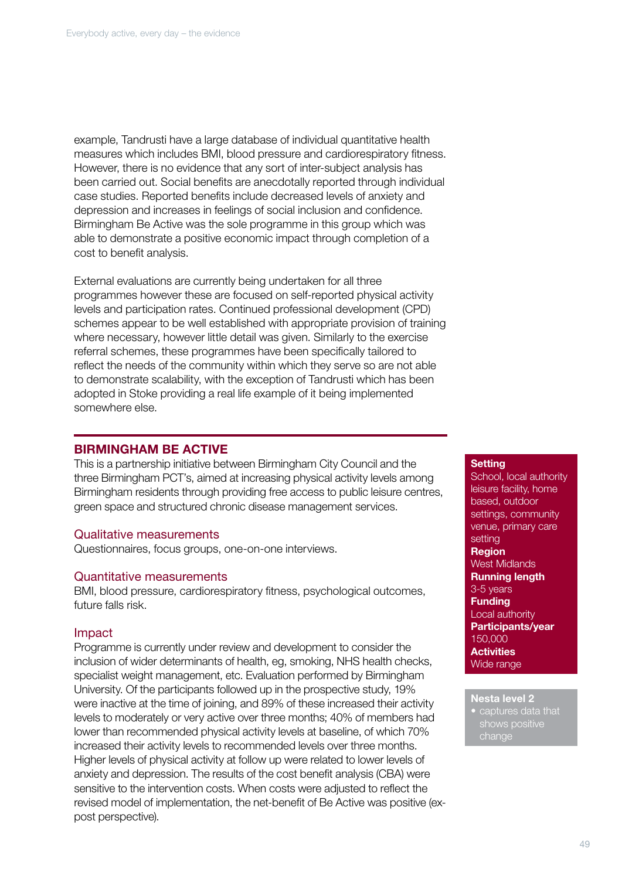example, Tandrusti have a large database of individual quantitative health measures which includes BMI, blood pressure and cardiorespiratory fitness. However, there is no evidence that any sort of inter-subject analysis has been carried out. Social benefits are anecdotally reported through individual case studies. Reported benefits include decreased levels of anxiety and depression and increases in feelings of social inclusion and confidence. Birmingham Be Active was the sole programme in this group which was able to demonstrate a positive economic impact through completion of a cost to benefit analysis.

External evaluations are currently being undertaken for all three programmes however these are focused on self-reported physical activity levels and participation rates. Continued professional development (CPD) schemes appear to be well established with appropriate provision of training where necessary, however little detail was given. Similarly to the exercise referral schemes, these programmes have been specifically tailored to reflect the needs of the community within which they serve so are not able to demonstrate scalability, with the exception of Tandrusti which has been adopted in Stoke providing a real life example of it being implemented somewhere else.

## BIRMINGHAM BE ACTIVE

This is a partnership initiative between Birmingham City Council and the three Birmingham PCT's, aimed at increasing physical activity levels among Birmingham residents through providing free access to public leisure centres, green space and structured chronic disease management services.

### Qualitative measurements

Questionnaires, focus groups, one-on-one interviews.

### Quantitative measurements

BMI, blood pressure, cardiorespiratory fitness, psychological outcomes, future falls risk.

### Impact

Programme is currently under review and development to consider the inclusion of wider determinants of health, eg, smoking, NHS health checks, specialist weight management, etc. Evaluation performed by Birmingham University. Of the participants followed up in the prospective study, 19% were inactive at the time of joining, and 89% of these increased their activity levels to moderately or very active over three months; 40% of members had lower than recommended physical activity levels at baseline, of which 70% increased their activity levels to recommended levels over three months. Higher levels of physical activity at follow up were related to lower levels of anxiety and depression. The results of the cost benefit analysis (CBA) were sensitive to the intervention costs. When costs were adjusted to reflect the revised model of implementation, the net-benefit of Be Active was positive (ex-post perspective).

**Setting**
School, local authority leisure facility, home based, outdoor settings, community venue, primary care setting

**Region**
West Midlands

**Running length**
3-5 years

**Funding**
Local authority

**Participants/year**
150,000

**Activities**
Wide range

**Nesta level 2**
- captures data that shows positive change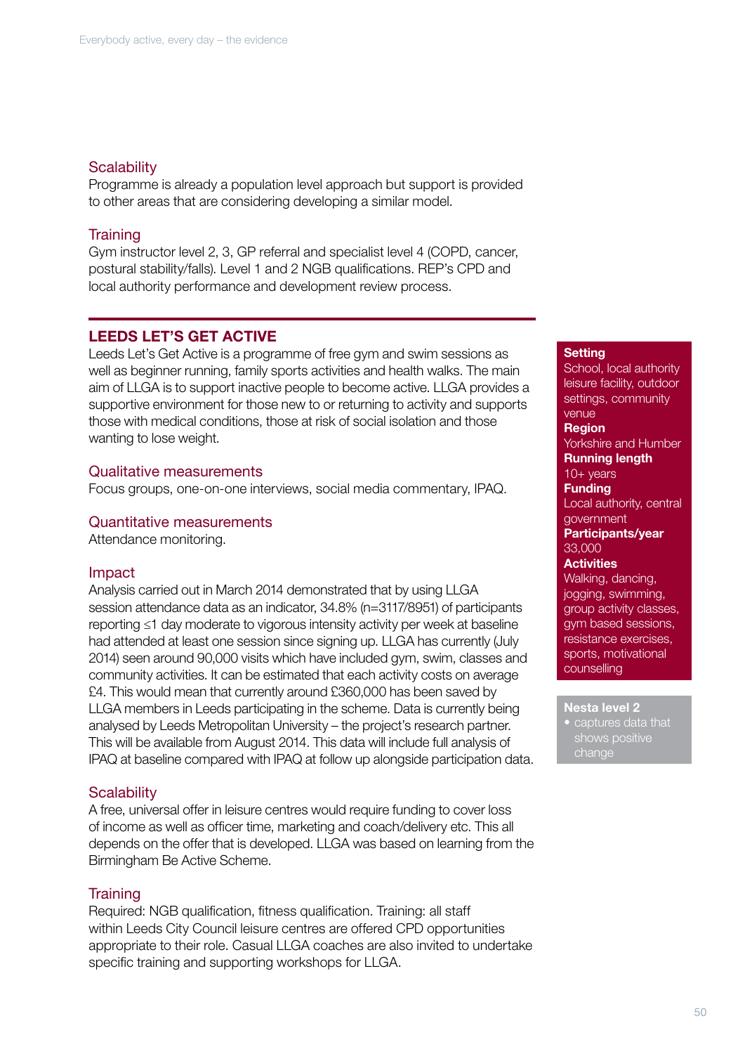### Scalability

Programme is already a population level approach but support is provided to other areas that are considering developing a similar model.

### Training

Gym instructor level 2, 3, GP referral and specialist level 4 (COPD, cancer, postural stability/falls). Level 1 and 2 NGB qualifications. REP's CPD and local authority performance and development review process.

## LEEDS LET'S GET ACTIVE

Leeds Let's Get Active is a programme of free gym and swim sessions as well as beginner running, family sports activities and health walks. The main aim of LLGA is to support inactive people to become active. LLGA provides a supportive environment for those new to or returning to activity and supports those with medical conditions, those at risk of social isolation and those wanting to lose weight.

**Setting**
School, local authority leisure facility, outdoor settings, community venue

**Region**
Yorkshire and Humber

**Running length**
10+ years

**Funding**
Local authority, central government

**Participants/year**
33,000

**Activities**
Walking, dancing, jogging, swimming, group activity classes, gym based sessions, resistance exercises, sports, motivational counselling

**Nesta level 2**

- captures data that shows positive change

### Qualitative measurements

Focus groups, one-on-one interviews, social media commentary, IPAQ.

### Quantitative measurements

Attendance monitoring.

### Impact

Analysis carried out in March 2014 demonstrated that by using LLGA session attendance data as an indicator, 34.8% (n=3117/8951) of participants reporting ≤1 day moderate to vigorous intensity activity per week at baseline had attended at least one session since signing up. LLGA has currently (July 2014) seen around 90,000 visits which have included gym, swim, classes and community activities. It can be estimated that each activity costs on average £4. This would mean that currently around £360,000 has been saved by LLGA members in Leeds participating in the scheme. Data is currently being analysed by Leeds Metropolitan University – the project's research partner. This will be available from August 2014. This data will include full analysis of IPAQ at baseline compared with IPAQ at follow up alongside participation data.

### Scalability

A free, universal offer in leisure centres would require funding to cover loss of income as well as officer time, marketing and coach/delivery etc. This all depends on the offer that is developed. LLGA was based on learning from the Birmingham Be Active Scheme.

### Training

Required: NGB qualification, fitness qualification. Training: all staff within Leeds City Council leisure centres are offered CPD opportunities appropriate to their role. Casual LLGA coaches are also invited to undertake specific training and supporting workshops for LLGA.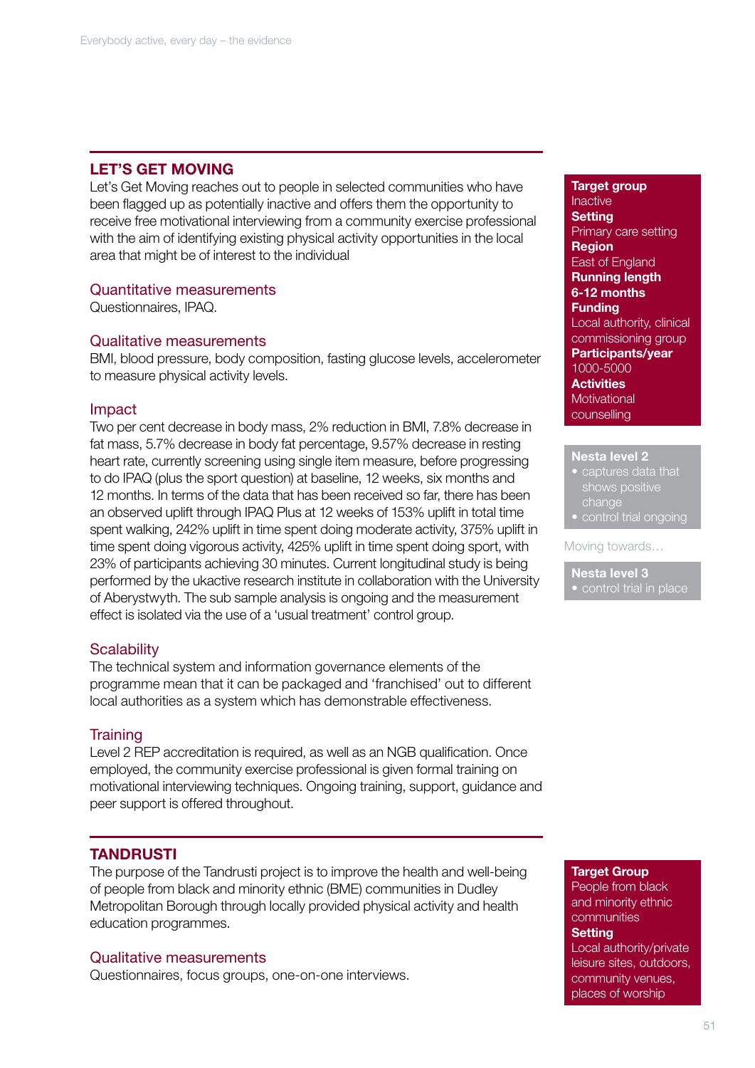## LET'S GET MOVING

Let's Get Moving reaches out to people in selected communities who have been flagged up as potentially inactive and offers them the opportunity to receive free motivational interviewing from a community exercise professional with the aim of identifying existing physical activity opportunities in the local area that might be of interest to the individual

### Quantitative measurements

Questionnaires, IPAQ.

### Qualitative measurements

BMI, blood pressure, body composition, fasting glucose levels, accelerometer to measure physical activity levels.

### Impact

Two per cent decrease in body mass, 2% reduction in BMI, 7.8% decrease in fat mass, 5.7% decrease in body fat percentage, 9.57% decrease in resting heart rate, currently screening using single item measure, before progressing to do IPAQ (plus the sport question) at baseline, 12 weeks, six months and 12 months. In terms of the data that has been received so far, there has been an observed uplift through IPAQ Plus at 12 weeks of 153% uplift in total time spent walking, 242% uplift in time spent doing moderate activity, 375% uplift in time spent doing vigorous activity, 425% uplift in time spent doing sport, with 23% of participants achieving 30 minutes. Current longitudinal study is being performed by the ukactive research institute in collaboration with the University of Aberystwyth. The sub sample analysis is ongoing and the measurement effect is isolated via the use of a 'usual treatment' control group.

### Scalability

The technical system and information governance elements of the programme mean that it can be packaged and 'franchised' out to different local authorities as a system which has demonstrable effectiveness.

### Training

Level 2 REP accreditation is required, as well as an NGB qualification. Once employed, the community exercise professional is given formal training on motivational interviewing techniques. Ongoing training, support, guidance and peer support is offered throughout.

**Target group**
Inactive
**Setting**
Primary care setting
**Region**
East of England
**Running length**
**6-12 months**
**Funding**
Local authority, clinical commissioning group
**Participants/year**
1000-5000
**Activities**
Motivational counselling

**Nesta level 2**
- captures data that shows positive change
- control trial ongoing

Moving towards…

**Nesta level 3**
- control trial in place

## TANDRUSTI

The purpose of the Tandrusti project is to improve the health and well-being of people from black and minority ethnic (BME) communities in Dudley Metropolitan Borough through locally provided physical activity and health education programmes.

### Qualitative measurements

Questionnaires, focus groups, one-on-one interviews.

**Target Group**
People from black and minority ethnic communities
**Setting**
Local authority/private leisure sites, outdoors, community venues, places of worship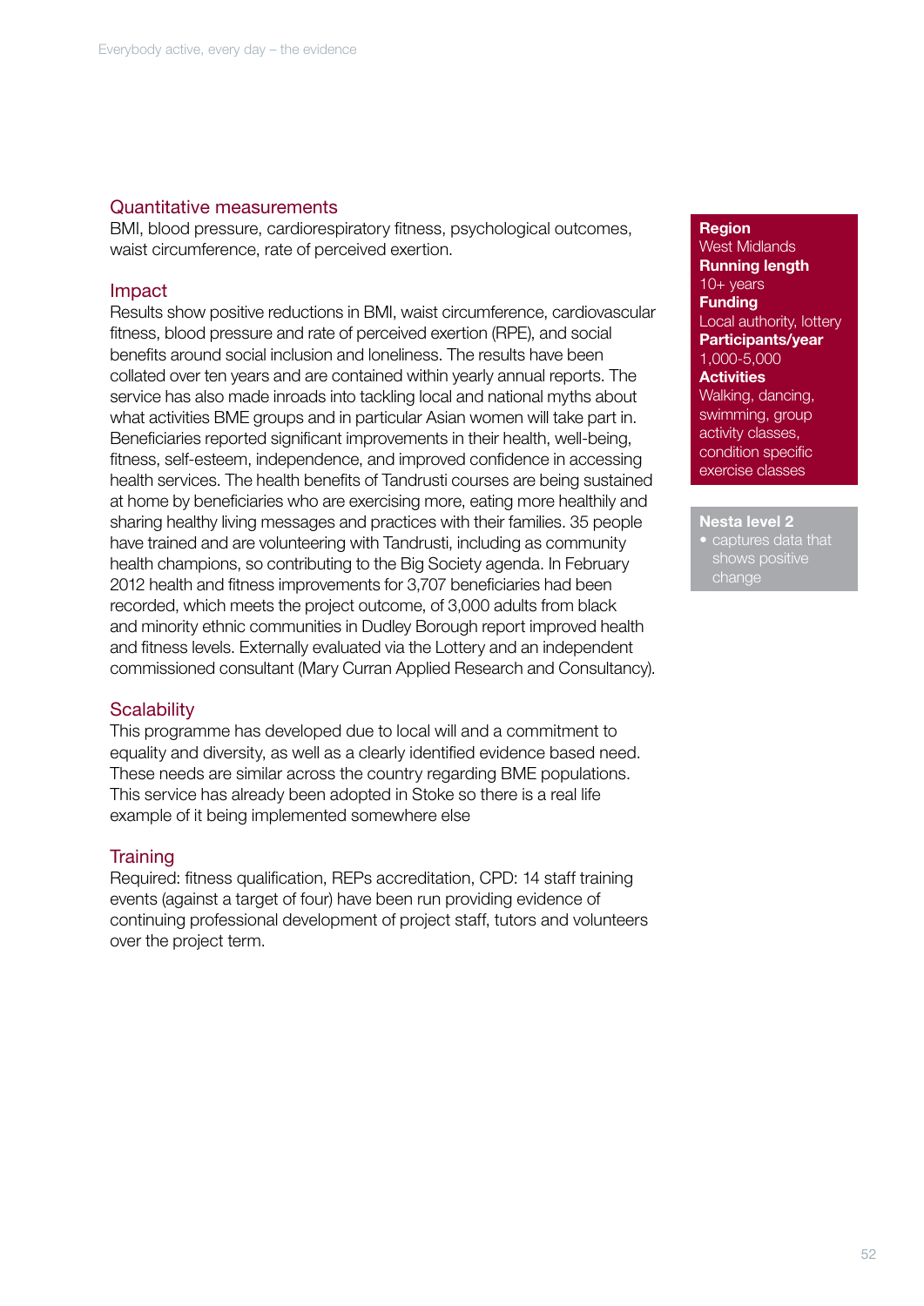### Quantitative measurements

BMI, blood pressure, cardiorespiratory fitness, psychological outcomes, waist circumference, rate of perceived exertion.

### Impact

Results show positive reductions in BMI, waist circumference, cardiovascular fitness, blood pressure and rate of perceived exertion (RPE), and social benefits around social inclusion and loneliness. The results have been collated over ten years and are contained within yearly annual reports. The service has also made inroads into tackling local and national myths about what activities BME groups and in particular Asian women will take part in. Beneficiaries reported significant improvements in their health, well-being, fitness, self-esteem, independence, and improved confidence in accessing health services. The health benefits of Tandrusti courses are being sustained at home by beneficiaries who are exercising more, eating more healthily and sharing healthy living messages and practices with their families. 35 people have trained and are volunteering with Tandrusti, including as community health champions, so contributing to the Big Society agenda. In February 2012 health and fitness improvements for 3,707 beneficiaries had been recorded, which meets the project outcome, of 3,000 adults from black and minority ethnic communities in Dudley Borough report improved health and fitness levels. Externally evaluated via the Lottery and an independent commissioned consultant (Mary Curran Applied Research and Consultancy).

### Scalability

This programme has developed due to local will and a commitment to equality and diversity, as well as a clearly identified evidence based need. These needs are similar across the country regarding BME populations. This service has already been adopted in Stoke so there is a real life example of it being implemented somewhere else

### Training

Required: fitness qualification, REPs accreditation, CPD: 14 staff training events (against a target of four) have been run providing evidence of continuing professional development of project staff, tutors and volunteers over the project term.

**Region**
West Midlands
**Running length**
10+ years
**Funding**
Local authority, lottery
**Participants/year**
1,000-5,000
**Activities**
Walking, dancing, swimming, group activity classes, condition specific exercise classes

**Nesta level 2**
- captures data that shows positive change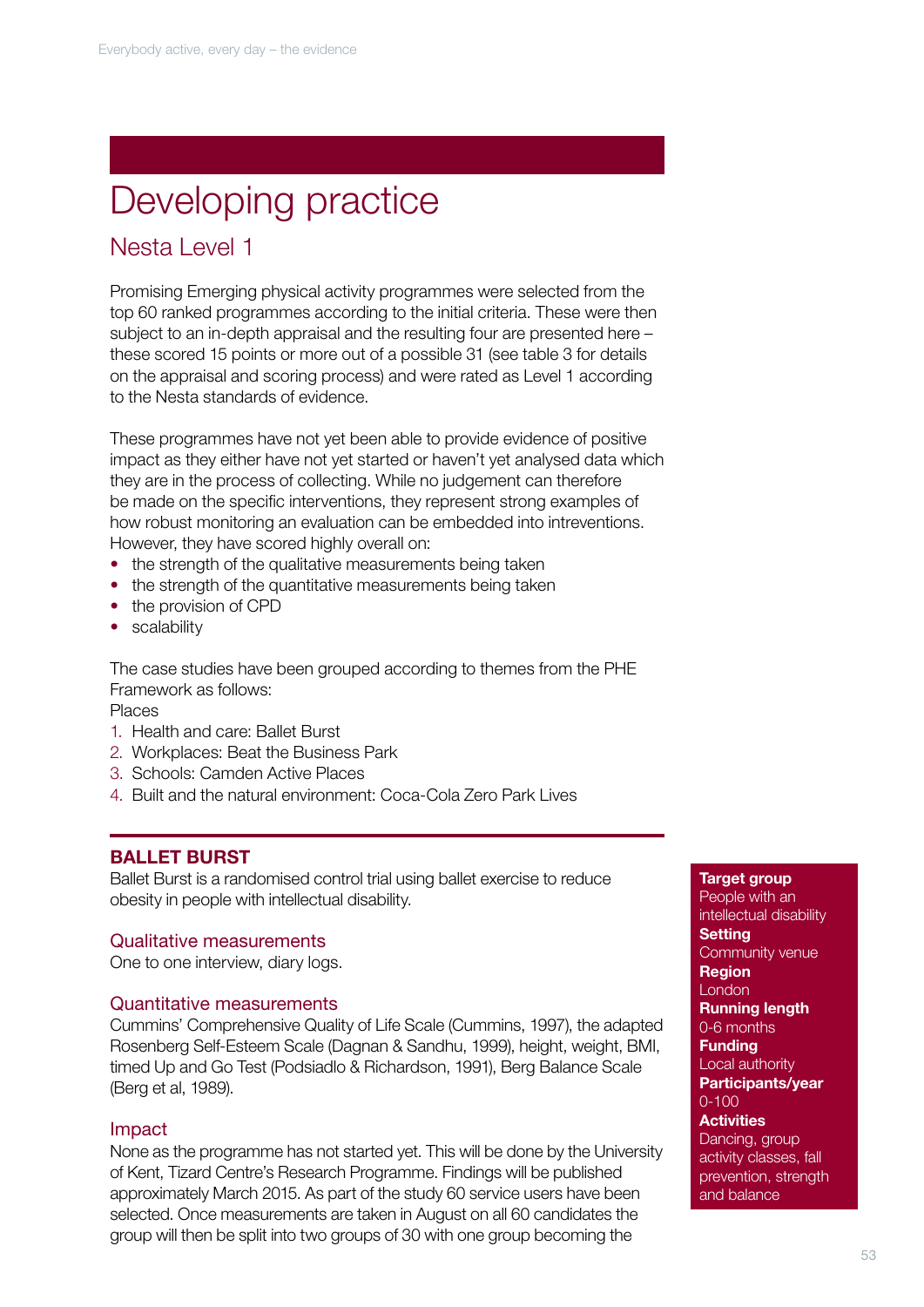# Developing practice

## Nesta Level 1

Promising Emerging physical activity programmes were selected from the top 60 ranked programmes according to the initial criteria. These were then subject to an in-depth appraisal and the resulting four are presented here – these scored 15 points or more out of a possible 31 (see table 3 for details on the appraisal and scoring process) and were rated as Level 1 according to the Nesta standards of evidence.

These programmes have not yet been able to provide evidence of positive impact as they either have not yet started or haven't yet analysed data which they are in the process of collecting. While no judgement can therefore be made on the specific interventions, they represent strong examples of how robust monitoring an evaluation can be embedded into interventions. However, they have scored highly overall on:

- the strength of the qualitative measurements being taken
- the strength of the quantitative measurements being taken
- the provision of CPD
- scalability

The case studies have been grouped according to themes from the PHE Framework as follows:

Places

1. Health and care: Ballet Burst
2. Workplaces: Beat the Business Park
3. Schools: Camden Active Places
4. Built and the natural environment: Coca-Cola Zero Park Lives

### BALLET BURST

Ballet Burst is a randomised control trial using ballet exercise to reduce obesity in people with intellectual disability.

**Target group**
People with an intellectual disability

**Setting**
Community venue

**Region**
London

**Running length**
0-6 months

**Funding**
Local authority

**Participants/year**
0-100

**Activities**
Dancing, group activity classes, fall prevention, strength and balance

#### Qualitative measurements

One to one interview, diary logs.

#### Quantitative measurements

Cummins' Comprehensive Quality of Life Scale (Cummins, 1997), the adapted Rosenberg Self-Esteem Scale (Dagnan & Sandhu, 1999), height, weight, BMI, timed Up and Go Test (Podsiadlo & Richardson, 1991), Berg Balance Scale (Berg et al, 1989).

#### Impact

None as the programme has not started yet. This will be done by the University of Kent, Tizard Centre's Research Programme. Findings will be published approximately March 2015. As part of the study 60 service users have been selected. Once measurements are taken in August on all 60 candidates the group will then be split into two groups of 30 with one group becoming the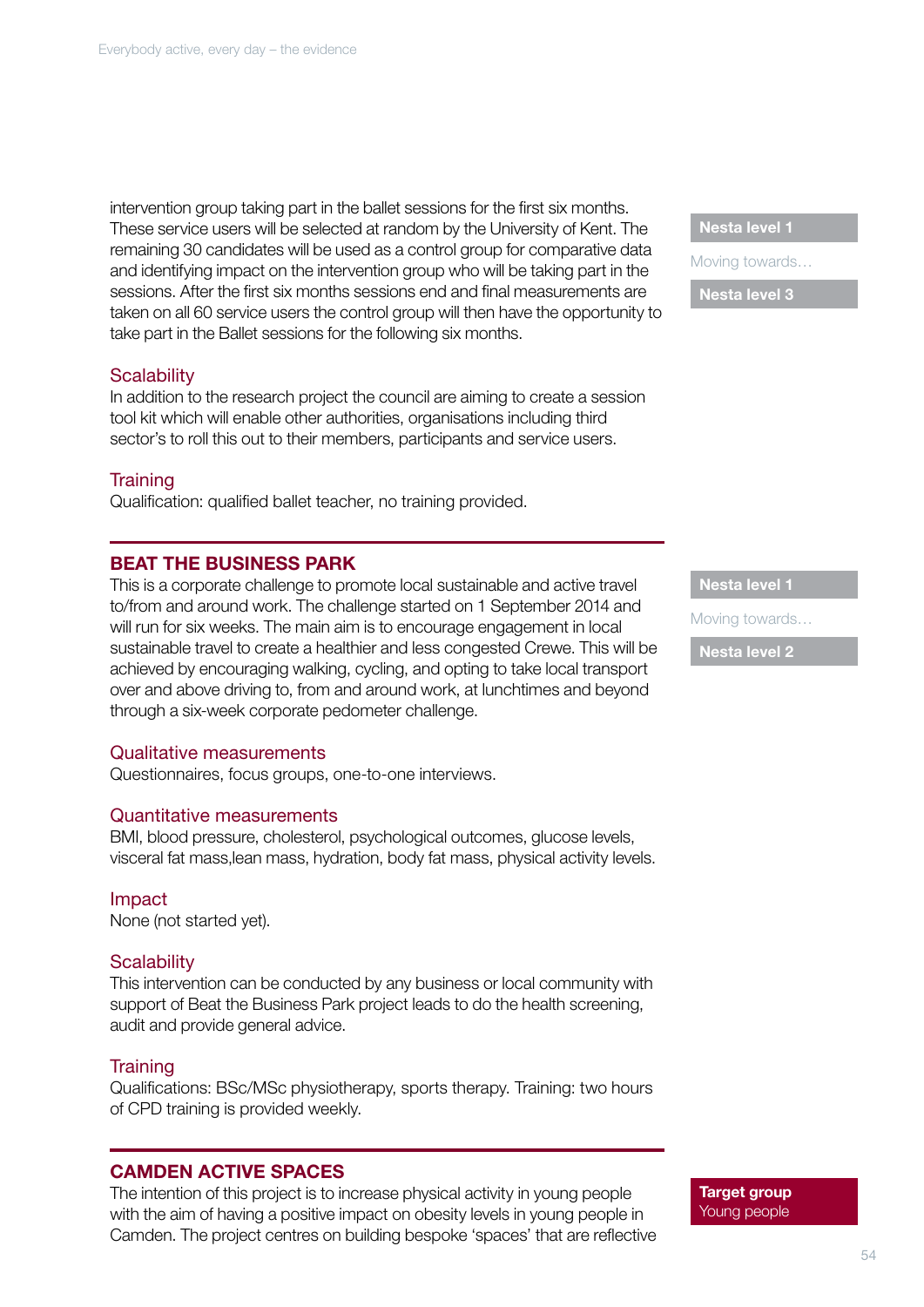intervention group taking part in the ballet sessions for the first six months. These service users will be selected at random by the University of Kent. The remaining 30 candidates will be used as a control group for comparative data and identifying impact on the intervention group who will be taking part in the sessions. After the first six months sessions end and final measurements are taken on all 60 service users the control group will then have the opportunity to take part in the Ballet sessions for the following six months.

**Nesta level 1**

Moving towards…

**Nesta level 3**

### Scalability

In addition to the research project the council are aiming to create a session tool kit which will enable other authorities, organisations including third sector's to roll this out to their members, participants and service users.

### Training

Qualification: qualified ballet teacher, no training provided.

## BEAT THE BUSINESS PARK

**Nesta level 1**

Moving towards…

**Nesta level 2**

This is a corporate challenge to promote local sustainable and active travel to/from and around work. The challenge started on 1 September 2014 and will run for six weeks. The main aim is to encourage engagement in local sustainable travel to create a healthier and less congested Crewe. This will be achieved by encouraging walking, cycling, and opting to take local transport over and above driving to, from and around work, at lunchtimes and beyond through a six-week corporate pedometer challenge.

### Qualitative measurements

Questionnaires, focus groups, one-to-one interviews.

### Quantitative measurements

BMI, blood pressure, cholesterol, psychological outcomes, glucose levels, visceral fat mass,lean mass, hydration, body fat mass, physical activity levels.

### Impact

None (not started yet).

### Scalability

This intervention can be conducted by any business or local community with support of Beat the Business Park project leads to do the health screening, audit and provide general advice.

### Training

Qualifications: BSc/MSc physiotherapy, sports therapy. Training: two hours of CPD training is provided weekly.

## CAMDEN ACTIVE SPACES

**Target group**
Young people

The intention of this project is to increase physical activity in young people with the aim of having a positive impact on obesity levels in young people in Camden. The project centres on building bespoke 'spaces' that are reflective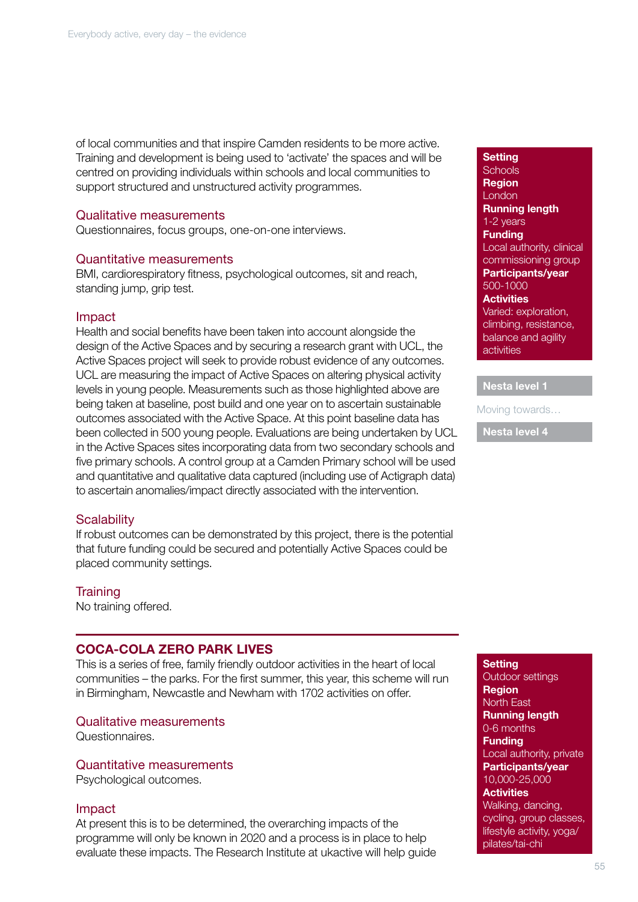of local communities and that inspire Camden residents to be more active. Training and development is being used to 'activate' the spaces and will be centred on providing individuals within schools and local communities to support structured and unstructured activity programmes.

**Setting**
Schools
**Region**
London
**Running length**
1-2 years
**Funding**
Local authority, clinical commissioning group
**Participants/year**
500-1000
**Activities**
Varied: exploration, climbing, resistance, balance and agility activities

**Nesta level 1**

Moving towards…

**Nesta level 4**

### Qualitative measurements

Questionnaires, focus groups, one-on-one interviews.

### Quantitative measurements

BMI, cardiorespiratory fitness, psychological outcomes, sit and reach, standing jump, grip test.

### Impact

Health and social benefits have been taken into account alongside the design of the Active Spaces and by securing a research grant with UCL, the Active Spaces project will seek to provide robust evidence of any outcomes. UCL are measuring the impact of Active Spaces on altering physical activity levels in young people. Measurements such as those highlighted above are being taken at baseline, post build and one year on to ascertain sustainable outcomes associated with the Active Space. At this point baseline data has been collected in 500 young people. Evaluations are being undertaken by UCL in the Active Spaces sites incorporating data from two secondary schools and five primary schools. A control group at a Camden Primary school will be used and quantitative and qualitative data captured (including use of Actigraph data) to ascertain anomalies/impact directly associated with the intervention.

### Scalability

If robust outcomes can be demonstrated by this project, there is the potential that future funding could be secured and potentially Active Spaces could be placed community settings.

### Training

No training offered.

---

## COCA-COLA ZERO PARK LIVES

This is a series of free, family friendly outdoor activities in the heart of local communities – the parks. For the first summer, this year, this scheme will run in Birmingham, Newcastle and Newham with 1702 activities on offer.

**Setting**
Outdoor settings
**Region**
North East
**Running length**
0-6 months
**Funding**
Local authority, private
**Participants/year**
10,000-25,000
**Activities**
Walking, dancing, cycling, group classes, lifestyle activity, yoga/pilates/tai-chi

### Qualitative measurements

Questionnaires.

### Quantitative measurements

Psychological outcomes.

### Impact

At present this is to be determined, the overarching impacts of the programme will only be known in 2020 and a process is in place to help evaluate these impacts. The Research Institute at ukactive will help guide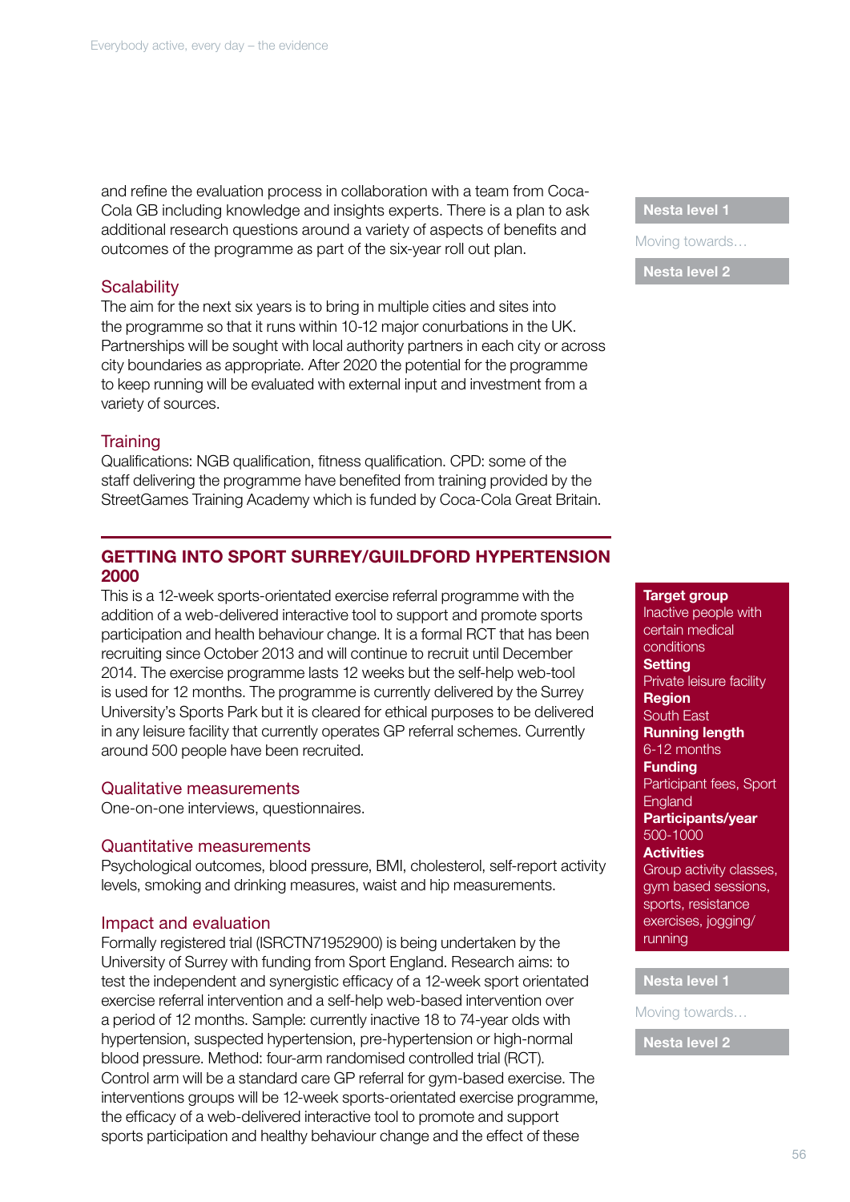and refine the evaluation process in collaboration with a team from Coca-Cola GB including knowledge and insights experts. There is a plan to ask additional research questions around a variety of aspects of benefits and outcomes of the programme as part of the six-year roll out plan.

**Nesta level 1**

Moving towards…

**Nesta level 2**

### Scalability

The aim for the next six years is to bring in multiple cities and sites into the programme so that it runs within 10-12 major conurbations in the UK. Partnerships will be sought with local authority partners in each city or across city boundaries as appropriate. After 2020 the potential for the programme to keep running will be evaluated with external input and investment from a variety of sources.

### Training

Qualifications: NGB qualification, fitness qualification. CPD: some of the staff delivering the programme have benefited from training provided by the StreetGames Training Academy which is funded by Coca-Cola Great Britain.

## GETTING INTO SPORT SURREY/GUILDFORD HYPERTENSION 2000

This is a 12-week sports-orientated exercise referral programme with the addition of a web-delivered interactive tool to support and promote sports participation and health behaviour change. It is a formal RCT that has been recruiting since October 2013 and will continue to recruit until December 2014. The exercise programme lasts 12 weeks but the self-help web-tool is used for 12 months. The programme is currently delivered by the Surrey University's Sports Park but it is cleared for ethical purposes to be delivered in any leisure facility that currently operates GP referral schemes. Currently around 500 people have been recruited.

**Target group**
Inactive people with certain medical conditions

**Setting**
Private leisure facility

**Region**
South East

**Running length**
6-12 months

**Funding**
Participant fees, Sport England

**Participants/year**
500-1000

**Activities**
Group activity classes, gym based sessions, sports, resistance exercises, jogging/running

### Qualitative measurements

One-on-one interviews, questionnaires.

### Quantitative measurements

Psychological outcomes, blood pressure, BMI, cholesterol, self-report activity levels, smoking and drinking measures, waist and hip measurements.

### Impact and evaluation

Formally registered trial (ISRCTN71952900) is being undertaken by the University of Surrey with funding from Sport England. Research aims: to test the independent and synergistic efficacy of a 12-week sport orientated exercise referral intervention and a self-help web-based intervention over a period of 12 months. Sample: currently inactive 18 to 74-year olds with hypertension, suspected hypertension, pre-hypertension or high-normal blood pressure. Method: four-arm randomised controlled trial (RCT). Control arm will be a standard care GP referral for gym-based exercise. The interventions groups will be 12-week sports-orientated exercise programme, the efficacy of a web-delivered interactive tool to promote and support sports participation and healthy behaviour change and the effect of these

**Nesta level 1**

Moving towards…

**Nesta level 2**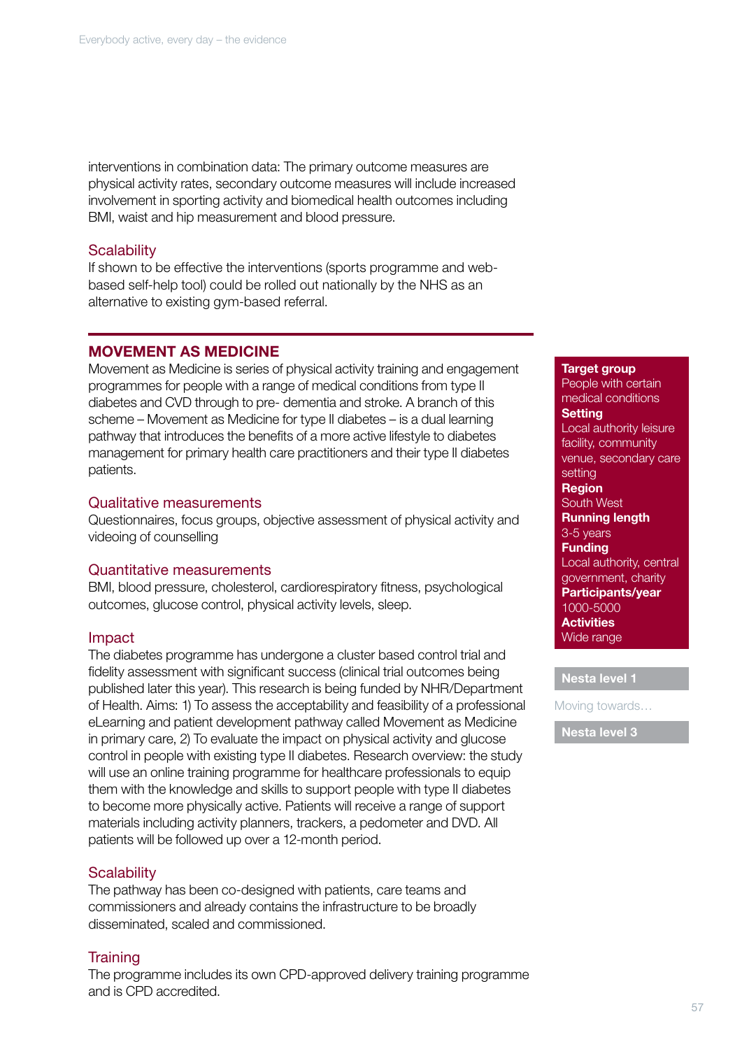interventions in combination data: The primary outcome measures are physical activity rates, secondary outcome measures will include increased involvement in sporting activity and biomedical health outcomes including BMI, waist and hip measurement and blood pressure.

### Scalability

If shown to be effective the interventions (sports programme and web-based self-help tool) could be rolled out nationally by the NHS as an alternative to existing gym-based referral.

## MOVEMENT AS MEDICINE

Movement as Medicine is series of physical activity training and engagement programmes for people with a range of medical conditions from type II diabetes and CVD through to pre- dementia and stroke. A branch of this scheme – Movement as Medicine for type II diabetes – is a dual learning pathway that introduces the benefits of a more active lifestyle to diabetes management for primary health care practitioners and their type II diabetes patients.

**Target group**
People with certain medical conditions

**Setting**
Local authority leisure facility, community venue, secondary care setting

**Region**
South West

**Running length**
3-5 years

**Funding**
Local authority, central government, charity

**Participants/year**
1000-5000

**Activities**
Wide range

**Nesta level 1**

Moving towards…

**Nesta level 3**

### Qualitative measurements

Questionnaires, focus groups, objective assessment of physical activity and videoing of counselling

### Quantitative measurements

BMI, blood pressure, cholesterol, cardiorespiratory fitness, psychological outcomes, glucose control, physical activity levels, sleep.

### Impact

The diabetes programme has undergone a cluster based control trial and fidelity assessment with significant success (clinical trial outcomes being published later this year). This research is being funded by NHR/Department of Health. Aims: 1) To assess the acceptability and feasibility of a professional eLearning and patient development pathway called Movement as Medicine in primary care, 2) To evaluate the impact on physical activity and glucose control in people with existing type II diabetes. Research overview: the study will use an online training programme for healthcare professionals to equip them with the knowledge and skills to support people with type II diabetes to become more physically active. Patients will receive a range of support materials including activity planners, trackers, a pedometer and DVD. All patients will be followed up over a 12-month period.

### Scalability

The pathway has been co-designed with patients, care teams and commissioners and already contains the infrastructure to be broadly disseminated, scaled and commissioned.

### Training

The programme includes its own CPD-approved delivery training programme and is CPD accredited.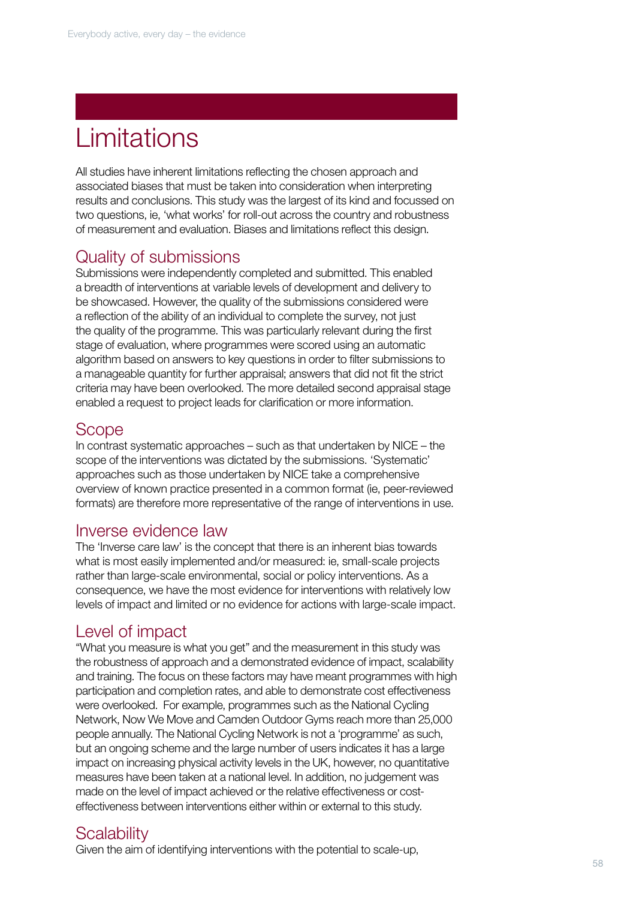# Limitations

All studies have inherent limitations reflecting the chosen approach and associated biases that must be taken into consideration when interpreting results and conclusions. This study was the largest of its kind and focussed on two questions, ie, 'what works' for roll-out across the country and robustness of measurement and evaluation. Biases and limitations reflect this design.

## Quality of submissions

Submissions were independently completed and submitted. This enabled a breadth of interventions at variable levels of development and delivery to be showcased. However, the quality of the submissions considered were a reflection of the ability of an individual to complete the survey, not just the quality of the programme. This was particularly relevant during the first stage of evaluation, where programmes were scored using an automatic algorithm based on answers to key questions in order to filter submissions to a manageable quantity for further appraisal; answers that did not fit the strict criteria may have been overlooked. The more detailed second appraisal stage enabled a request to project leads for clarification or more information.

## Scope

In contrast systematic approaches – such as that undertaken by NICE – the scope of the interventions was dictated by the submissions. 'Systematic' approaches such as those undertaken by NICE take a comprehensive overview of known practice presented in a common format (ie, peer-reviewed formats) are therefore more representative of the range of interventions in use.

## Inverse evidence law

The 'Inverse care law' is the concept that there is an inherent bias towards what is most easily implemented and/or measured: ie, small-scale projects rather than large-scale environmental, social or policy interventions. As a consequence, we have the most evidence for interventions with relatively low levels of impact and limited or no evidence for actions with large-scale impact.

## Level of impact

"What you measure is what you get" and the measurement in this study was the robustness of approach and a demonstrated evidence of impact, scalability and training. The focus on these factors may have meant programmes with high participation and completion rates, and able to demonstrate cost effectiveness were overlooked. For example, programmes such as the National Cycling Network, Now We Move and Camden Outdoor Gyms reach more than 25,000 people annually. The National Cycling Network is not a 'programme' as such, but an ongoing scheme and the large number of users indicates it has a large impact on increasing physical activity levels in the UK, however, no quantitative measures have been taken at a national level. In addition, no judgement was made on the level of impact achieved or the relative effectiveness or cost-effectiveness between interventions either within or external to this study.

## Scalability

Given the aim of identifying interventions with the potential to scale-up,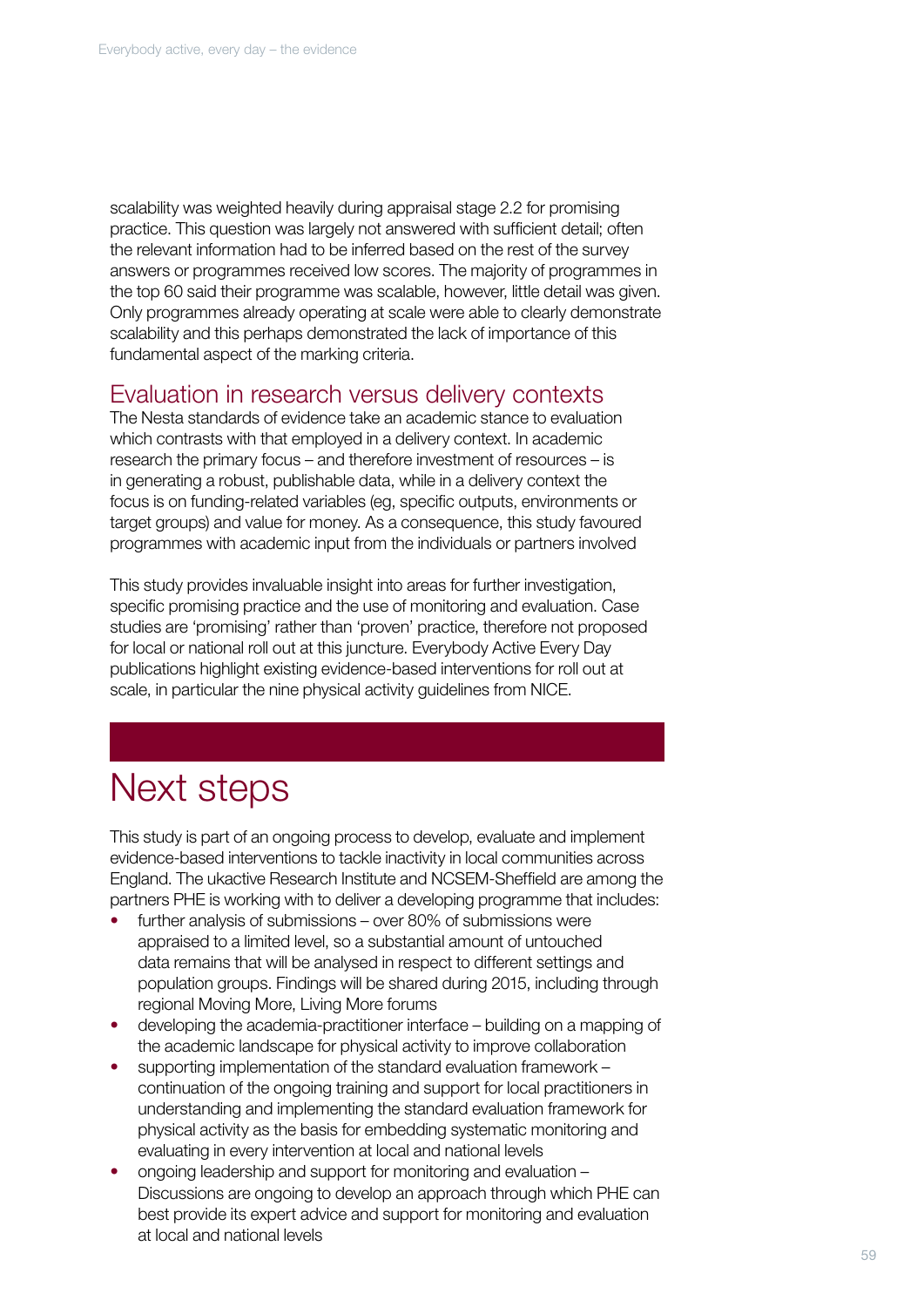scalability was weighted heavily during appraisal stage 2.2 for promising practice. This question was largely not answered with sufficient detail; often the relevant information had to be inferred based on the rest of the survey answers or programmes received low scores. The majority of programmes in the top 60 said their programme was scalable, however, little detail was given. Only programmes already operating at scale were able to clearly demonstrate scalability and this perhaps demonstrated the lack of importance of this fundamental aspect of the marking criteria.

### Evaluation in research versus delivery contexts

The Nesta standards of evidence take an academic stance to evaluation which contrasts with that employed in a delivery context. In academic research the primary focus – and therefore investment of resources – is in generating a robust, publishable data, while in a delivery context the focus is on funding-related variables (eg, specific outputs, environments or target groups) and value for money. As a consequence, this study favoured programmes with academic input from the individuals or partners involved

This study provides invaluable insight into areas for further investigation, specific promising practice and the use of monitoring and evaluation. Case studies are 'promising' rather than 'proven' practice, therefore not proposed for local or national roll out at this juncture. Everybody Active Every Day publications highlight existing evidence-based interventions for roll out at scale, in particular the nine physical activity guidelines from NICE.

## Next steps

This study is part of an ongoing process to develop, evaluate and implement evidence-based interventions to tackle inactivity in local communities across England. The ukactive Research Institute and NCSEM-Sheffield are among the partners PHE is working with to deliver a developing programme that includes:

- further analysis of submissions – over 80% of submissions were appraised to a limited level, so a substantial amount of untouched data remains that will be analysed in respect to different settings and population groups. Findings will be shared during 2015, including through regional Moving More, Living More forums
- developing the academia-practitioner interface – building on a mapping of the academic landscape for physical activity to improve collaboration
- supporting implementation of the standard evaluation framework – continuation of the ongoing training and support for local practitioners in understanding and implementing the standard evaluation framework for physical activity as the basis for embedding systematic monitoring and evaluating in every intervention at local and national levels
- ongoing leadership and support for monitoring and evaluation – Discussions are ongoing to develop an approach through which PHE can best provide its expert advice and support for monitoring and evaluation at local and national levels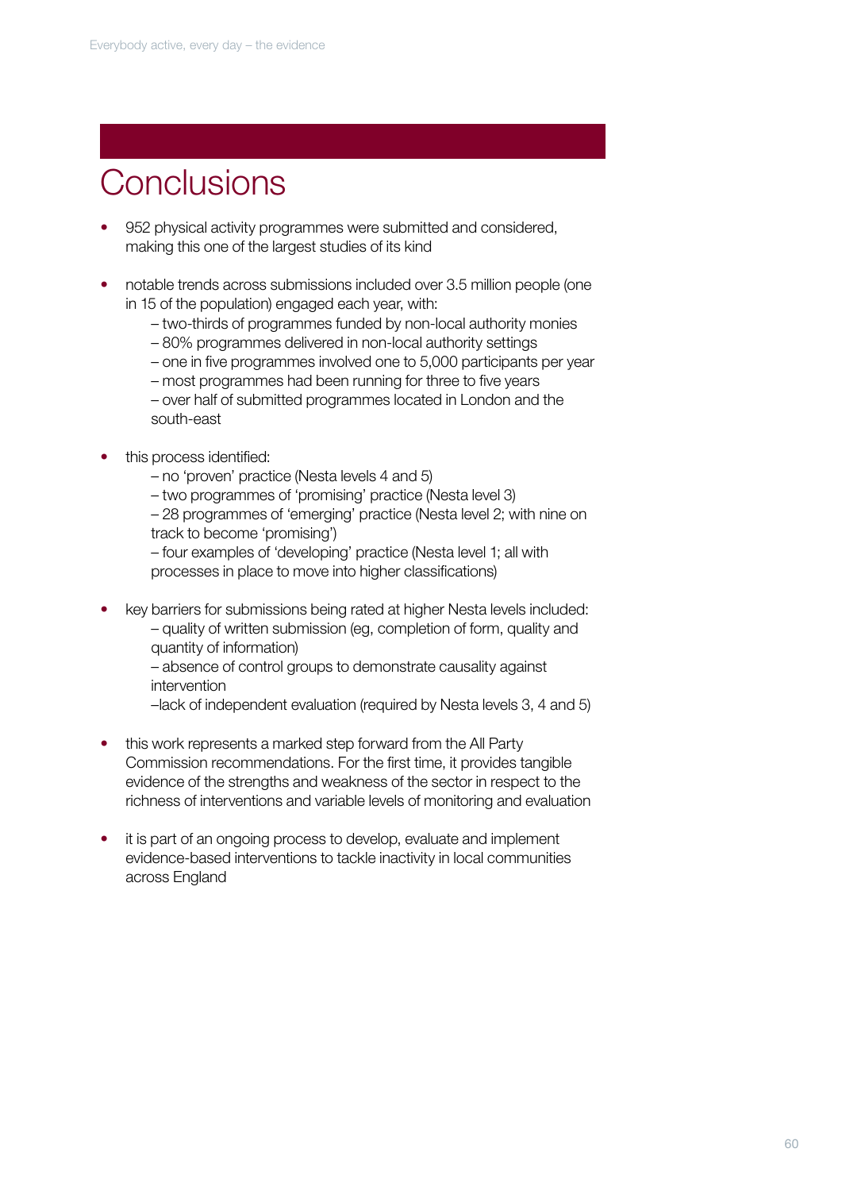# Conclusions

- 952 physical activity programmes were submitted and considered, making this one of the largest studies of its kind

- notable trends across submissions included over 3.5 million people (one in 15 of the population) engaged each year, with:
  - – two-thirds of programmes funded by non-local authority monies
  - – 80% programmes delivered in non-local authority settings
  - – one in five programmes involved one to 5,000 participants per year
  - – most programmes had been running for three to five years
  - – over half of submitted programmes located in London and the south-east

- this process identified:
  - – no 'proven' practice (Nesta levels 4 and 5)
  - – two programmes of 'promising' practice (Nesta level 3)
  - – 28 programmes of 'emerging' practice (Nesta level 2; with nine on track to become 'promising')
  - – four examples of 'developing' practice (Nesta level 1; all with processes in place to move into higher classifications)

- key barriers for submissions being rated at higher Nesta levels included:
  - – quality of written submission (eg, completion of form, quality and quantity of information)
  - – absence of control groups to demonstrate causality against intervention
  - –lack of independent evaluation (required by Nesta levels 3, 4 and 5)

- this work represents a marked step forward from the All Party Commission recommendations. For the first time, it provides tangible evidence of the strengths and weakness of the sector in respect to the richness of interventions and variable levels of monitoring and evaluation

- it is part of an ongoing process to develop, evaluate and implement evidence-based interventions to tackle inactivity in local communities across England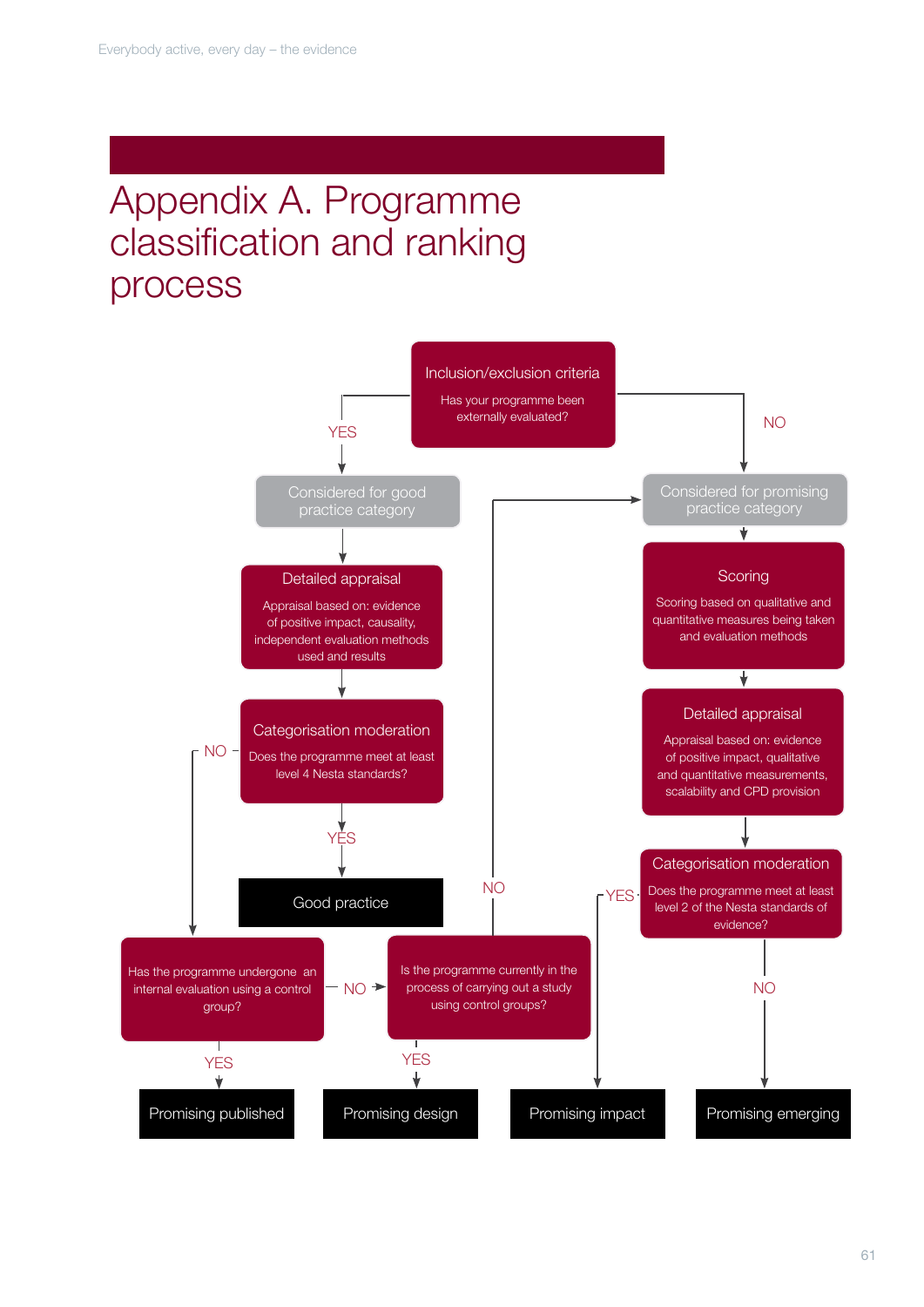# Appendix A. Programme classification and ranking process

Inclusion/exclusion criteria

Has your programme been externally evaluated?

YES

NO

Considered for good practice category

Considered for promising practice category

Detailed appraisal

Appraisal based on: evidence of positive impact, causality, independent evaluation methods used and results

Scoring

Scoring based on qualitative and quantitative measures being taken and evaluation methods

Categorisation moderation

Does the programme meet at least level 4 Nesta standards?

Detailed appraisal

Appraisal based on: evidence of positive impact, qualitative and quantitative measurements, scalability and CPD provision

NO

YES

Good practice

NO

YES

Categorisation moderation

Does the programme meet at least level 2 of the Nesta standards of evidence?

Has the programme undergone an internal evaluation using a control group?

NO

Is the programme currently in the process of carrying out a study using control groups?

NO

YES

YES

Promising published

Promising design

Promising impact

Promising emerging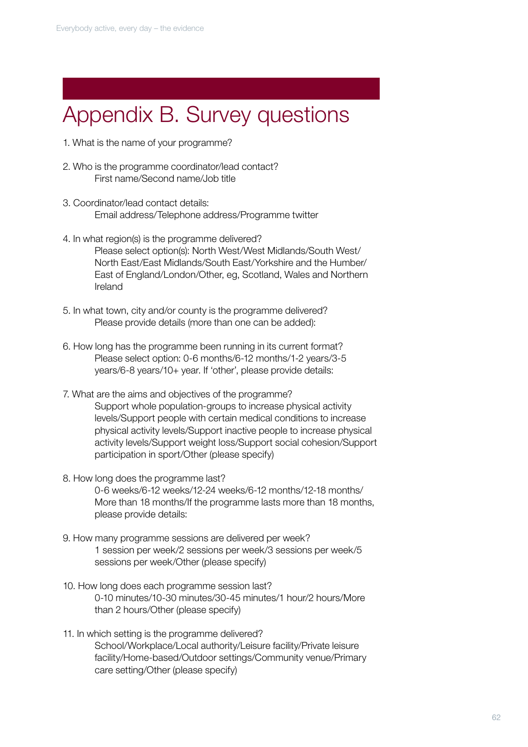# Appendix B. Survey questions

1. What is the name of your programme?

2. Who is the programme coordinator/lead contact?
   First name/Second name/Job title

3. Coordinator/lead contact details:
   Email address/Telephone address/Programme twitter

4. In what region(s) is the programme delivered?
   Please select option(s): North West/West Midlands/South West/North East/East Midlands/South East/Yorkshire and the Humber/East of England/London/Other, eg, Scotland, Wales and Northern Ireland

5. In what town, city and/or county is the programme delivered?
   Please provide details (more than one can be added):

6. How long has the programme been running in its current format?
   Please select option: 0-6 months/6-12 months/1-2 years/3-5 years/6-8 years/10+ year. If 'other', please provide details:

7. What are the aims and objectives of the programme?
   Support whole population-groups to increase physical activity levels/Support people with certain medical conditions to increase physical activity levels/Support inactive people to increase physical activity levels/Support weight loss/Support social cohesion/Support participation in sport/Other (please specify)

8. How long does the programme last?
   0-6 weeks/6-12 weeks/12-24 weeks/6-12 months/12-18 months/More than 18 months/If the programme lasts more than 18 months, please provide details:

9. How many programme sessions are delivered per week?
   1 session per week/2 sessions per week/3 sessions per week/5 sessions per week/Other (please specify)

10. How long does each programme session last?
    0-10 minutes/10-30 minutes/30-45 minutes/1 hour/2 hours/More than 2 hours/Other (please specify)

11. In which setting is the programme delivered?
    School/Workplace/Local authority/Leisure facility/Private leisure facility/Home-based/Outdoor settings/Community venue/Primary care setting/Other (please specify)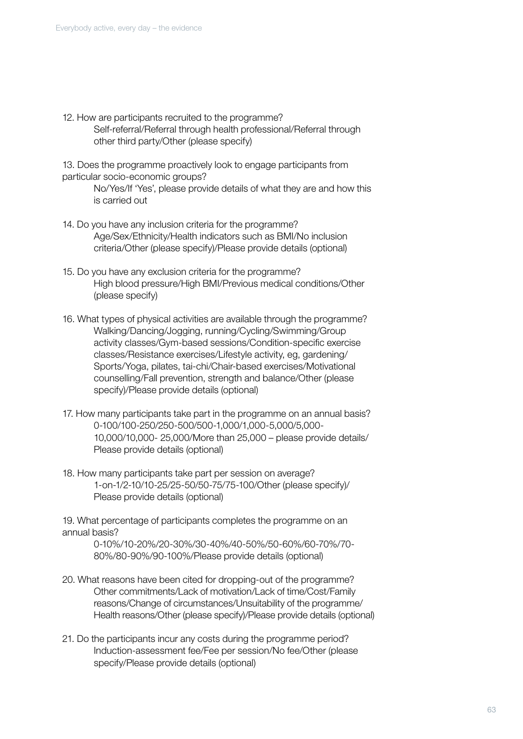12. How are participants recruited to the programme?

    Self-referral/Referral through health professional/Referral through other third party/Other (please specify)

13. Does the programme proactively look to engage participants from particular socio-economic groups?

    No/Yes/If 'Yes', please provide details of what they are and how this is carried out

14. Do you have any inclusion criteria for the programme?

    Age/Sex/Ethnicity/Health indicators such as BMI/No inclusion criteria/Other (please specify)/Please provide details (optional)

15. Do you have any exclusion criteria for the programme?

    High blood pressure/High BMI/Previous medical conditions/Other (please specify)

16. What types of physical activities are available through the programme?

    Walking/Dancing/Jogging, running/Cycling/Swimming/Group activity classes/Gym-based sessions/Condition-specific exercise classes/Resistance exercises/Lifestyle activity, eg, gardening/Sports/Yoga, pilates, tai-chi/Chair-based exercises/Motivational counselling/Fall prevention, strength and balance/Other (please specify)/Please provide details (optional)

17. How many participants take part in the programme on an annual basis?

    0-100/100-250/250-500/500-1,000/1,000-5,000/5,000-10,000/10,000- 25,000/More than 25,000 – please provide details/Please provide details (optional)

18. How many participants take part per session on average?

    1-on-1/2-10/10-25/25-50/50-75/75-100/Other (please specify)/Please provide details (optional)

19. What percentage of participants completes the programme on an annual basis?

    0-10%/10-20%/20-30%/30-40%/40-50%/50-60%/60-70%/70-80%/80-90%/90-100%/Please provide details (optional)

20. What reasons have been cited for dropping-out of the programme?

    Other commitments/Lack of motivation/Lack of time/Cost/Family reasons/Change of circumstances/Unsuitability of the programme/Health reasons/Other (please specify)/Please provide details (optional)

21. Do the participants incur any costs during the programme period?

    Induction-assessment fee/Fee per session/No fee/Other (please specify/Please provide details (optional)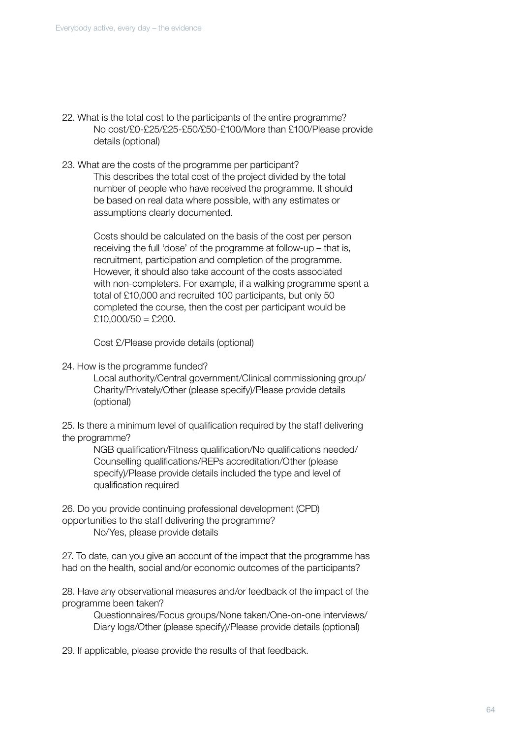22. What is the total cost to the participants of the entire programme?

    No cost/£0-£25/£25-£50/£50-£100/More than £100/Please provide details (optional)

23. What are the costs of the programme per participant?

    This describes the total cost of the project divided by the total number of people who have received the programme. It should be based on real data where possible, with any estimates or assumptions clearly documented.

    Costs should be calculated on the basis of the cost per person receiving the full 'dose' of the programme at follow-up – that is, recruitment, participation and completion of the programme. However, it should also take account of the costs associated with non-completers. For example, if a walking programme spent a total of £10,000 and recruited 100 participants, but only 50 completed the course, then the cost per participant would be £10,000/50 = £200.

    Cost £/Please provide details (optional)

24. How is the programme funded?

    Local authority/Central government/Clinical commissioning group/Charity/Privately/Other (please specify)/Please provide details (optional)

25. Is there a minimum level of qualification required by the staff delivering the programme?

    NGB qualification/Fitness qualification/No qualifications needed/Counselling qualifications/REPs accreditation/Other (please specify)/Please provide details included the type and level of qualification required

26. Do you provide continuing professional development (CPD) opportunities to the staff delivering the programme?

    No/Yes, please provide details

27. To date, can you give an account of the impact that the programme has had on the health, social and/or economic outcomes of the participants?

28. Have any observational measures and/or feedback of the impact of the programme been taken?

    Questionnaires/Focus groups/None taken/One-on-one interviews/Diary logs/Other (please specify)/Please provide details (optional)

29. If applicable, please provide the results of that feedback.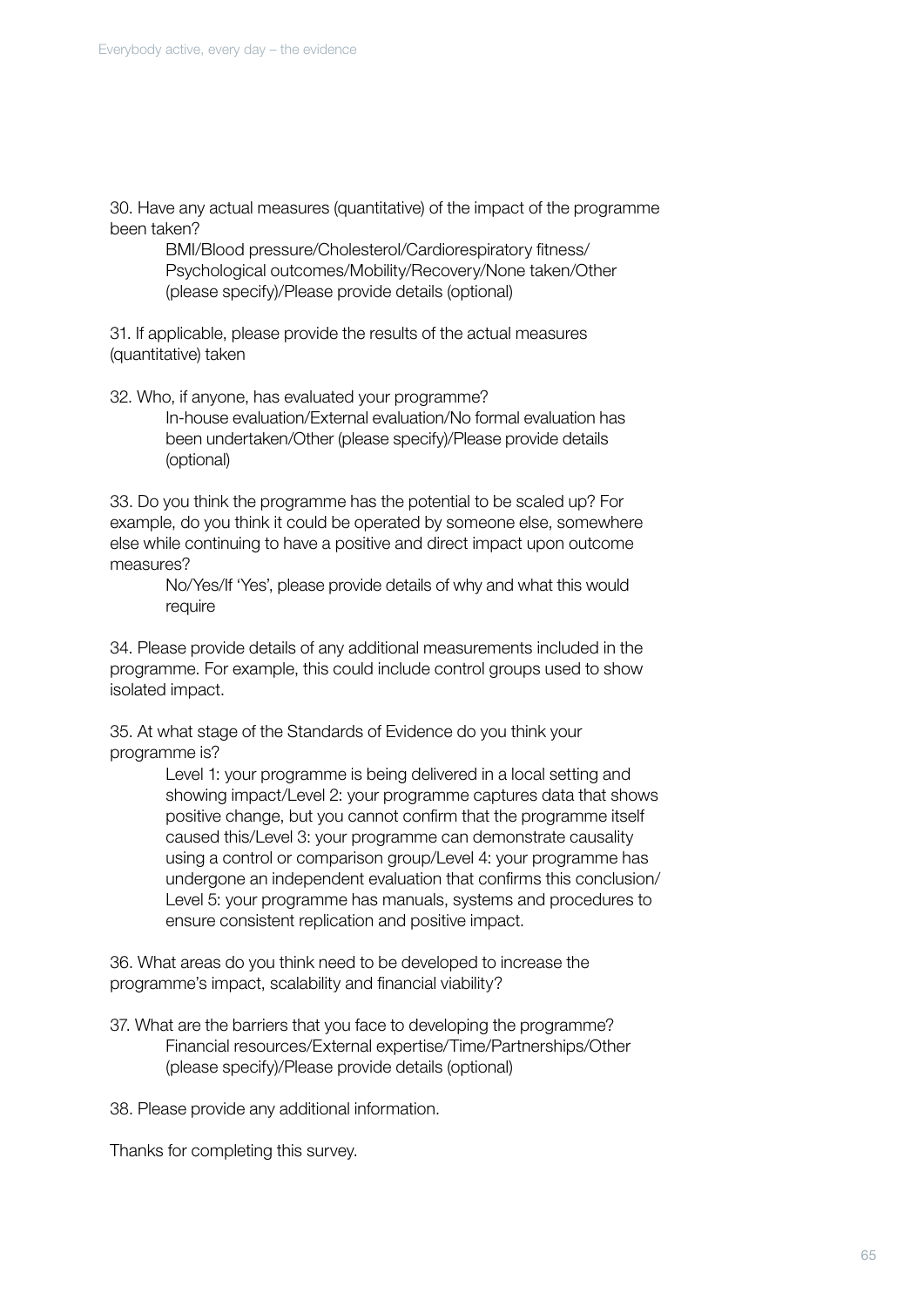30. Have any actual measures (quantitative) of the impact of the programme been taken?

BMI/Blood pressure/Cholesterol/Cardiorespiratory fitness/Psychological outcomes/Mobility/Recovery/None taken/Other (please specify)/Please provide details (optional)

31. If applicable, please provide the results of the actual measures (quantitative) taken

32. Who, if anyone, has evaluated your programme?

In-house evaluation/External evaluation/No formal evaluation has been undertaken/Other (please specify)/Please provide details (optional)

33. Do you think the programme has the potential to be scaled up? For example, do you think it could be operated by someone else, somewhere else while continuing to have a positive and direct impact upon outcome measures?

No/Yes/If 'Yes', please provide details of why and what this would require

34. Please provide details of any additional measurements included in the programme. For example, this could include control groups used to show isolated impact.

35. At what stage of the Standards of Evidence do you think your programme is?

Level 1: your programme is being delivered in a local setting and showing impact/Level 2: your programme captures data that shows positive change, but you cannot confirm that the programme itself caused this/Level 3: your programme can demonstrate causality using a control or comparison group/Level 4: your programme has undergone an independent evaluation that confirms this conclusion/Level 5: your programme has manuals, systems and procedures to ensure consistent replication and positive impact.

36. What areas do you think need to be developed to increase the programme's impact, scalability and financial viability?

37. What are the barriers that you face to developing the programme?

Financial resources/External expertise/Time/Partnerships/Other (please specify)/Please provide details (optional)

38. Please provide any additional information.

Thanks for completing this survey.